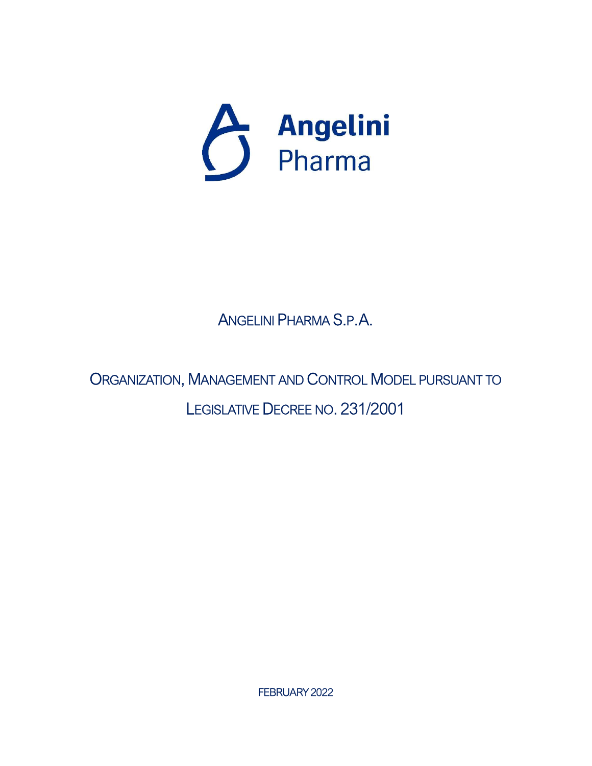Angelini Pharma

# ANGELINI PHARMA S.P.A.

# ORGANIZATION, MANAGEMENT AND CONTROL MODEL PURSUANT TO LEGISLATIVE DECREE NO. 231/2001

FEBRUARY 2022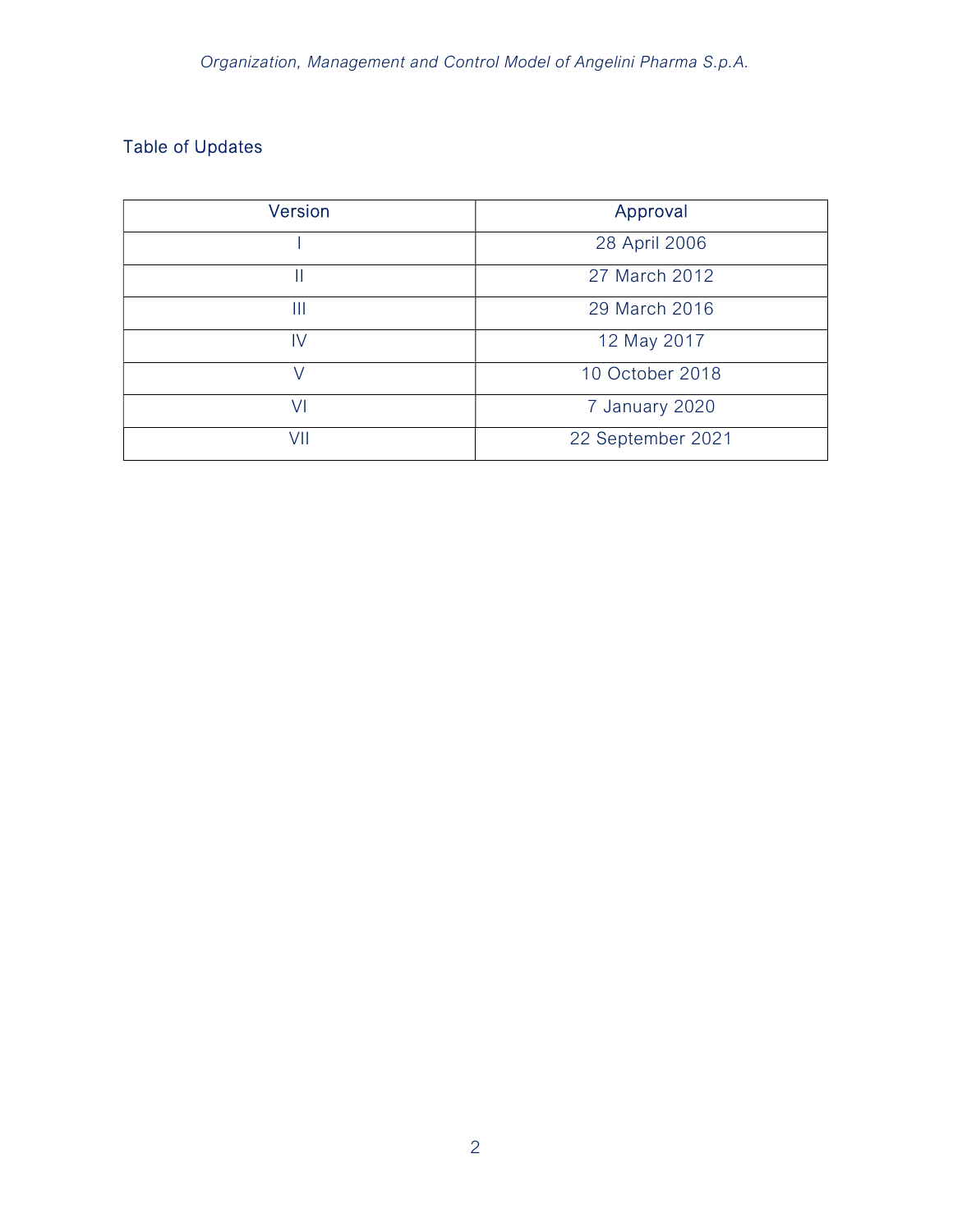## Table of Updates

| Version | Approval |
| --- | --- |
| I | 28 April 2006 |
| II | 27 March 2012 |
| III | 29 March 2016 |
| IV | 12 May 2017 |
| V | 10 October 2018 |
| VI | 7 January 2020 |
| VII | 22 September 2021 |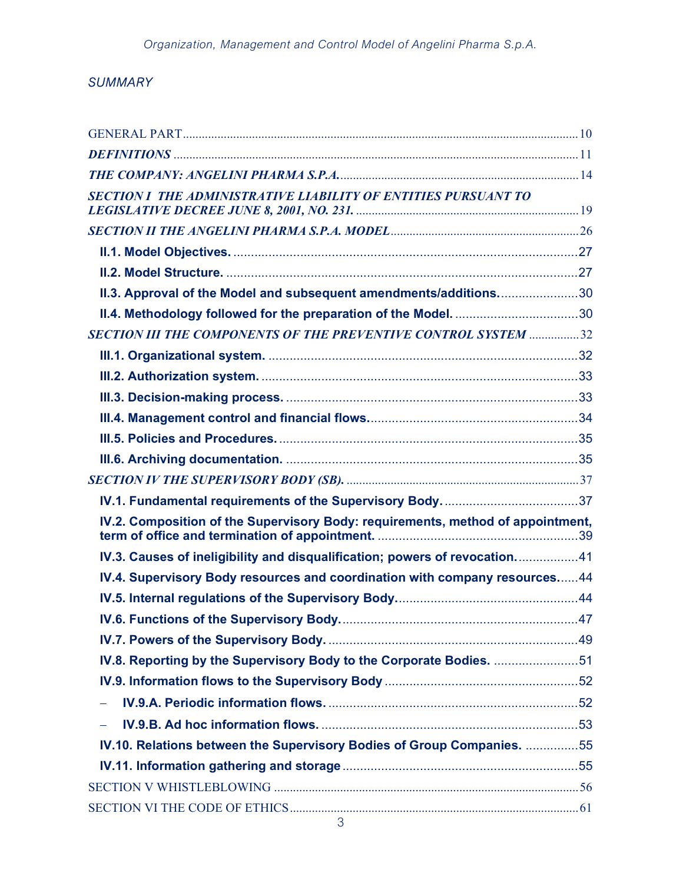*SUMMARY*

GENERAL PART ..... 10

***DEFINITIONS*** ..... 11

***THE COMPANY: ANGELINI PHARMA S.P.A.*** ..... 14

***SECTION I THE ADMINISTRATIVE LIABILITY OF ENTITIES PURSUANT TO LEGISLATIVE DECREE JUNE 8, 2001, NO. 231.*** ..... 19

***SECTION II THE ANGELINI PHARMA S.P.A. MODEL*** ..... 26

- **II.1. Model Objectives.** ..... 27
- **II.2. Model Structure.** ..... 27
- **II.3. Approval of the Model and subsequent amendments/additions.** ..... 30
- **II.4. Methodology followed for the preparation of the Model.** ..... 30

***SECTION III THE COMPONENTS OF THE PREVENTIVE CONTROL SYSTEM*** ..... 32

- **III.1. Organizational system.** ..... 32
- **III.2. Authorization system.** ..... 33
- **III.3. Decision-making process.** ..... 33
- **III.4. Management control and financial flows.** ..... 34
- **III.5. Policies and Procedures.** ..... 35
- **III.6. Archiving documentation.** ..... 35

***SECTION IV THE SUPERVISORY BODY (SB).*** ..... 37

- **IV.1. Fundamental requirements of the Supervisory Body.** ..... 37
- **IV.2. Composition of the Supervisory Body: requirements, method of appointment, term of office and termination of appointment.** ..... 39
- **IV.3. Causes of ineligibility and disqualification; powers of revocation.** ..... 41
- **IV.4. Supervisory Body resources and coordination with company resources.** ..... 44
- **IV.5. Internal regulations of the Supervisory Body.** ..... 44
- **IV.6. Functions of the Supervisory Body.** ..... 47
- **IV.7. Powers of the Supervisory Body.** ..... 49
- **IV.8. Reporting by the Supervisory Body to the Corporate Bodies.** ..... 51
- **IV.9. Information flows to the Supervisory Body** ..... 52
  - **IV.9.A. Periodic information flows.** ..... 52
  - **IV.9.B. Ad hoc information flows.** ..... 53
- **IV.10. Relations between the Supervisory Bodies of Group Companies.** ..... 55
- **IV.11. Information gathering and storage** ..... 55

SECTION V WHISTLEBLOWING ..... 56

SECTION VI THE CODE OF ETHICS ..... 61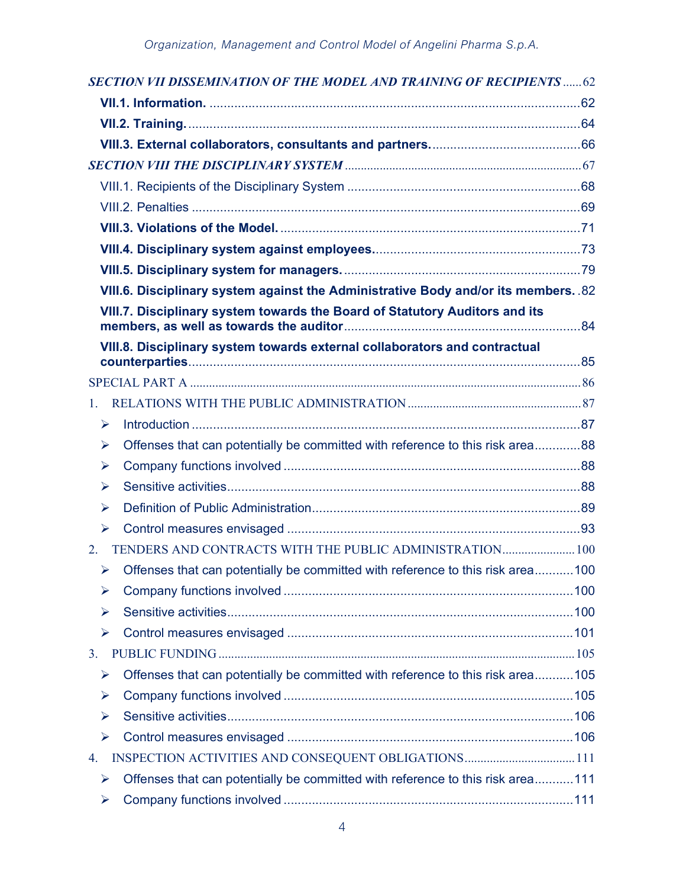***SECTION VII DISSEMINATION OF THE MODEL AND TRAINING OF RECIPIENTS*** ...... 62

**VII.1. Information.** ...... 62

**VII.2. Training.** ...... 64

**VIII.3. External collaborators, consultants and partners.** ...... 66

***SECTION VIII THE DISCIPLINARY SYSTEM*** ...... 67

VIII.1. Recipients of the Disciplinary System ...... 68

VIII.2. Penalties ...... 69

**VIII.3. Violations of the Model.** ...... 71

**VIII.4. Disciplinary system against employees.** ...... 73

**VIII.5. Disciplinary system for managers.** ...... 79

**VIII.6. Disciplinary system against the Administrative Body and/or its members.** ...... 82

**VIII.7. Disciplinary system towards the Board of Statutory Auditors and its members, as well as towards the auditor** ...... 84

**VIII.8. Disciplinary system towards external collaborators and contractual counterparties** ...... 85

SPECIAL PART A ...... 86

1. RELATIONS WITH THE PUBLIC ADMINISTRATION ...... 87
   - Introduction ...... 87
   - Offenses that can potentially be committed with reference to this risk area ...... 88
   - Company functions involved ...... 88
   - Sensitive activities ...... 88
   - Definition of Public Administration ...... 89
   - Control measures envisaged ...... 93
2. TENDERS AND CONTRACTS WITH THE PUBLIC ADMINISTRATION ...... 100
   - Offenses that can potentially be committed with reference to this risk area ...... 100
   - Company functions involved ...... 100
   - Sensitive activities ...... 100
   - Control measures envisaged ...... 101
3. PUBLIC FUNDING ...... 105
   - Offenses that can potentially be committed with reference to this risk area ...... 105
   - Company functions involved ...... 105
   - Sensitive activities ...... 106
   - Control measures envisaged ...... 106
4. INSPECTION ACTIVITIES AND CONSEQUENT OBLIGATIONS ...... 111
   - Offenses that can potentially be committed with reference to this risk area ...... 111
   - Company functions involved ...... 111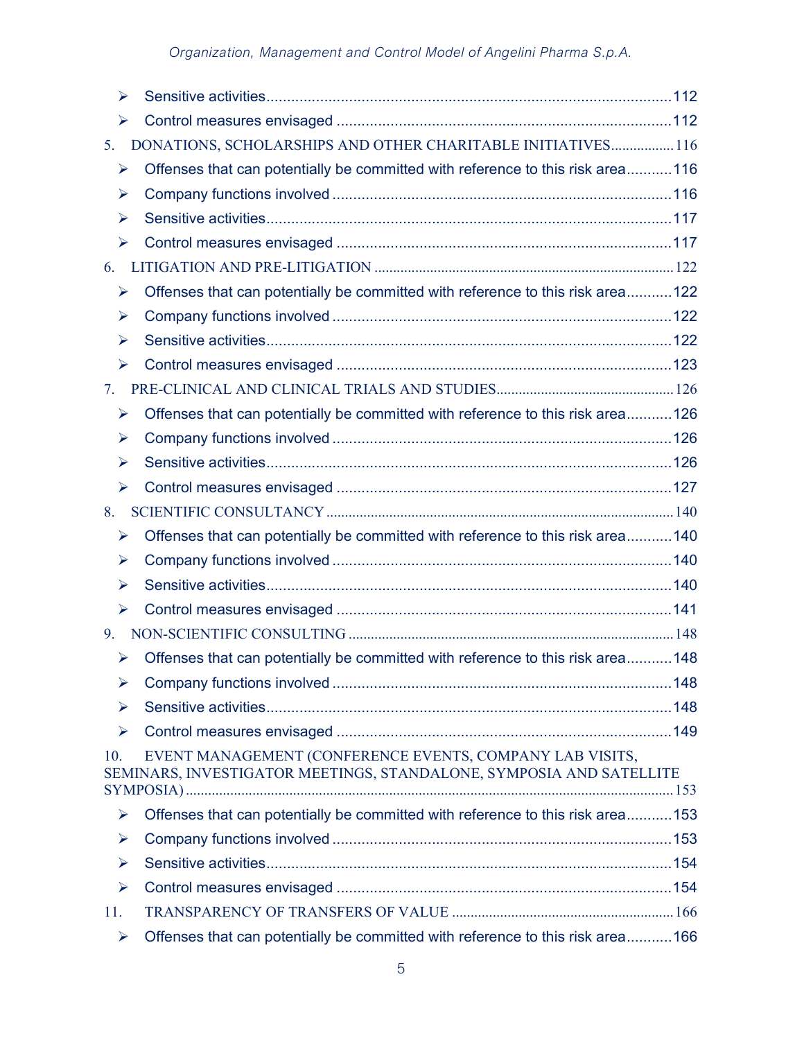- Sensitive activities ... 112
- Control measures envisaged ... 112

5. DONATIONS, SCHOLARSHIPS AND OTHER CHARITABLE INITIATIVES ... 116
   - Offenses that can potentially be committed with reference to this risk area ... 116
   - Company functions involved ... 116
   - Sensitive activities ... 117
   - Control measures envisaged ... 117

6. LITIGATION AND PRE-LITIGATION ... 122
   - Offenses that can potentially be committed with reference to this risk area ... 122
   - Company functions involved ... 122
   - Sensitive activities ... 122
   - Control measures envisaged ... 123

7. PRE-CLINICAL AND CLINICAL TRIALS AND STUDIES ... 126
   - Offenses that can potentially be committed with reference to this risk area ... 126
   - Company functions involved ... 126
   - Sensitive activities ... 126
   - Control measures envisaged ... 127

8. SCIENTIFIC CONSULTANCY ... 140
   - Offenses that can potentially be committed with reference to this risk area ... 140
   - Company functions involved ... 140
   - Sensitive activities ... 140
   - Control measures envisaged ... 141

9. NON-SCIENTIFIC CONSULTING ... 148
   - Offenses that can potentially be committed with reference to this risk area ... 148
   - Company functions involved ... 148
   - Sensitive activities ... 148
   - Control measures envisaged ... 149

10. EVENT MANAGEMENT (CONFERENCE EVENTS, COMPANY LAB VISITS, SEMINARS, INVESTIGATOR MEETINGS, STANDALONE, SYMPOSIA AND SATELLITE SYMPOSIA) ... 153
    - Offenses that can potentially be committed with reference to this risk area ... 153
    - Company functions involved ... 153
    - Sensitive activities ... 154
    - Control measures envisaged ... 154

11. TRANSPARENCY OF TRANSFERS OF VALUE ... 166
    - Offenses that can potentially be committed with reference to this risk area ... 166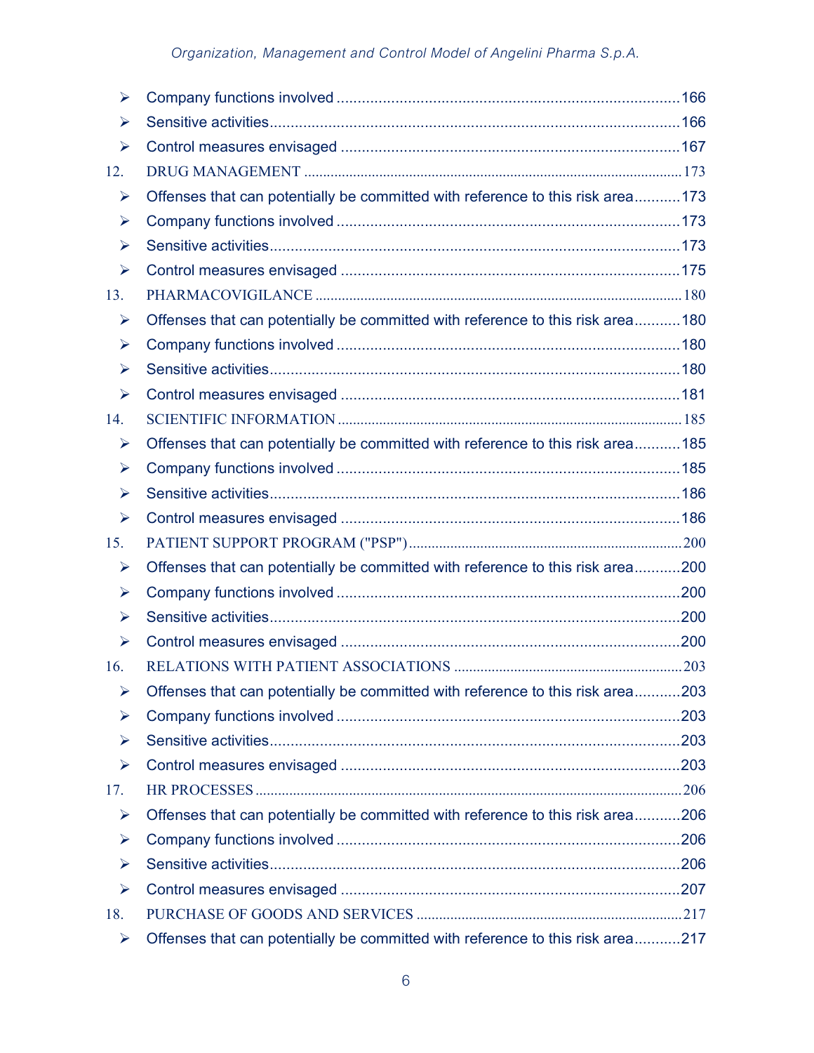- Company functions involved ...166
- Sensitive activities...166
- Control measures envisaged ...167

12. DRUG MANAGEMENT ...173
    - Offenses that can potentially be committed with reference to this risk area...173
    - Company functions involved ...173
    - Sensitive activities...173
    - Control measures envisaged ...175
13. PHARMACOVIGILANCE ...180
    - Offenses that can potentially be committed with reference to this risk area...180
    - Company functions involved ...180
    - Sensitive activities...180
    - Control measures envisaged ...181
14. SCIENTIFIC INFORMATION ...185
    - Offenses that can potentially be committed with reference to this risk area...185
    - Company functions involved ...185
    - Sensitive activities...186
    - Control measures envisaged ...186
15. PATIENT SUPPORT PROGRAM ("PSP")...200
    - Offenses that can potentially be committed with reference to this risk area...200
    - Company functions involved ...200
    - Sensitive activities...200
    - Control measures envisaged ...200
16. RELATIONS WITH PATIENT ASSOCIATIONS ...203
    - Offenses that can potentially be committed with reference to this risk area...203
    - Company functions involved ...203
    - Sensitive activities...203
    - Control measures envisaged ...203
17. HR PROCESSES ...206
    - Offenses that can potentially be committed with reference to this risk area...206
    - Company functions involved ...206
    - Sensitive activities...206
    - Control measures envisaged ...207
18. PURCHASE OF GOODS AND SERVICES ...217
    - Offenses that can potentially be committed with reference to this risk area...217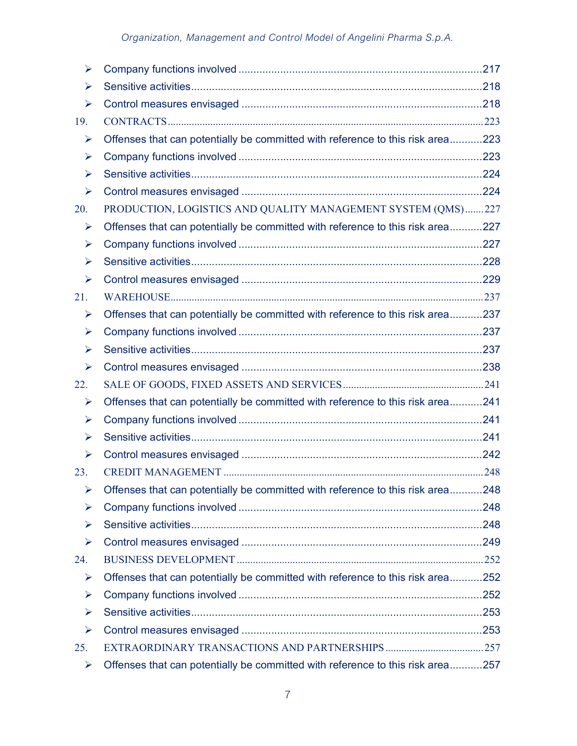- Company functions involved ..........217
- Sensitive activities..........218
- Control measures envisaged ..........218

19. CONTRACTS..........223
    - Offenses that can potentially be committed with reference to this risk area..........223
    - Company functions involved ..........223
    - Sensitive activities..........224
    - Control measures envisaged ..........224
20. PRODUCTION, LOGISTICS AND QUALITY MANAGEMENT SYSTEM (QMS)..........227
    - Offenses that can potentially be committed with reference to this risk area..........227
    - Company functions involved ..........227
    - Sensitive activities..........228
    - Control measures envisaged ..........229
21. WAREHOUSE..........237
    - Offenses that can potentially be committed with reference to this risk area..........237
    - Company functions involved ..........237
    - Sensitive activities..........237
    - Control measures envisaged ..........238
22. SALE OF GOODS, FIXED ASSETS AND SERVICES..........241
    - Offenses that can potentially be committed with reference to this risk area..........241
    - Company functions involved ..........241
    - Sensitive activities..........241
    - Control measures envisaged ..........242
23. CREDIT MANAGEMENT ..........248
    - Offenses that can potentially be committed with reference to this risk area..........248
    - Company functions involved ..........248
    - Sensitive activities..........248
    - Control measures envisaged ..........249
24. BUSINESS DEVELOPMENT ..........252
    - Offenses that can potentially be committed with reference to this risk area..........252
    - Company functions involved ..........252
    - Sensitive activities..........253
    - Control measures envisaged ..........253
25. EXTRAORDINARY TRANSACTIONS AND PARTNERSHIPS..........257
    - Offenses that can potentially be committed with reference to this risk area..........257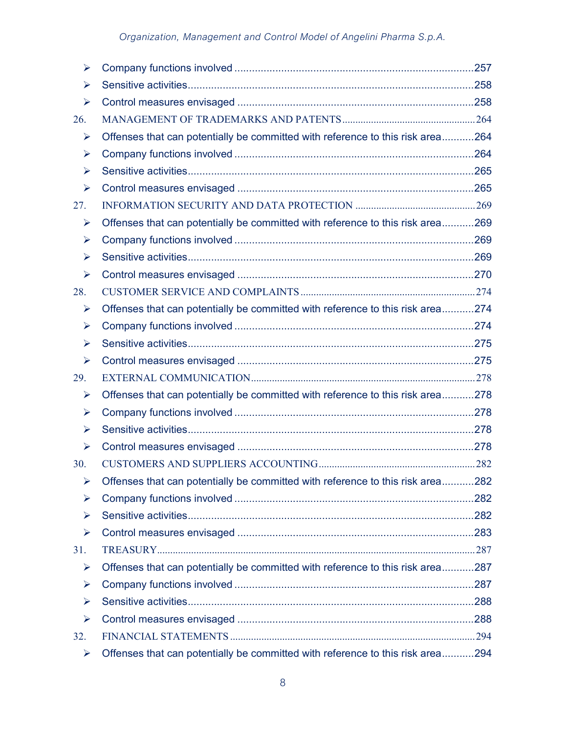- Company functions involved .....257
- Sensitive activities.....258
- Control measures envisaged .....258

26. MANAGEMENT OF TRADEMARKS AND PATENTS.....264
- Offenses that can potentially be committed with reference to this risk area.....264
- Company functions involved .....264
- Sensitive activities.....265
- Control measures envisaged .....265

27. INFORMATION SECURITY AND DATA PROTECTION .....269
- Offenses that can potentially be committed with reference to this risk area.....269
- Company functions involved .....269
- Sensitive activities.....269
- Control measures envisaged .....270

28. CUSTOMER SERVICE AND COMPLAINTS.....274
- Offenses that can potentially be committed with reference to this risk area.....274
- Company functions involved .....274
- Sensitive activities.....275
- Control measures envisaged .....275

29. EXTERNAL COMMUNICATION.....278
- Offenses that can potentially be committed with reference to this risk area.....278
- Company functions involved .....278
- Sensitive activities.....278
- Control measures envisaged .....278

30. CUSTOMERS AND SUPPLIERS ACCOUNTING.....282
- Offenses that can potentially be committed with reference to this risk area.....282
- Company functions involved .....282
- Sensitive activities.....282
- Control measures envisaged .....283

31. TREASURY.....287
- Offenses that can potentially be committed with reference to this risk area.....287
- Company functions involved .....287
- Sensitive activities.....288
- Control measures envisaged .....288

32. FINANCIAL STATEMENTS .....294
- Offenses that can potentially be committed with reference to this risk area.....294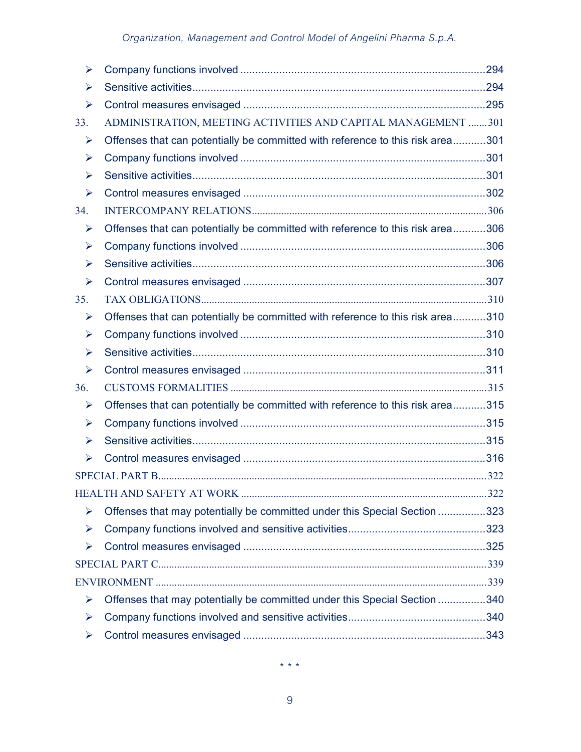- Company functions involved ......294
- Sensitive activities ......294
- Control measures envisaged ......295

33. ADMINISTRATION, MEETING ACTIVITIES AND CAPITAL MANAGEMENT ......301
- Offenses that can potentially be committed with reference to this risk area ......301
- Company functions involved ......301
- Sensitive activities ......301
- Control measures envisaged ......302

34. INTERCOMPANY RELATIONS ......306
- Offenses that can potentially be committed with reference to this risk area ......306
- Company functions involved ......306
- Sensitive activities ......306
- Control measures envisaged ......307

35. TAX OBLIGATIONS ......310
- Offenses that can potentially be committed with reference to this risk area ......310
- Company functions involved ......310
- Sensitive activities ......310
- Control measures envisaged ......311

36. CUSTOMS FORMALITIES ......315
- Offenses that can potentially be committed with reference to this risk area ......315
- Company functions involved ......315
- Sensitive activities ......315
- Control measures envisaged ......316

SPECIAL PART B ......322

HEALTH AND SAFETY AT WORK ......322
- Offenses that may potentially be committed under this Special Section ......323
- Company functions involved and sensitive activities ......323
- Control measures envisaged ......325

SPECIAL PART C ......339

ENVIRONMENT ......339
- Offenses that may potentially be committed under this Special Section ......340
- Company functions involved and sensitive activities ......340
- Control measures envisaged ......343

\* \* \*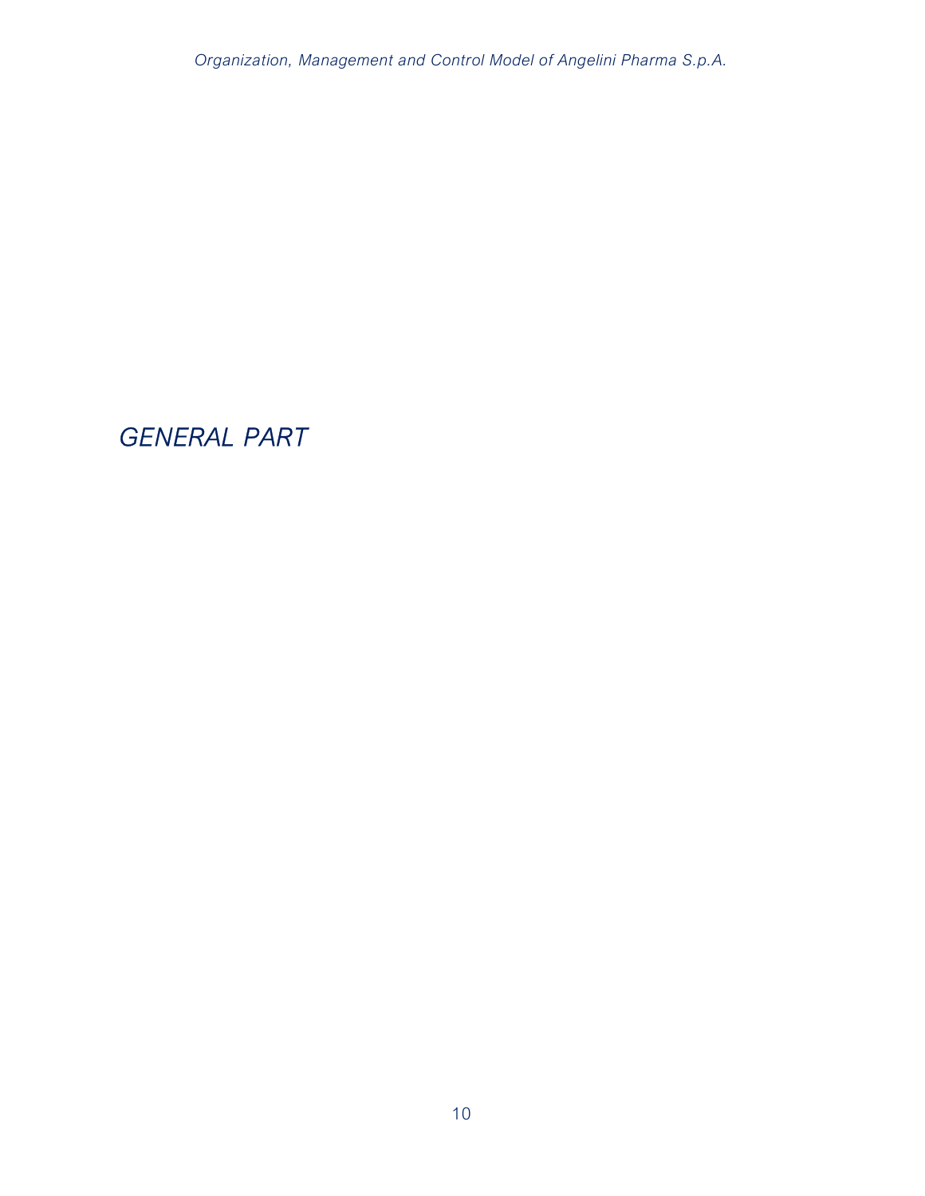# *GENERAL PART*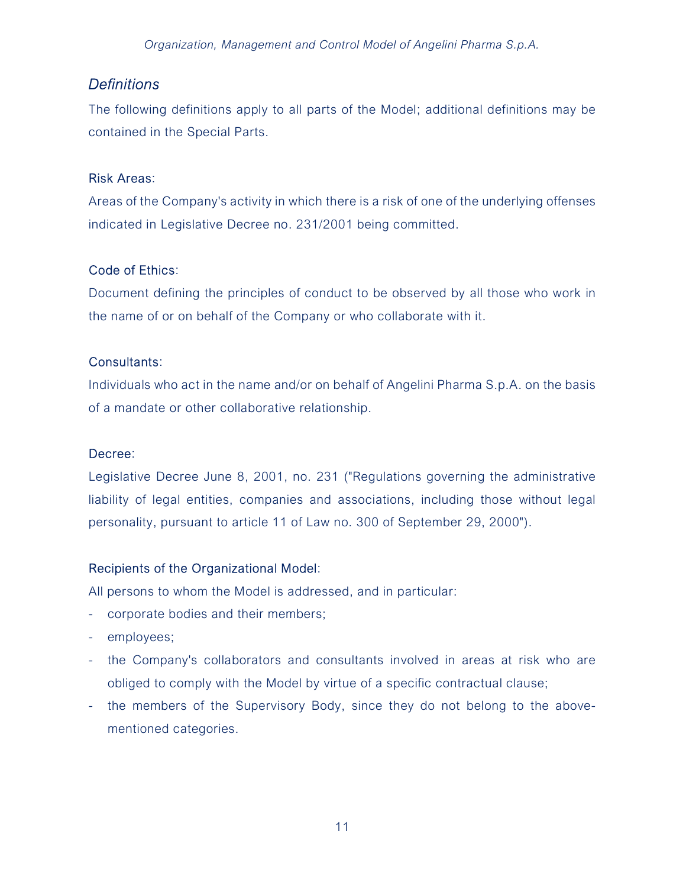## *Definitions*

The following definitions apply to all parts of the Model; additional definitions may be contained in the Special Parts.

Risk Areas:

Areas of the Company's activity in which there is a risk of one of the underlying offenses indicated in Legislative Decree no. 231/2001 being committed.

Code of Ethics:

Document defining the principles of conduct to be observed by all those who work in the name of or on behalf of the Company or who collaborate with it.

Consultants:

Individuals who act in the name and/or on behalf of Angelini Pharma S.p.A. on the basis of a mandate or other collaborative relationship.

Decree:

Legislative Decree June 8, 2001, no. 231 ("Regulations governing the administrative liability of legal entities, companies and associations, including those without legal personality, pursuant to article 11 of Law no. 300 of September 29, 2000").

Recipients of the Organizational Model:

All persons to whom the Model is addressed, and in particular:

- corporate bodies and their members;
- employees;
- the Company's collaborators and consultants involved in areas at risk who are obliged to comply with the Model by virtue of a specific contractual clause;
- the members of the Supervisory Body, since they do not belong to the above-mentioned categories.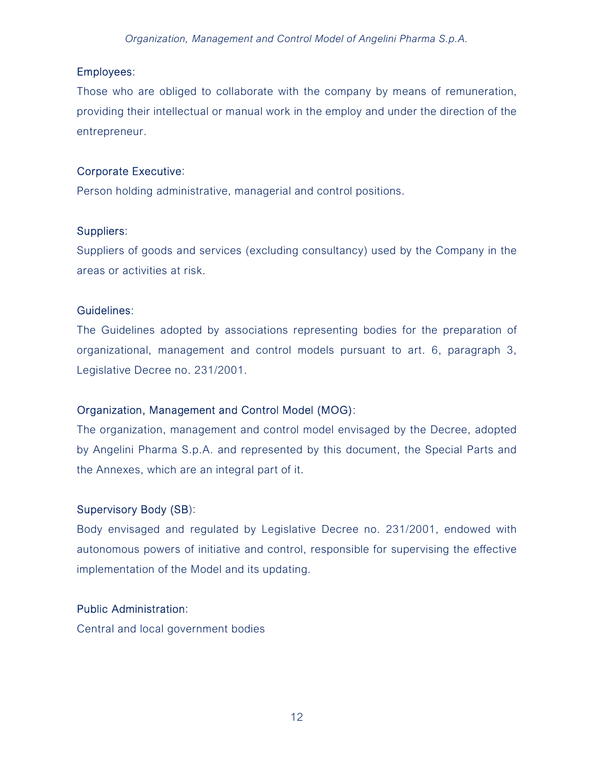Employees:

Those who are obliged to collaborate with the company by means of remuneration, providing their intellectual or manual work in the employ and under the direction of the entrepreneur.

Corporate Executive:

Person holding administrative, managerial and control positions.

Suppliers:

Suppliers of goods and services (excluding consultancy) used by the Company in the areas or activities at risk.

Guidelines:

The Guidelines adopted by associations representing bodies for the preparation of organizational, management and control models pursuant to art. 6, paragraph 3, Legislative Decree no. 231/2001.

Organization, Management and Control Model (MOG):

The organization, management and control model envisaged by the Decree, adopted by Angelini Pharma S.p.A. and represented by this document, the Special Parts and the Annexes, which are an integral part of it.

Supervisory Body (SB):

Body envisaged and regulated by Legislative Decree no. 231/2001, endowed with autonomous powers of initiative and control, responsible for supervising the effective implementation of the Model and its updating.

Public Administration:

Central and local government bodies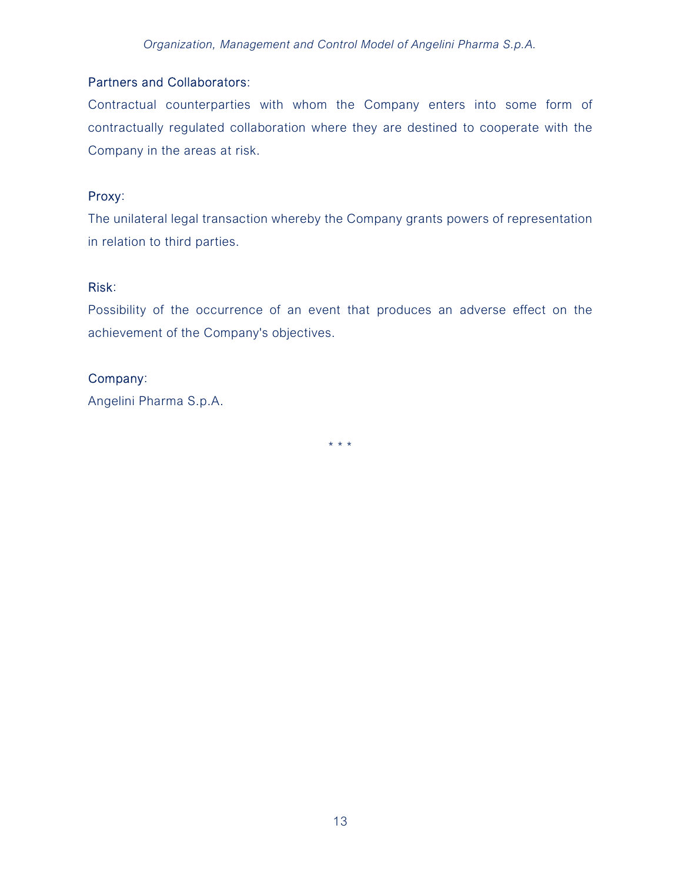Partners and Collaborators:

Contractual counterparties with whom the Company enters into some form of contractually regulated collaboration where they are destined to cooperate with the Company in the areas at risk.

Proxy:

The unilateral legal transaction whereby the Company grants powers of representation in relation to third parties.

Risk:

Possibility of the occurrence of an event that produces an adverse effect on the achievement of the Company's objectives.

Company:

Angelini Pharma S.p.A.

\* \* \*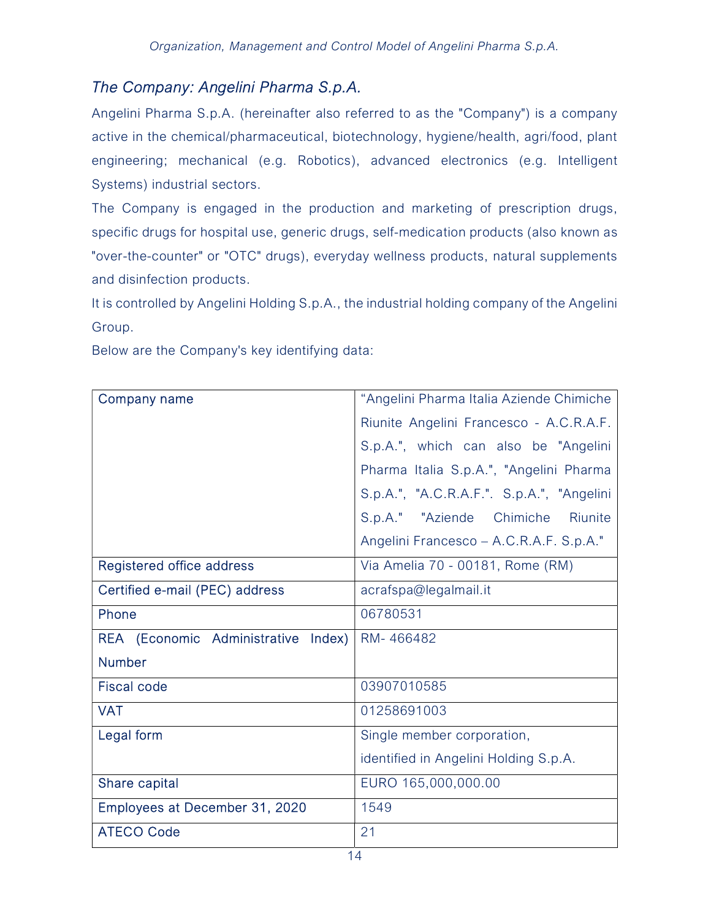## *The Company: Angelini Pharma S.p.A.*

Angelini Pharma S.p.A. (hereinafter also referred to as the "Company") is a company active in the chemical/pharmaceutical, biotechnology, hygiene/health, agri/food, plant engineering; mechanical (e.g. Robotics), advanced electronics (e.g. Intelligent Systems) industrial sectors.

The Company is engaged in the production and marketing of prescription drugs, specific drugs for hospital use, generic drugs, self-medication products (also known as "over-the-counter" or "OTC" drugs), everyday wellness products, natural supplements and disinfection products.

It is controlled by Angelini Holding S.p.A., the industrial holding company of the Angelini Group.

Below are the Company's key identifying data:

| Company name | “Angelini Pharma Italia Aziende Chimiche Riunite Angelini Francesco - A.C.R.A.F. S.p.A.", which can also be "Angelini Pharma Italia S.p.A.", "Angelini Pharma S.p.A.", "A.C.R.A.F.". S.p.A.", "Angelini S.p.A." "Aziende Chimiche Riunite Angelini Francesco – A.C.R.A.F. S.p.A." |
|---|---|
| Registered office address | Via Amelia 70 - 00181, Rome (RM) |
| Certified e-mail (PEC) address | acrafspa@legalmail.it |
| Phone | 06780531 |
| REA (Economic Administrative Index) Number | RM- 466482 |
| Fiscal code | 03907010585 |
| VAT | 01258691003 |
| Legal form | Single member corporation, identified in Angelini Holding S.p.A. |
| Share capital | EURO 165,000,000.00 |
| Employees at December 31, 2020 | 1549 |
| ATECO Code | 21 |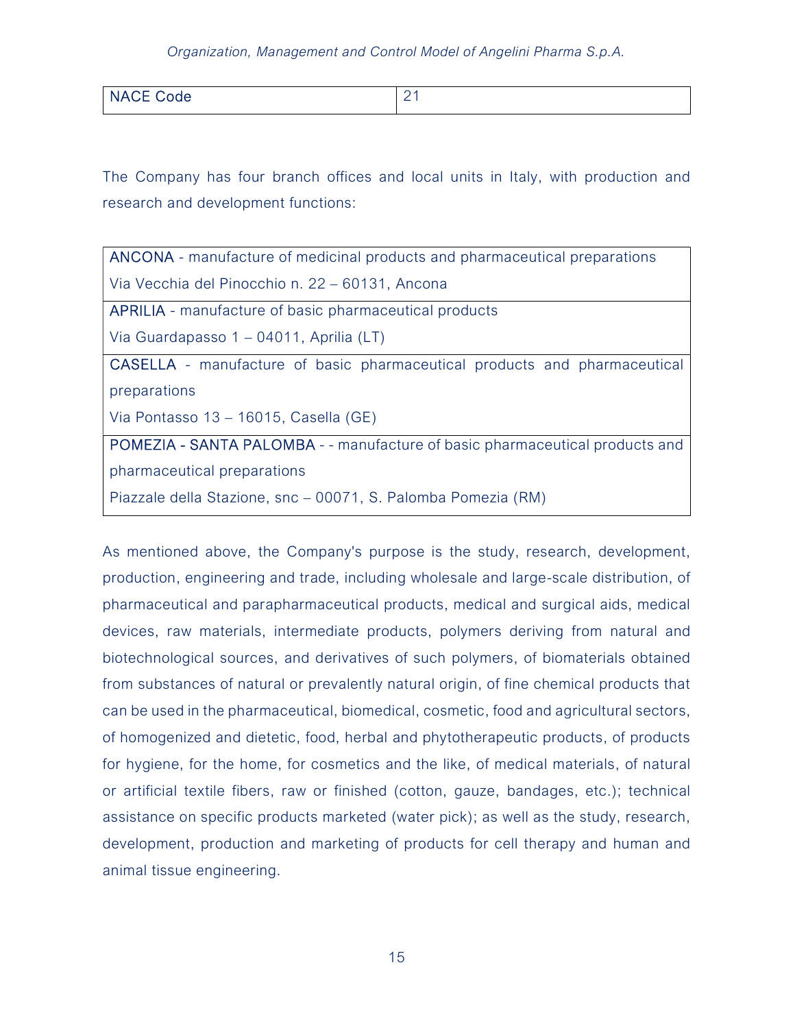| NACE Code | 21 |
|---|---|

The Company has four branch offices and local units in Italy, with production and research and development functions:

| |
|---|
| ANCONA - manufacture of medicinal products and pharmaceutical preparations<br>Via Vecchia del Pinocchio n. 22 – 60131, Ancona |
| APRILIA - manufacture of basic pharmaceutical products<br>Via Guardapasso 1 – 04011, Aprilia (LT) |
| CASELLA - manufacture of basic pharmaceutical products and pharmaceutical preparations<br>Via Pontasso 13 – 16015, Casella (GE) |
| POMEZIA - SANTA PALOMBA - - manufacture of basic pharmaceutical products and pharmaceutical preparations<br>Piazzale della Stazione, snc – 00071, S. Palomba Pomezia (RM) |

As mentioned above, the Company's purpose is the study, research, development, production, engineering and trade, including wholesale and large-scale distribution, of pharmaceutical and parapharmaceutical products, medical and surgical aids, medical devices, raw materials, intermediate products, polymers deriving from natural and biotechnological sources, and derivatives of such polymers, of biomaterials obtained from substances of natural or prevalently natural origin, of fine chemical products that can be used in the pharmaceutical, biomedical, cosmetic, food and agricultural sectors, of homogenized and dietetic, food, herbal and phytotherapeutic products, of products for hygiene, for the home, for cosmetics and the like, of medical materials, of natural or artificial textile fibers, raw or finished (cotton, gauze, bandages, etc.); technical assistance on specific products marketed (water pick); as well as the study, research, development, production and marketing of products for cell therapy and human and animal tissue engineering.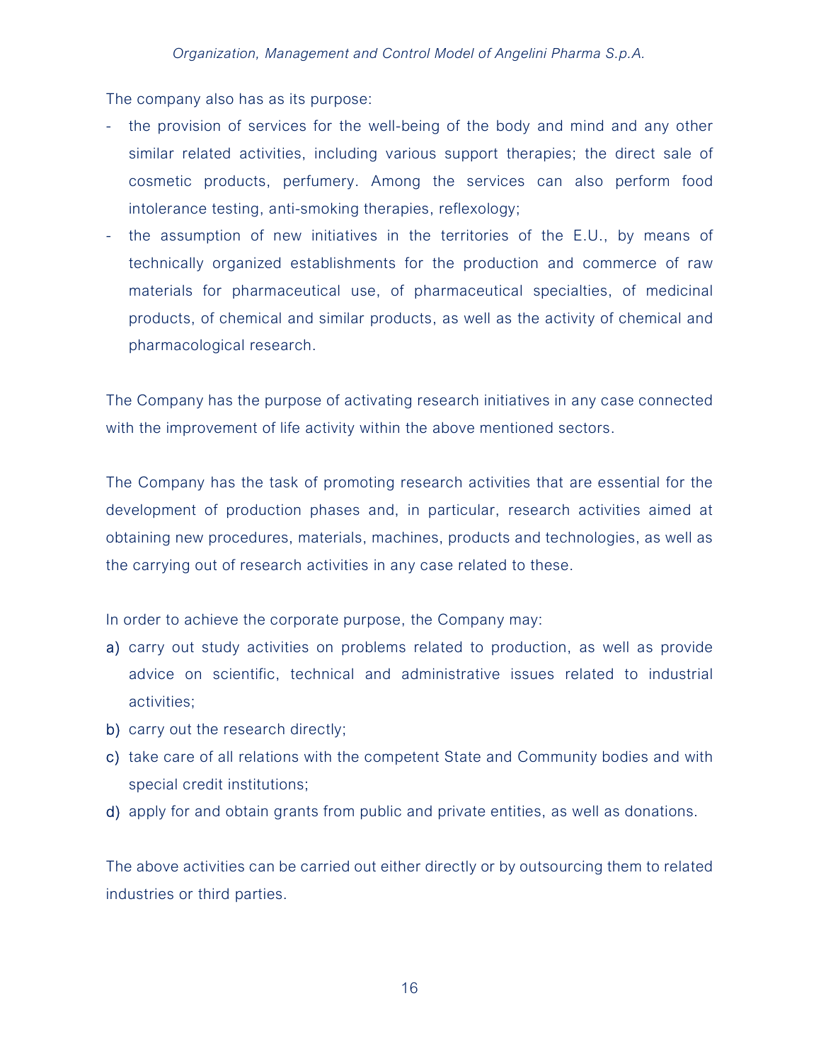The company also has as its purpose:

- the provision of services for the well-being of the body and mind and any other similar related activities, including various support therapies; the direct sale of cosmetic products, perfumery. Among the services can also perform food intolerance testing, anti-smoking therapies, reflexology;
- the assumption of new initiatives in the territories of the E.U., by means of technically organized establishments for the production and commerce of raw materials for pharmaceutical use, of pharmaceutical specialties, of medicinal products, of chemical and similar products, as well as the activity of chemical and pharmacological research.

The Company has the purpose of activating research initiatives in any case connected with the improvement of life activity within the above mentioned sectors.

The Company has the task of promoting research activities that are essential for the development of production phases and, in particular, research activities aimed at obtaining new procedures, materials, machines, products and technologies, as well as the carrying out of research activities in any case related to these.

In order to achieve the corporate purpose, the Company may:

a) carry out study activities on problems related to production, as well as provide advice on scientific, technical and administrative issues related to industrial activities;
b) carry out the research directly;
c) take care of all relations with the competent State and Community bodies and with special credit institutions;
d) apply for and obtain grants from public and private entities, as well as donations.

The above activities can be carried out either directly or by outsourcing them to related industries or third parties.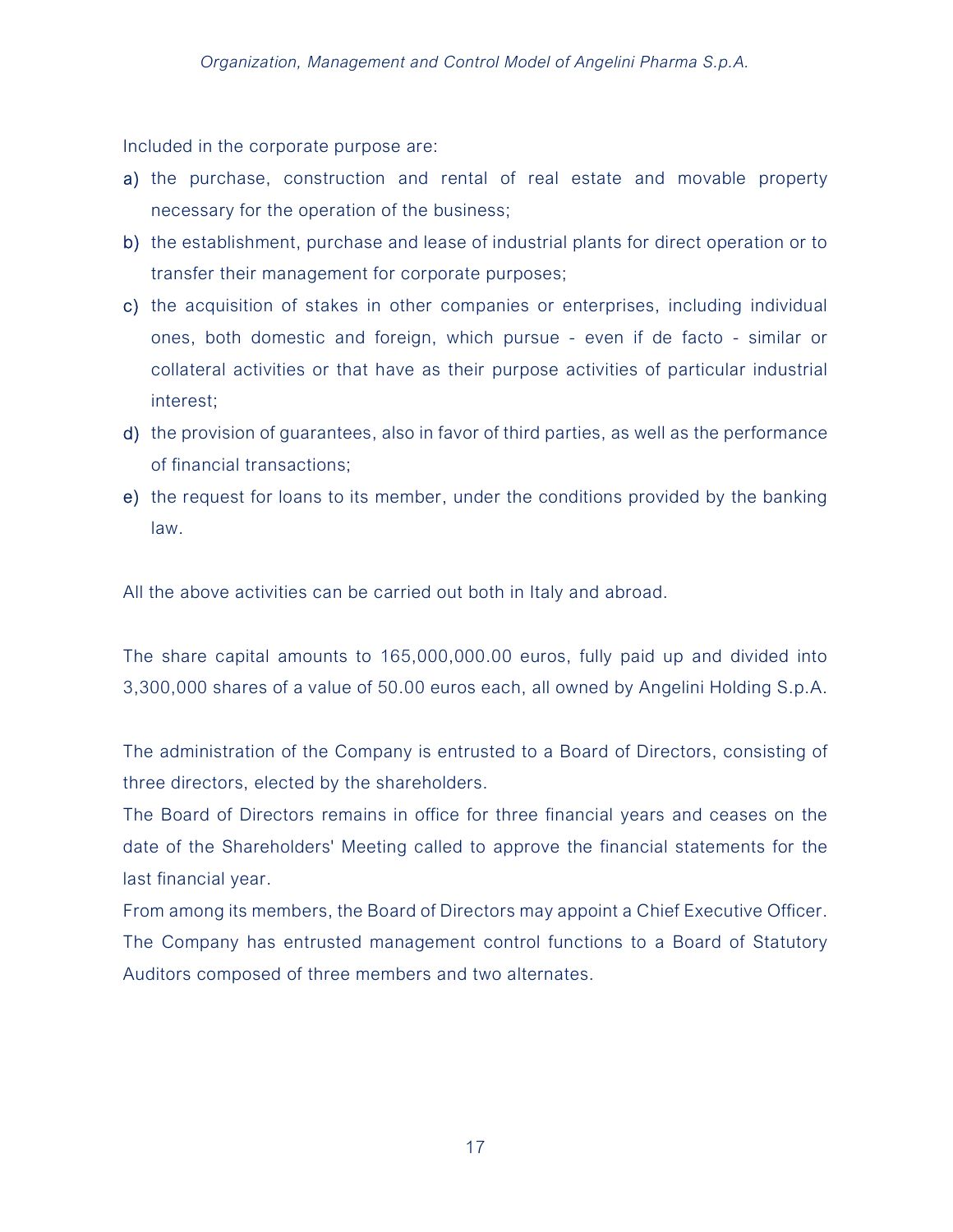Included in the corporate purpose are:

a) the purchase, construction and rental of real estate and movable property necessary for the operation of the business;
b) the establishment, purchase and lease of industrial plants for direct operation or to transfer their management for corporate purposes;
c) the acquisition of stakes in other companies or enterprises, including individual ones, both domestic and foreign, which pursue - even if de facto - similar or collateral activities or that have as their purpose activities of particular industrial interest;
d) the provision of guarantees, also in favor of third parties, as well as the performance of financial transactions;
e) the request for loans to its member, under the conditions provided by the banking law.

All the above activities can be carried out both in Italy and abroad.

The share capital amounts to 165,000,000.00 euros, fully paid up and divided into 3,300,000 shares of a value of 50.00 euros each, all owned by Angelini Holding S.p.A.

The administration of the Company is entrusted to a Board of Directors, consisting of three directors, elected by the shareholders.
The Board of Directors remains in office for three financial years and ceases on the date of the Shareholders' Meeting called to approve the financial statements for the last financial year.
From among its members, the Board of Directors may appoint a Chief Executive Officer.
The Company has entrusted management control functions to a Board of Statutory Auditors composed of three members and two alternates.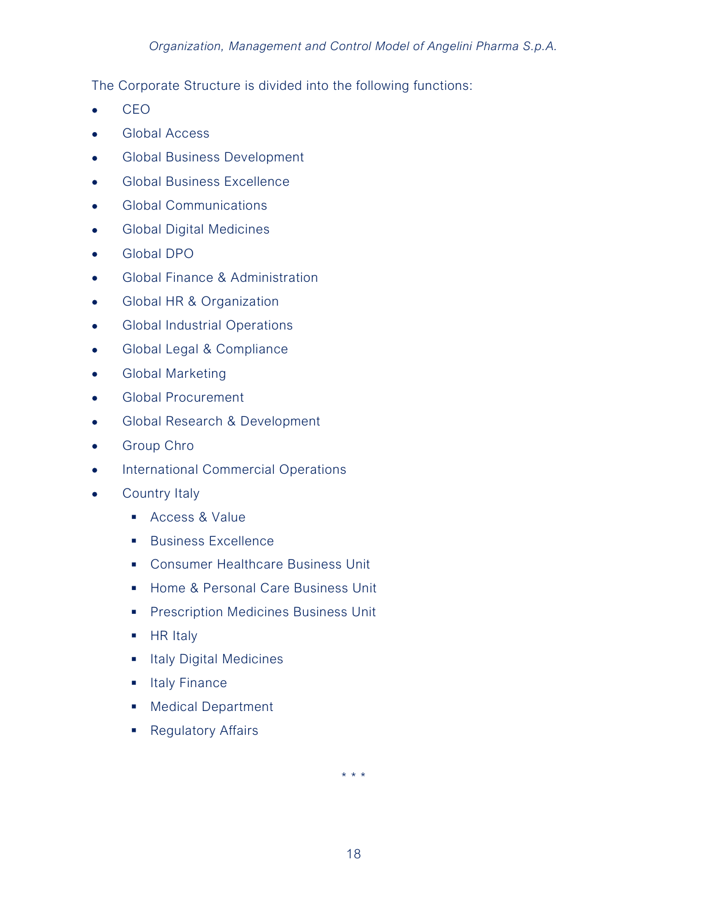The Corporate Structure is divided into the following functions:

- CEO
- Global Access
- Global Business Development
- Global Business Excellence
- Global Communications
- Global Digital Medicines
- Global DPO
- Global Finance & Administration
- Global HR & Organization
- Global Industrial Operations
- Global Legal & Compliance
- Global Marketing
- Global Procurement
- Global Research & Development
- Group Chro
- International Commercial Operations
- Country Italy
    - Access & Value
    - Business Excellence
    - Consumer Healthcare Business Unit
    - Home & Personal Care Business Unit
    - Prescription Medicines Business Unit
    - HR Italy
    - Italy Digital Medicines
    - Italy Finance
    - Medical Department
    - Regulatory Affairs

\* \* \*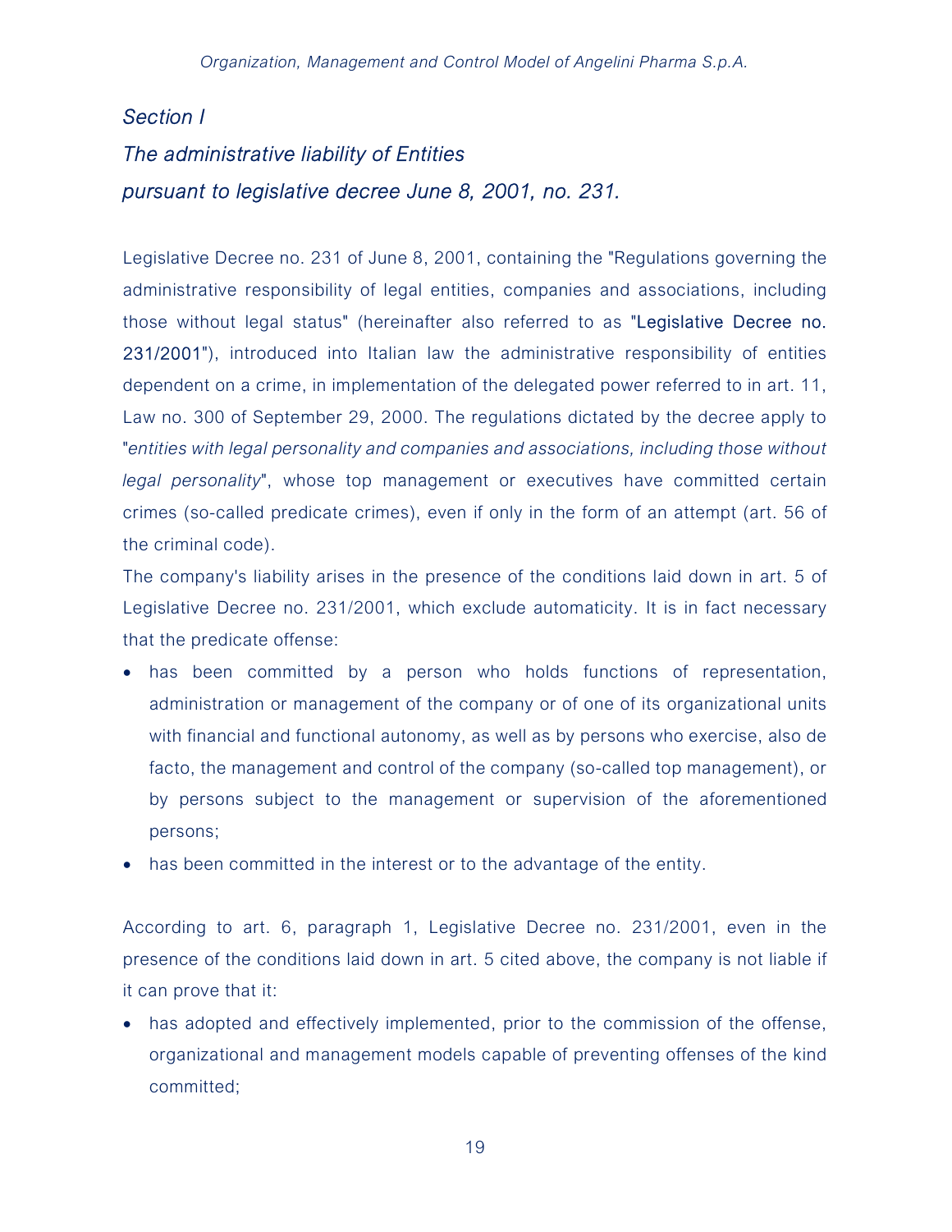## *Section I*

## *The administrative liability of Entities pursuant to legislative decree June 8, 2001, no. 231.*

Legislative Decree no. 231 of June 8, 2001, containing the "Regulations governing the administrative responsibility of legal entities, companies and associations, including those without legal status" (hereinafter also referred to as "Legislative Decree no. 231/2001"), introduced into Italian law the administrative responsibility of entities dependent on a crime, in implementation of the delegated power referred to in art. 11, Law no. 300 of September 29, 2000. The regulations dictated by the decree apply to "*entities with legal personality and companies and associations, including those without legal personality*", whose top management or executives have committed certain crimes (so-called predicate crimes), even if only in the form of an attempt (art. 56 of the criminal code).

The company's liability arises in the presence of the conditions laid down in art. 5 of Legislative Decree no. 231/2001, which exclude automaticity. It is in fact necessary that the predicate offense:

- has been committed by a person who holds functions of representation, administration or management of the company or of one of its organizational units with financial and functional autonomy, as well as by persons who exercise, also de facto, the management and control of the company (so-called top management), or by persons subject to the management or supervision of the aforementioned persons;
- has been committed in the interest or to the advantage of the entity.

According to art. 6, paragraph 1, Legislative Decree no. 231/2001, even in the presence of the conditions laid down in art. 5 cited above, the company is not liable if it can prove that it:

- has adopted and effectively implemented, prior to the commission of the offense, organizational and management models capable of preventing offenses of the kind committed;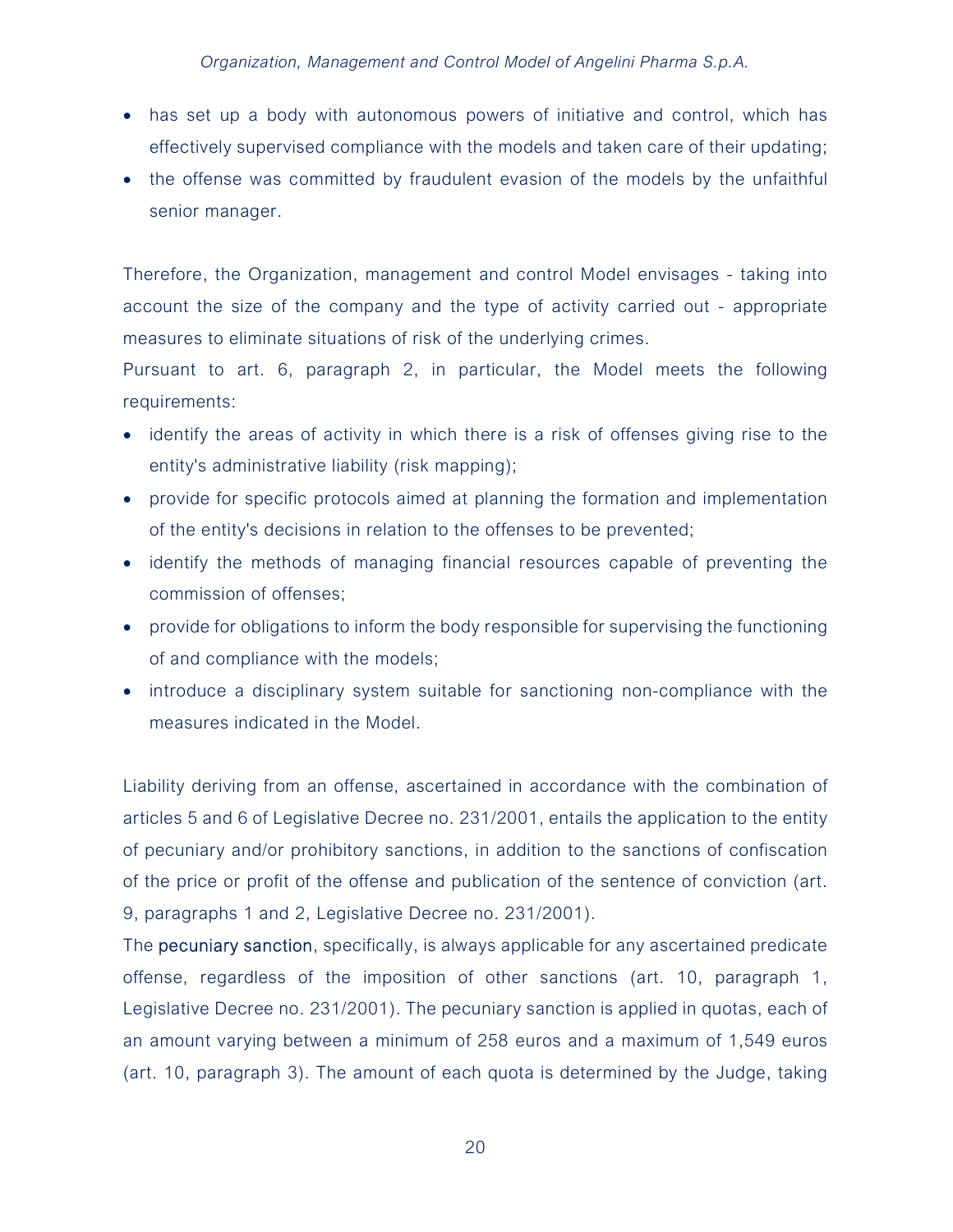- has set up a body with autonomous powers of initiative and control, which has effectively supervised compliance with the models and taken care of their updating;
- the offense was committed by fraudulent evasion of the models by the unfaithful senior manager.

Therefore, the Organization, management and control Model envisages - taking into account the size of the company and the type of activity carried out - appropriate measures to eliminate situations of risk of the underlying crimes.

Pursuant to art. 6, paragraph 2, in particular, the Model meets the following requirements:

- identify the areas of activity in which there is a risk of offenses giving rise to the entity's administrative liability (risk mapping);
- provide for specific protocols aimed at planning the formation and implementation of the entity's decisions in relation to the offenses to be prevented;
- identify the methods of managing financial resources capable of preventing the commission of offenses;
- provide for obligations to inform the body responsible for supervising the functioning of and compliance with the models;
- introduce a disciplinary system suitable for sanctioning non-compliance with the measures indicated in the Model.

Liability deriving from an offense, ascertained in accordance with the combination of articles 5 and 6 of Legislative Decree no. 231/2001, entails the application to the entity of pecuniary and/or prohibitory sanctions, in addition to the sanctions of confiscation of the price or profit of the offense and publication of the sentence of conviction (art. 9, paragraphs 1 and 2, Legislative Decree no. 231/2001).

The pecuniary sanction, specifically, is always applicable for any ascertained predicate offense, regardless of the imposition of other sanctions (art. 10, paragraph 1, Legislative Decree no. 231/2001). The pecuniary sanction is applied in quotas, each of an amount varying between a minimum of 258 euros and a maximum of 1,549 euros (art. 10, paragraph 3). The amount of each quota is determined by the Judge, taking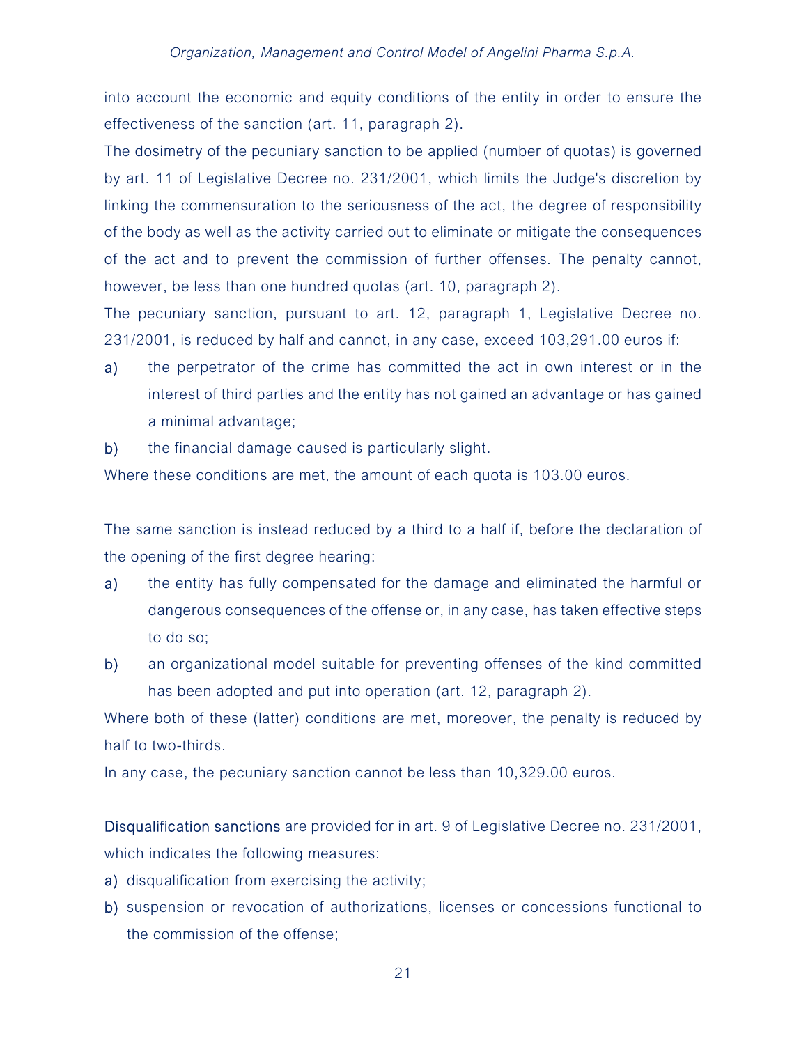into account the economic and equity conditions of the entity in order to ensure the effectiveness of the sanction (art. 11, paragraph 2).

The dosimetry of the pecuniary sanction to be applied (number of quotas) is governed by art. 11 of Legislative Decree no. 231/2001, which limits the Judge's discretion by linking the commensuration to the seriousness of the act, the degree of responsibility of the body as well as the activity carried out to eliminate or mitigate the consequences of the act and to prevent the commission of further offenses. The penalty cannot, however, be less than one hundred quotas (art. 10, paragraph 2).

The pecuniary sanction, pursuant to art. 12, paragraph 1, Legislative Decree no. 231/2001, is reduced by half and cannot, in any case, exceed 103,291.00 euros if:

a) the perpetrator of the crime has committed the act in own interest or in the interest of third parties and the entity has not gained an advantage or has gained a minimal advantage;
b) the financial damage caused is particularly slight.

Where these conditions are met, the amount of each quota is 103.00 euros.

The same sanction is instead reduced by a third to a half if, before the declaration of the opening of the first degree hearing:

a) the entity has fully compensated for the damage and eliminated the harmful or dangerous consequences of the offense or, in any case, has taken effective steps to do so;
b) an organizational model suitable for preventing offenses of the kind committed has been adopted and put into operation (art. 12, paragraph 2).

Where both of these (latter) conditions are met, moreover, the penalty is reduced by half to two-thirds.

In any case, the pecuniary sanction cannot be less than 10,329.00 euros.

Disqualification sanctions are provided for in art. 9 of Legislative Decree no. 231/2001, which indicates the following measures:

a) disqualification from exercising the activity;
b) suspension or revocation of authorizations, licenses or concessions functional to the commission of the offense;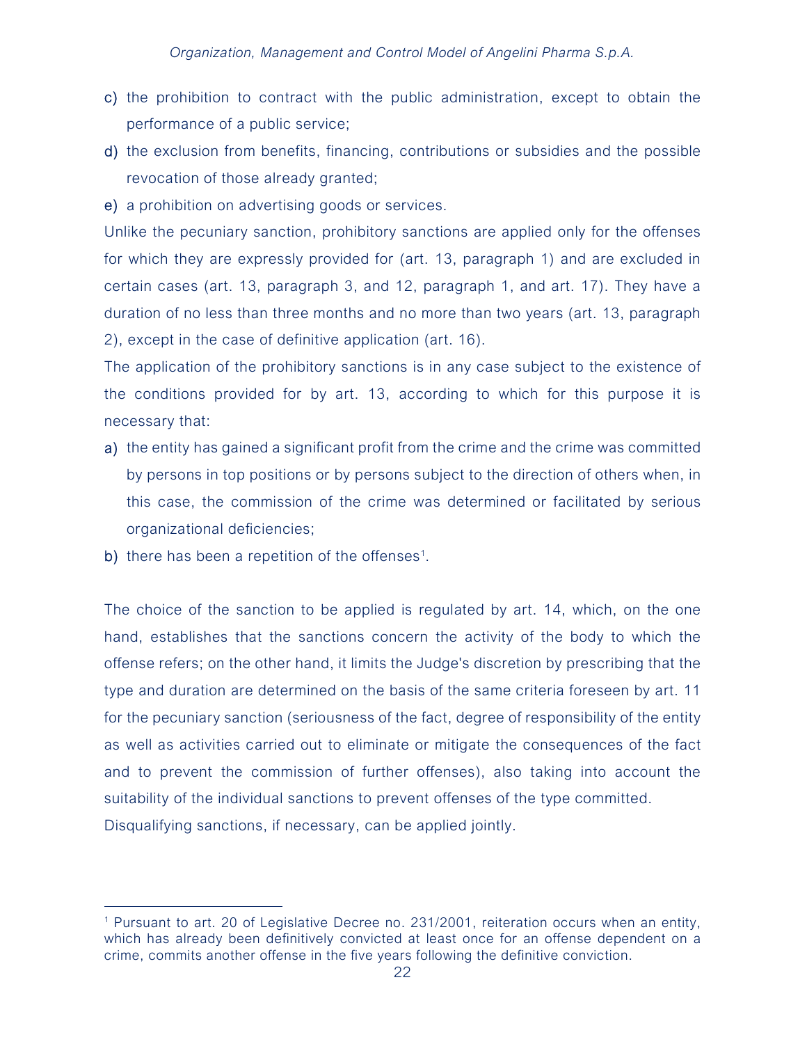c) the prohibition to contract with the public administration, except to obtain the performance of a public service;

d) the exclusion from benefits, financing, contributions or subsidies and the possible revocation of those already granted;

e) a prohibition on advertising goods or services.

Unlike the pecuniary sanction, prohibitory sanctions are applied only for the offenses for which they are expressly provided for (art. 13, paragraph 1) and are excluded in certain cases (art. 13, paragraph 3, and 12, paragraph 1, and art. 17). They have a duration of no less than three months and no more than two years (art. 13, paragraph 2), except in the case of definitive application (art. 16).

The application of the prohibitory sanctions is in any case subject to the existence of the conditions provided for by art. 13, according to which for this purpose it is necessary that:

a) the entity has gained a significant profit from the crime and the crime was committed by persons in top positions or by persons subject to the direction of others when, in this case, the commission of the crime was determined or facilitated by serious organizational deficiencies;

b) there has been a repetition of the offenses[1].

The choice of the sanction to be applied is regulated by art. 14, which, on the one hand, establishes that the sanctions concern the activity of the body to which the offense refers; on the other hand, it limits the Judge's discretion by prescribing that the type and duration are determined on the basis of the same criteria foreseen by art. 11 for the pecuniary sanction (seriousness of the fact, degree of responsibility of the entity as well as activities carried out to eliminate or mitigate the consequences of the fact and to prevent the commission of further offenses), also taking into account the suitability of the individual sanctions to prevent offenses of the type committed.

Disqualifying sanctions, if necessary, can be applied jointly.

---

[1] Pursuant to art. 20 of Legislative Decree no. 231/2001, reiteration occurs when an entity, which has already been definitively convicted at least once for an offense dependent on a crime, commits another offense in the five years following the definitive conviction.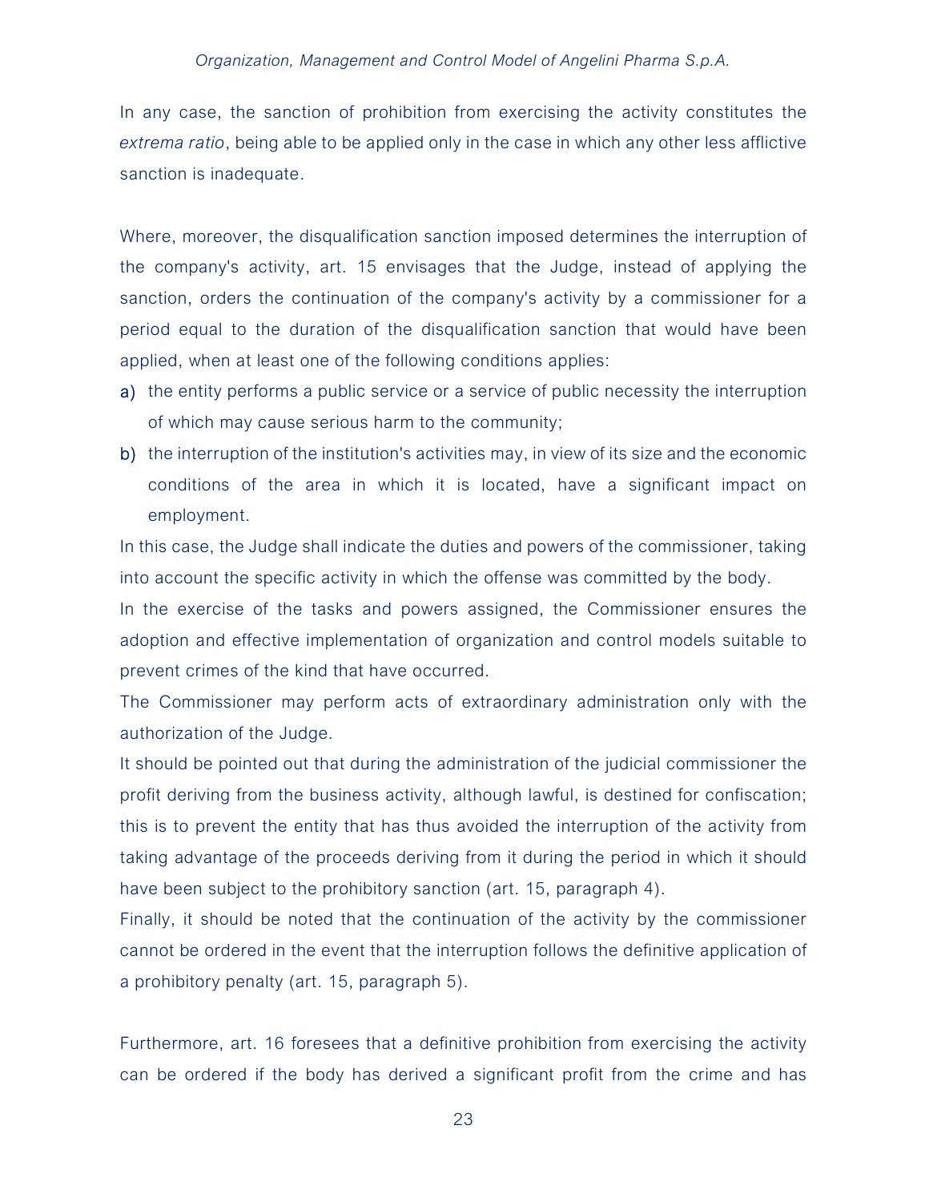In any case, the sanction of prohibition from exercising the activity constitutes the *extrema ratio*, being able to be applied only in the case in which any other less afflictive sanction is inadequate.

Where, moreover, the disqualification sanction imposed determines the interruption of the company's activity, art. 15 envisages that the Judge, instead of applying the sanction, orders the continuation of the company's activity by a commissioner for a period equal to the duration of the disqualification sanction that would have been applied, when at least one of the following conditions applies:

a) the entity performs a public service or a service of public necessity the interruption of which may cause serious harm to the community;
b) the interruption of the institution's activities may, in view of its size and the economic conditions of the area in which it is located, have a significant impact on employment.

In this case, the Judge shall indicate the duties and powers of the commissioner, taking into account the specific activity in which the offense was committed by the body.

In the exercise of the tasks and powers assigned, the Commissioner ensures the adoption and effective implementation of organization and control models suitable to prevent crimes of the kind that have occurred.

The Commissioner may perform acts of extraordinary administration only with the authorization of the Judge.

It should be pointed out that during the administration of the judicial commissioner the profit deriving from the business activity, although lawful, is destined for confiscation; this is to prevent the entity that has thus avoided the interruption of the activity from taking advantage of the proceeds deriving from it during the period in which it should have been subject to the prohibitory sanction (art. 15, paragraph 4).

Finally, it should be noted that the continuation of the activity by the commissioner cannot be ordered in the event that the interruption follows the definitive application of a prohibitory penalty (art. 15, paragraph 5).

Furthermore, art. 16 foresees that a definitive prohibition from exercising the activity can be ordered if the body has derived a significant profit from the crime and has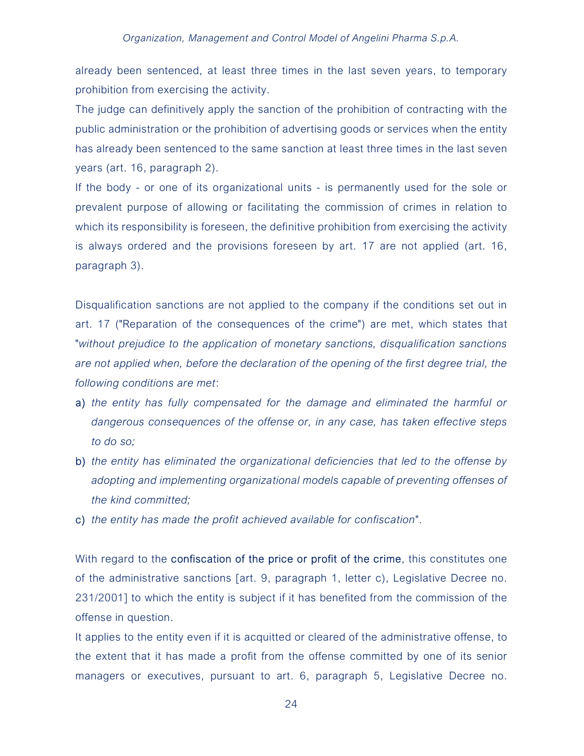already been sentenced, at least three times in the last seven years, to temporary prohibition from exercising the activity.

The judge can definitively apply the sanction of the prohibition of contracting with the public administration or the prohibition of advertising goods or services when the entity has already been sentenced to the same sanction at least three times in the last seven years (art. 16, paragraph 2).

If the body - or one of its organizational units - is permanently used for the sole or prevalent purpose of allowing or facilitating the commission of crimes in relation to which its responsibility is foreseen, the definitive prohibition from exercising the activity is always ordered and the provisions foreseen by art. 17 are not applied (art. 16, paragraph 3).

Disqualification sanctions are not applied to the company if the conditions set out in art. 17 ("Reparation of the consequences of the crime") are met, which states that "*without prejudice to the application of monetary sanctions, disqualification sanctions are not applied when, before the declaration of the opening of the first degree trial, the following conditions are met*:

a) *the entity has fully compensated for the damage and eliminated the harmful or dangerous consequences of the offense or, in any case, has taken effective steps to do so;*
b) *the entity has eliminated the organizational deficiencies that led to the offense by adopting and implementing organizational models capable of preventing offenses of the kind committed;*
c) *the entity has made the profit achieved available for confiscation*".

With regard to the confiscation of the price or profit of the crime, this constitutes one of the administrative sanctions [art. 9, paragraph 1, letter c), Legislative Decree no. 231/2001] to which the entity is subject if it has benefited from the commission of the offense in question.

It applies to the entity even if it is acquitted or cleared of the administrative offense, to the extent that it has made a profit from the offense committed by one of its senior managers or executives, pursuant to art. 6, paragraph 5, Legislative Decree no.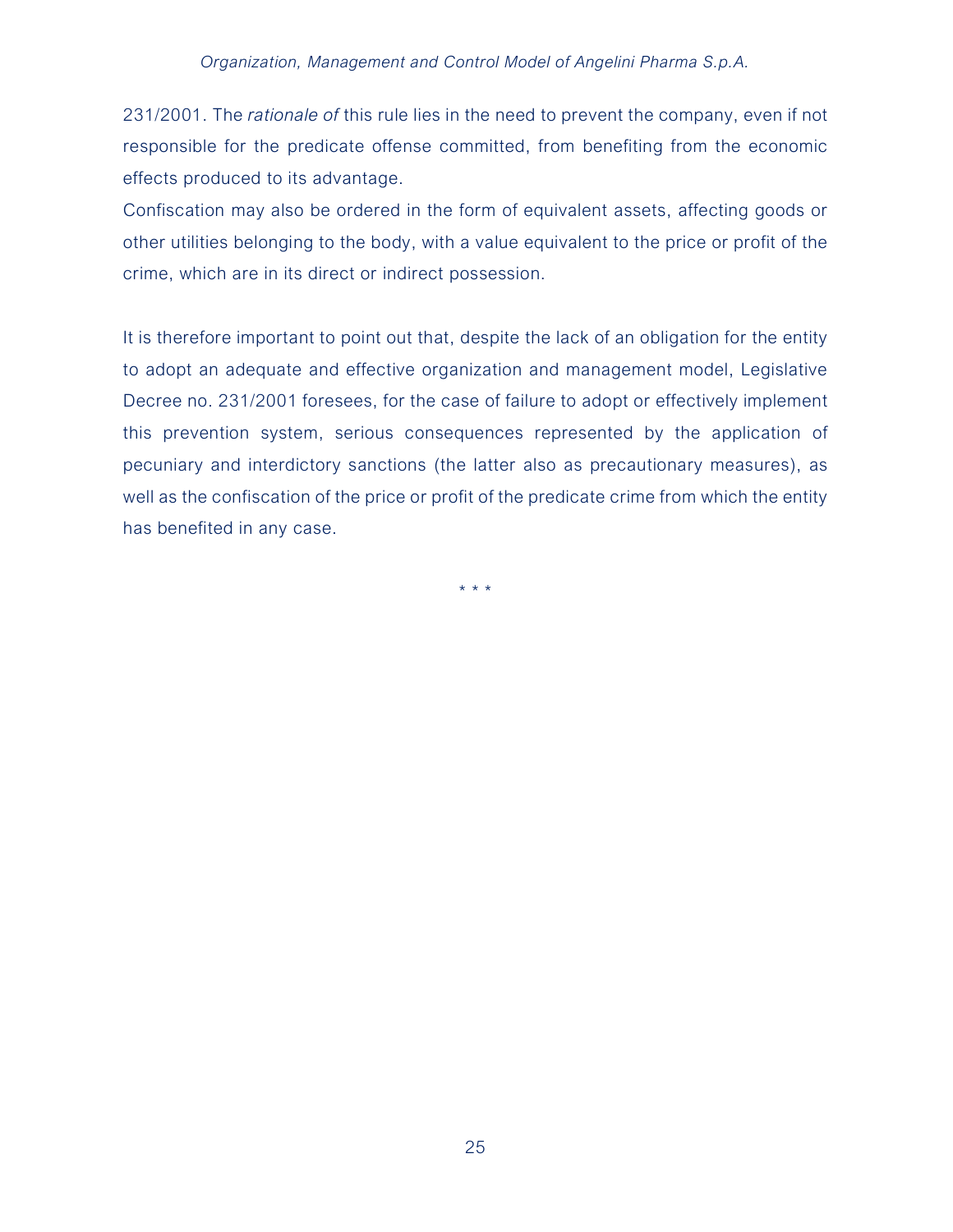231/2001. The *rationale of* this rule lies in the need to prevent the company, even if not responsible for the predicate offense committed, from benefiting from the economic effects produced to its advantage.
Confiscation may also be ordered in the form of equivalent assets, affecting goods or other utilities belonging to the body, with a value equivalent to the price or profit of the crime, which are in its direct or indirect possession.

It is therefore important to point out that, despite the lack of an obligation for the entity to adopt an adequate and effective organization and management model, Legislative Decree no. 231/2001 foresees, for the case of failure to adopt or effectively implement this prevention system, serious consequences represented by the application of pecuniary and interdictory sanctions (the latter also as precautionary measures), as well as the confiscation of the price or profit of the predicate crime from which the entity has benefited in any case.

\* \* \*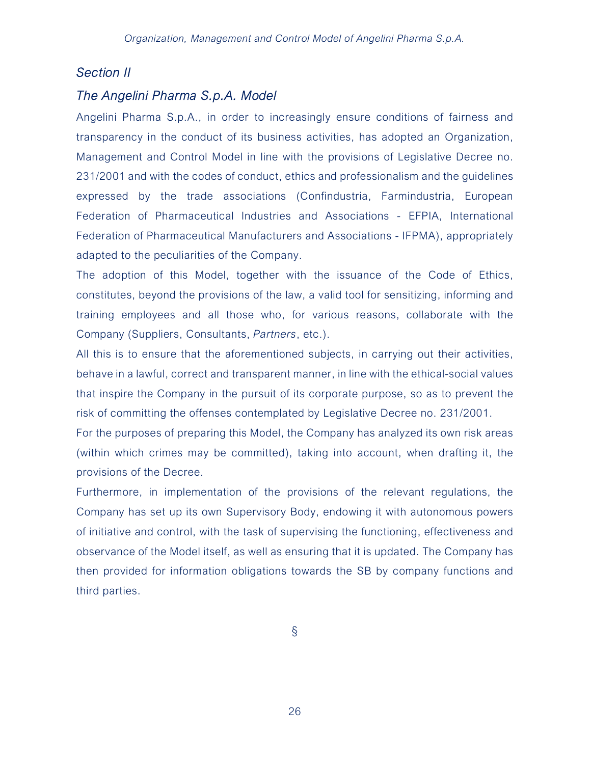## *Section II*

## *The Angelini Pharma S.p.A. Model*

Angelini Pharma S.p.A., in order to increasingly ensure conditions of fairness and transparency in the conduct of its business activities, has adopted an Organization, Management and Control Model in line with the provisions of Legislative Decree no. 231/2001 and with the codes of conduct, ethics and professionalism and the guidelines expressed by the trade associations (Confindustria, Farmindustria, European Federation of Pharmaceutical Industries and Associations - EFPIA, International Federation of Pharmaceutical Manufacturers and Associations - IFPMA), appropriately adapted to the peculiarities of the Company.

The adoption of this Model, together with the issuance of the Code of Ethics, constitutes, beyond the provisions of the law, a valid tool for sensitizing, informing and training employees and all those who, for various reasons, collaborate with the Company (Suppliers, Consultants, *Partners*, etc.).

All this is to ensure that the aforementioned subjects, in carrying out their activities, behave in a lawful, correct and transparent manner, in line with the ethical-social values that inspire the Company in the pursuit of its corporate purpose, so as to prevent the risk of committing the offenses contemplated by Legislative Decree no. 231/2001.

For the purposes of preparing this Model, the Company has analyzed its own risk areas (within which crimes may be committed), taking into account, when drafting it, the provisions of the Decree.

Furthermore, in implementation of the provisions of the relevant regulations, the Company has set up its own Supervisory Body, endowing it with autonomous powers of initiative and control, with the task of supervising the functioning, effectiveness and observance of the Model itself, as well as ensuring that it is updated. The Company has then provided for information obligations towards the SB by company functions and third parties.

§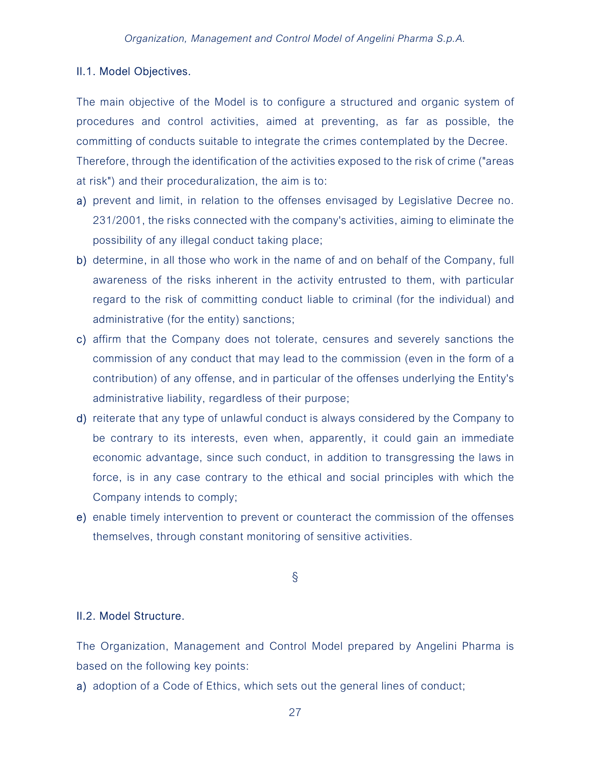### II.1. Model Objectives.

The main objective of the Model is to configure a structured and organic system of procedures and control activities, aimed at preventing, as far as possible, the committing of conducts suitable to integrate the crimes contemplated by the Decree.
Therefore, through the identification of the activities exposed to the risk of crime ("areas at risk") and their proceduralization, the aim is to:

a) prevent and limit, in relation to the offenses envisaged by Legislative Decree no. 231/2001, the risks connected with the company's activities, aiming to eliminate the possibility of any illegal conduct taking place;
b) determine, in all those who work in the name of and on behalf of the Company, full awareness of the risks inherent in the activity entrusted to them, with particular regard to the risk of committing conduct liable to criminal (for the individual) and administrative (for the entity) sanctions;
c) affirm that the Company does not tolerate, censures and severely sanctions the commission of any conduct that may lead to the commission (even in the form of a contribution) of any offense, and in particular of the offenses underlying the Entity's administrative liability, regardless of their purpose;
d) reiterate that any type of unlawful conduct is always considered by the Company to be contrary to its interests, even when, apparently, it could gain an immediate economic advantage, since such conduct, in addition to transgressing the laws in force, is in any case contrary to the ethical and social principles with which the Company intends to comply;
e) enable timely intervention to prevent or counteract the commission of the offenses themselves, through constant monitoring of sensitive activities.

§

### II.2. Model Structure.

The Organization, Management and Control Model prepared by Angelini Pharma is based on the following key points:

a) adoption of a Code of Ethics, which sets out the general lines of conduct;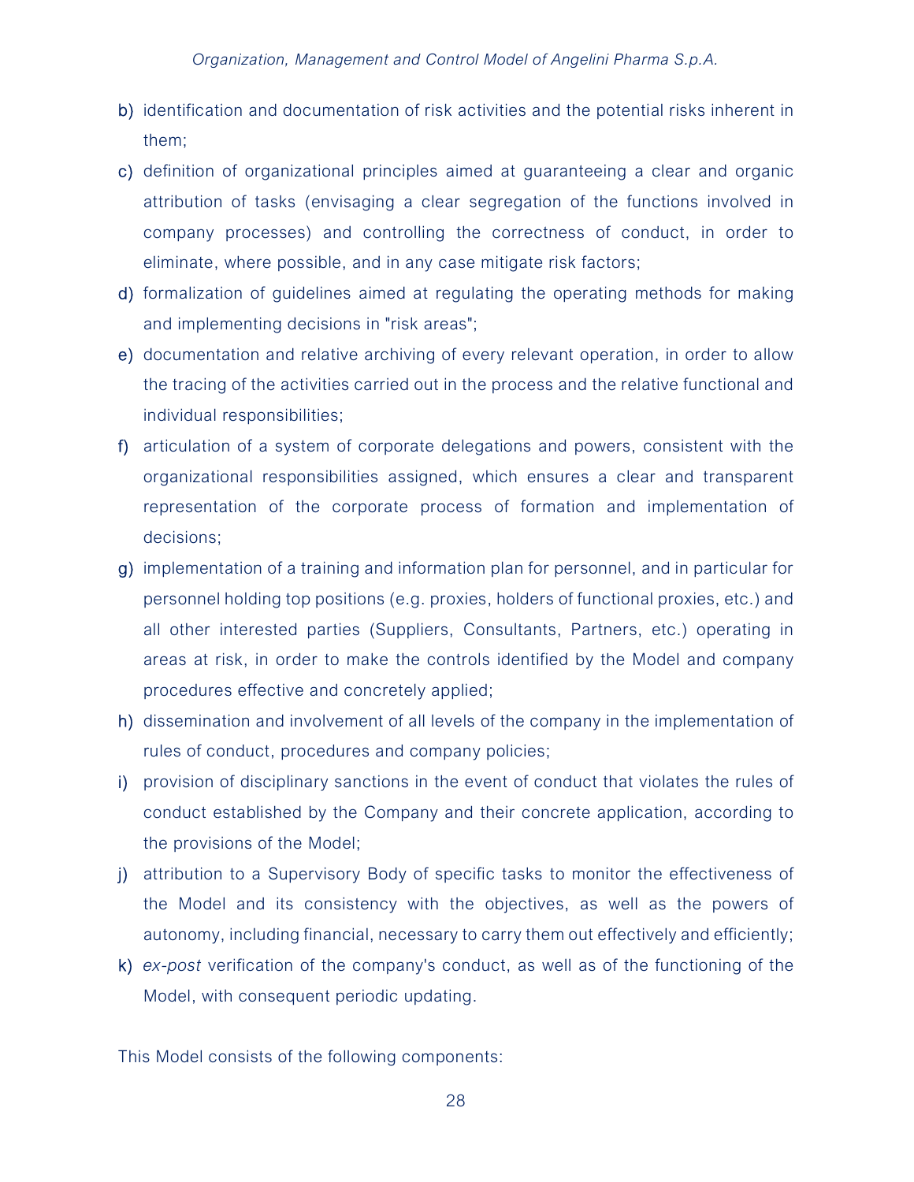b) identification and documentation of risk activities and the potential risks inherent in them;
c) definition of organizational principles aimed at guaranteeing a clear and organic attribution of tasks (envisaging a clear segregation of the functions involved in company processes) and controlling the correctness of conduct, in order to eliminate, where possible, and in any case mitigate risk factors;
d) formalization of guidelines aimed at regulating the operating methods for making and implementing decisions in "risk areas";
e) documentation and relative archiving of every relevant operation, in order to allow the tracing of the activities carried out in the process and the relative functional and individual responsibilities;
f) articulation of a system of corporate delegations and powers, consistent with the organizational responsibilities assigned, which ensures a clear and transparent representation of the corporate process of formation and implementation of decisions;
g) implementation of a training and information plan for personnel, and in particular for personnel holding top positions (e.g. proxies, holders of functional proxies, etc.) and all other interested parties (Suppliers, Consultants, Partners, etc.) operating in areas at risk, in order to make the controls identified by the Model and company procedures effective and concretely applied;
h) dissemination and involvement of all levels of the company in the implementation of rules of conduct, procedures and company policies;
i) provision of disciplinary sanctions in the event of conduct that violates the rules of conduct established by the Company and their concrete application, according to the provisions of the Model;
j) attribution to a Supervisory Body of specific tasks to monitor the effectiveness of the Model and its consistency with the objectives, as well as the powers of autonomy, including financial, necessary to carry them out effectively and efficiently;
k) *ex-post* verification of the company's conduct, as well as of the functioning of the Model, with consequent periodic updating.

This Model consists of the following components: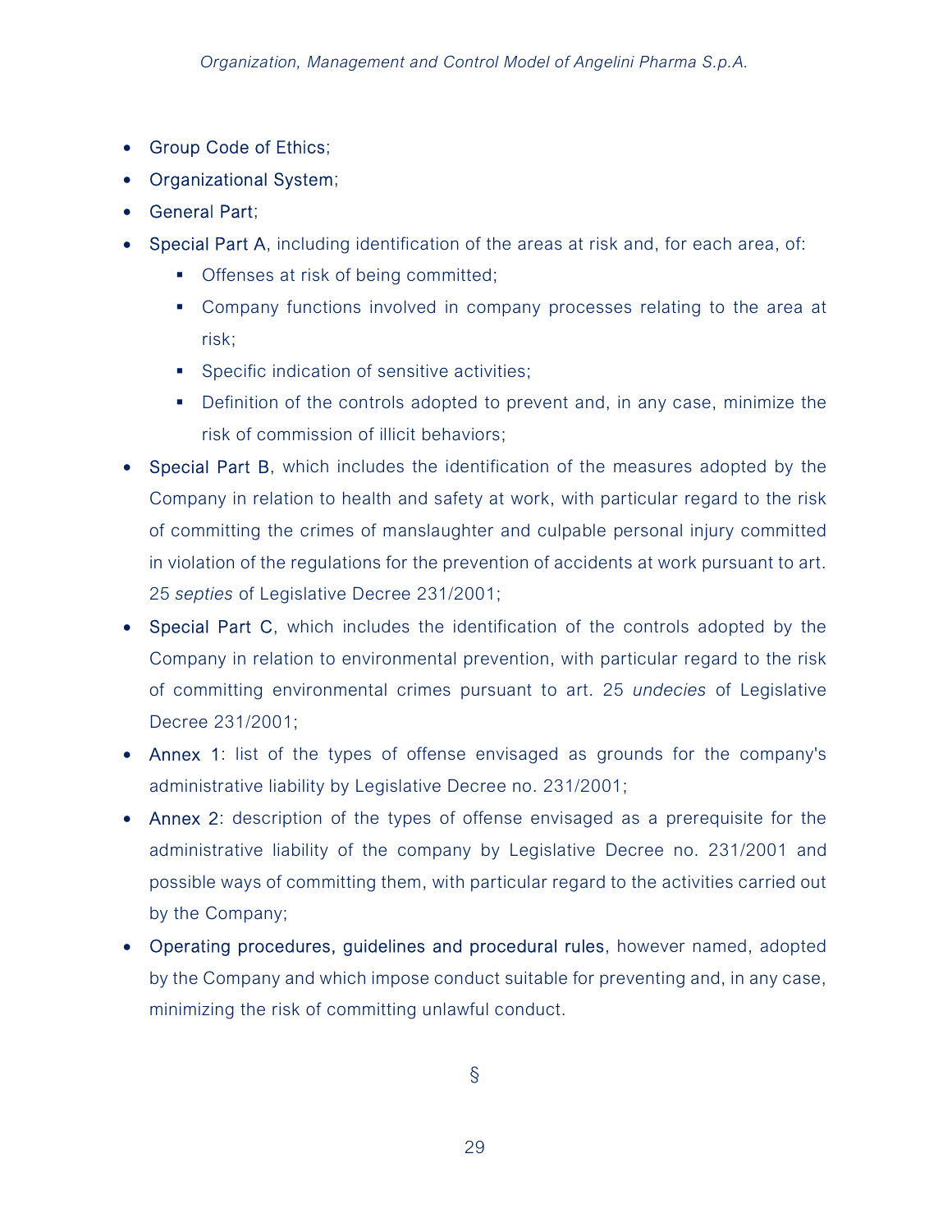- Group Code of Ethics;
- Organizational System;
- General Part;
- Special Part A, including identification of the areas at risk and, for each area, of:
  - Offenses at risk of being committed;
  - Company functions involved in company processes relating to the area at risk;
  - Specific indication of sensitive activities;
  - Definition of the controls adopted to prevent and, in any case, minimize the risk of commission of illicit behaviors;
- Special Part B, which includes the identification of the measures adopted by the Company in relation to health and safety at work, with particular regard to the risk of committing the crimes of manslaughter and culpable personal injury committed in violation of the regulations for the prevention of accidents at work pursuant to art. 25 *septies* of Legislative Decree 231/2001;
- Special Part C, which includes the identification of the controls adopted by the Company in relation to environmental prevention, with particular regard to the risk of committing environmental crimes pursuant to art. 25 *undecies* of Legislative Decree 231/2001;
- Annex 1: list of the types of offense envisaged as grounds for the company's administrative liability by Legislative Decree no. 231/2001;
- Annex 2: description of the types of offense envisaged as a prerequisite for the administrative liability of the company by Legislative Decree no. 231/2001 and possible ways of committing them, with particular regard to the activities carried out by the Company;
- Operating procedures, guidelines and procedural rules, however named, adopted by the Company and which impose conduct suitable for preventing and, in any case, minimizing the risk of committing unlawful conduct.

§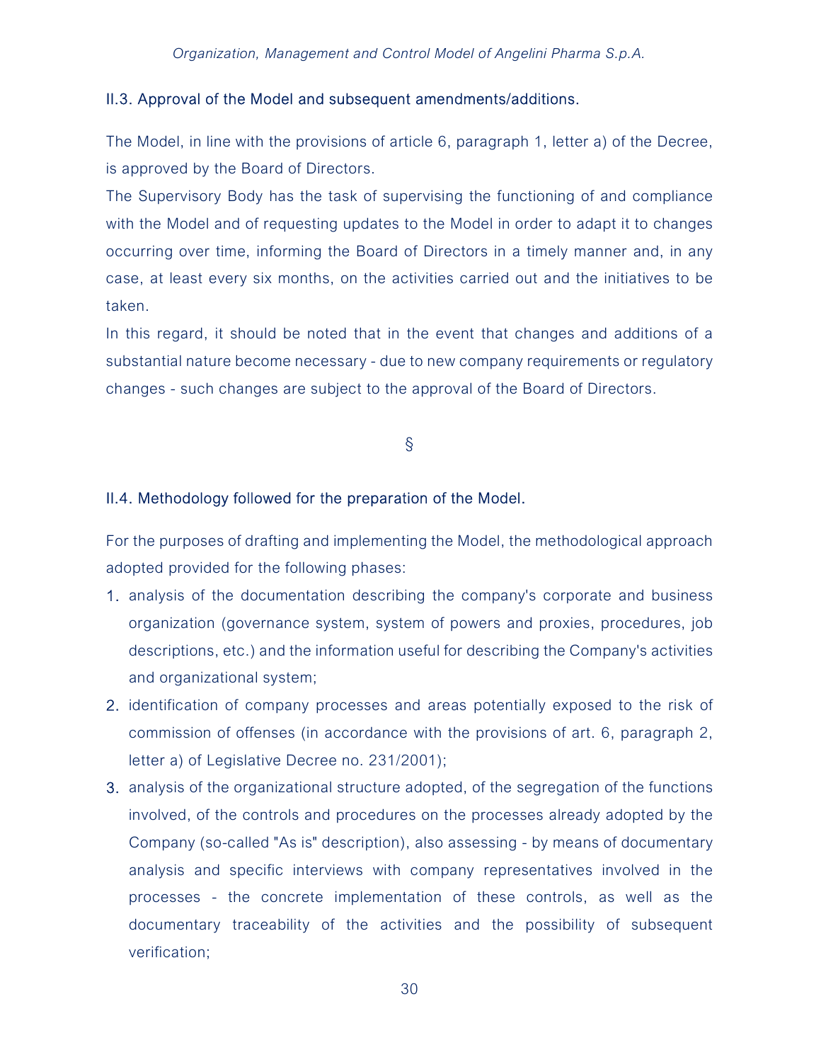### II.3. Approval of the Model and subsequent amendments/additions.

The Model, in line with the provisions of article 6, paragraph 1, letter a) of the Decree, is approved by the Board of Directors.

The Supervisory Body has the task of supervising the functioning of and compliance with the Model and of requesting updates to the Model in order to adapt it to changes occurring over time, informing the Board of Directors in a timely manner and, in any case, at least every six months, on the activities carried out and the initiatives to be taken.

In this regard, it should be noted that in the event that changes and additions of a substantial nature become necessary - due to new company requirements or regulatory changes - such changes are subject to the approval of the Board of Directors.

§

### II.4. Methodology followed for the preparation of the Model.

For the purposes of drafting and implementing the Model, the methodological approach adopted provided for the following phases:

1. analysis of the documentation describing the company's corporate and business organization (governance system, system of powers and proxies, procedures, job descriptions, etc.) and the information useful for describing the Company's activities and organizational system;
2. identification of company processes and areas potentially exposed to the risk of commission of offenses (in accordance with the provisions of art. 6, paragraph 2, letter a) of Legislative Decree no. 231/2001);
3. analysis of the organizational structure adopted, of the segregation of the functions involved, of the controls and procedures on the processes already adopted by the Company (so-called "As is" description), also assessing - by means of documentary analysis and specific interviews with company representatives involved in the processes - the concrete implementation of these controls, as well as the documentary traceability of the activities and the possibility of subsequent verification;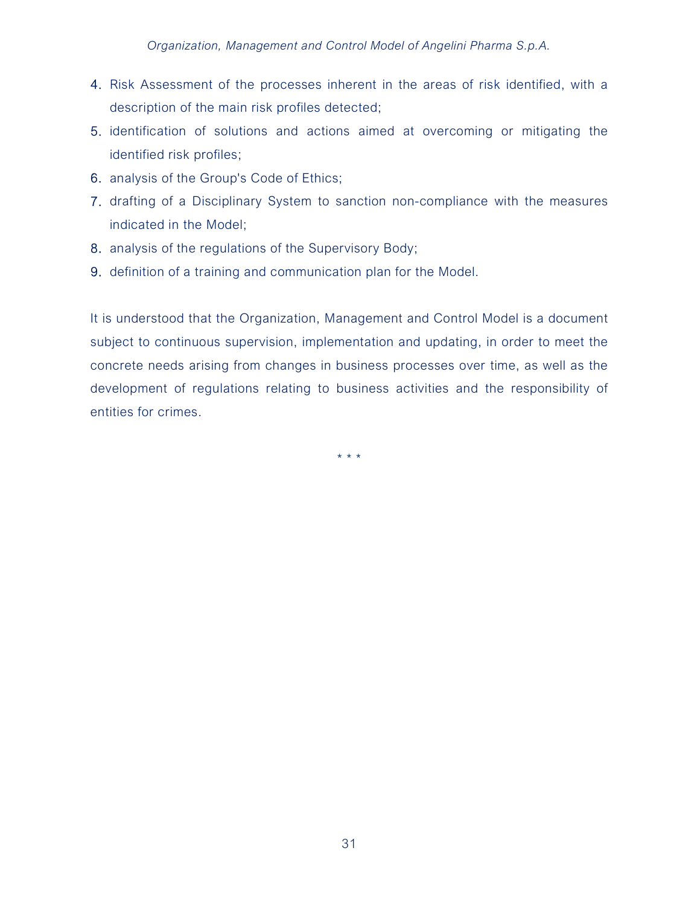4. Risk Assessment of the processes inherent in the areas of risk identified, with a description of the main risk profiles detected;
5. identification of solutions and actions aimed at overcoming or mitigating the identified risk profiles;
6. analysis of the Group's Code of Ethics;
7. drafting of a Disciplinary System to sanction non-compliance with the measures indicated in the Model;
8. analysis of the regulations of the Supervisory Body;
9. definition of a training and communication plan for the Model.

It is understood that the Organization, Management and Control Model is a document subject to continuous supervision, implementation and updating, in order to meet the concrete needs arising from changes in business processes over time, as well as the development of regulations relating to business activities and the responsibility of entities for crimes.

* * *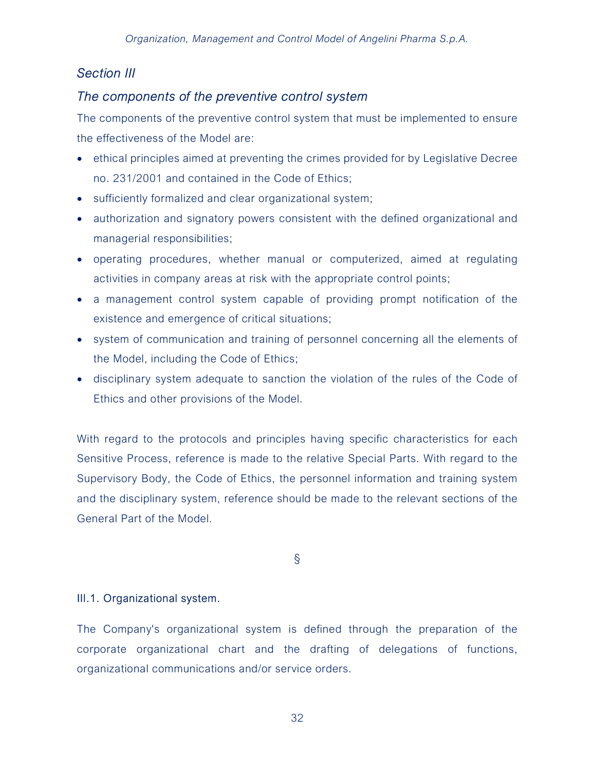## *Section III*

## *The components of the preventive control system*

The components of the preventive control system that must be implemented to ensure the effectiveness of the Model are:

- ethical principles aimed at preventing the crimes provided for by Legislative Decree no. 231/2001 and contained in the Code of Ethics;
- sufficiently formalized and clear organizational system;
- authorization and signatory powers consistent with the defined organizational and managerial responsibilities;
- operating procedures, whether manual or computerized, aimed at regulating activities in company areas at risk with the appropriate control points;
- a management control system capable of providing prompt notification of the existence and emergence of critical situations;
- system of communication and training of personnel concerning all the elements of the Model, including the Code of Ethics;
- disciplinary system adequate to sanction the violation of the rules of the Code of Ethics and other provisions of the Model.

With regard to the protocols and principles having specific characteristics for each Sensitive Process, reference is made to the relative Special Parts. With regard to the Supervisory Body, the Code of Ethics, the personnel information and training system and the disciplinary system, reference should be made to the relevant sections of the General Part of the Model.

§

### III.1. Organizational system.

The Company's organizational system is defined through the preparation of the corporate organizational chart and the drafting of delegations of functions, organizational communications and/or service orders.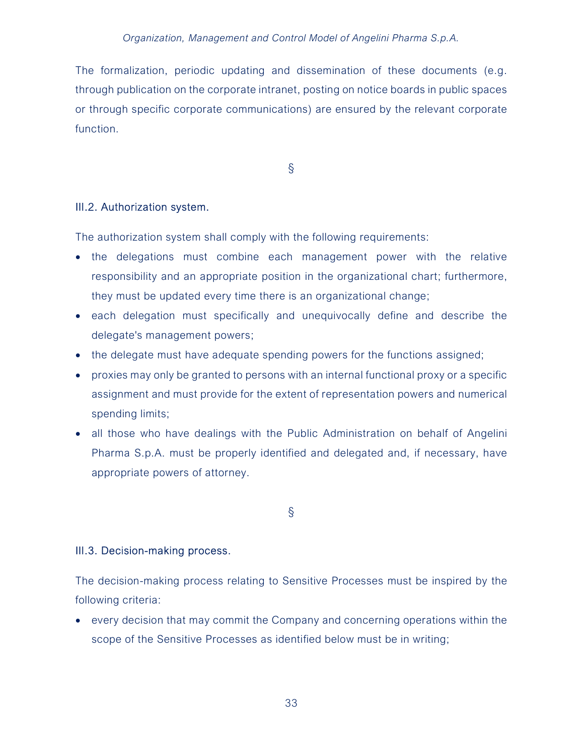The formalization, periodic updating and dissemination of these documents (e.g. through publication on the corporate intranet, posting on notice boards in public spaces or through specific corporate communications) are ensured by the relevant corporate function.

§

### III.2. Authorization system.

The authorization system shall comply with the following requirements:

- the delegations must combine each management power with the relative responsibility and an appropriate position in the organizational chart; furthermore, they must be updated every time there is an organizational change;
- each delegation must specifically and unequivocally define and describe the delegate's management powers;
- the delegate must have adequate spending powers for the functions assigned;
- proxies may only be granted to persons with an internal functional proxy or a specific assignment and must provide for the extent of representation powers and numerical spending limits;
- all those who have dealings with the Public Administration on behalf of Angelini Pharma S.p.A. must be properly identified and delegated and, if necessary, have appropriate powers of attorney.

§

### III.3. Decision-making process.

The decision-making process relating to Sensitive Processes must be inspired by the following criteria:

- every decision that may commit the Company and concerning operations within the scope of the Sensitive Processes as identified below must be in writing;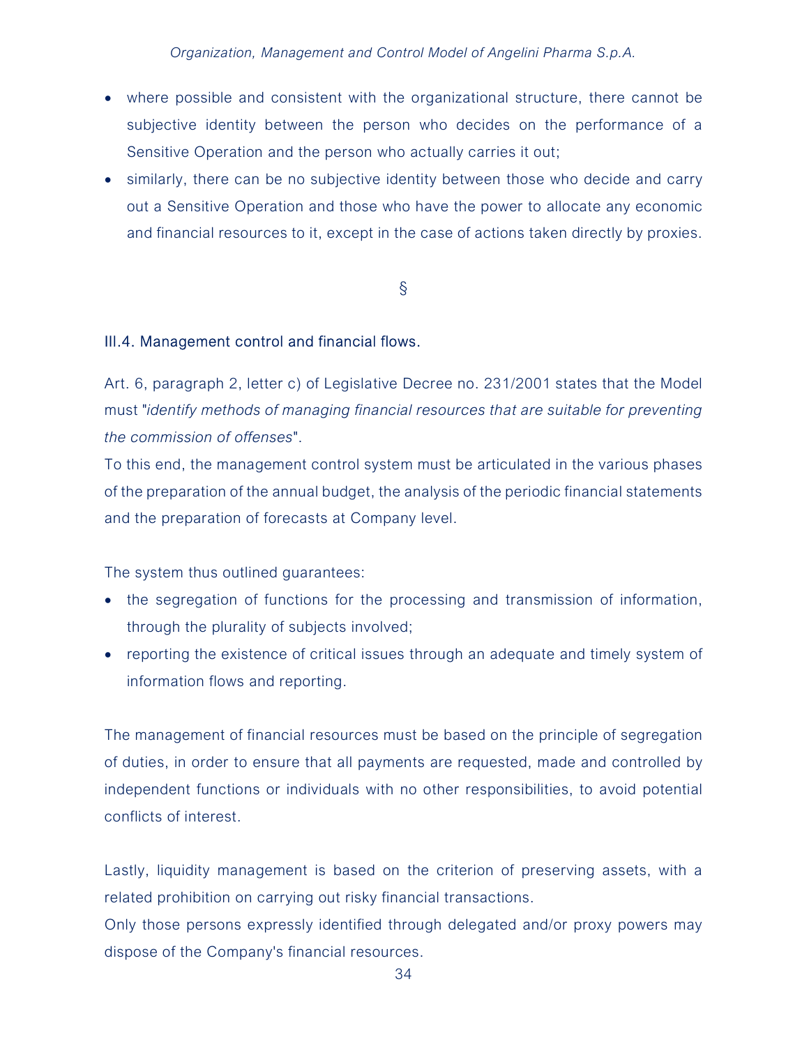- where possible and consistent with the organizational structure, there cannot be subjective identity between the person who decides on the performance of a Sensitive Operation and the person who actually carries it out;
- similarly, there can be no subjective identity between those who decide and carry out a Sensitive Operation and those who have the power to allocate any economic and financial resources to it, except in the case of actions taken directly by proxies.

§

### III.4. Management control and financial flows.

Art. 6, paragraph 2, letter c) of Legislative Decree no. 231/2001 states that the Model must "*identify methods of managing financial resources that are suitable for preventing the commission of offenses*".

To this end, the management control system must be articulated in the various phases of the preparation of the annual budget, the analysis of the periodic financial statements and the preparation of forecasts at Company level.

The system thus outlined guarantees:

- the segregation of functions for the processing and transmission of information, through the plurality of subjects involved;
- reporting the existence of critical issues through an adequate and timely system of information flows and reporting.

The management of financial resources must be based on the principle of segregation of duties, in order to ensure that all payments are requested, made and controlled by independent functions or individuals with no other responsibilities, to avoid potential conflicts of interest.

Lastly, liquidity management is based on the criterion of preserving assets, with a related prohibition on carrying out risky financial transactions.

Only those persons expressly identified through delegated and/or proxy powers may dispose of the Company's financial resources.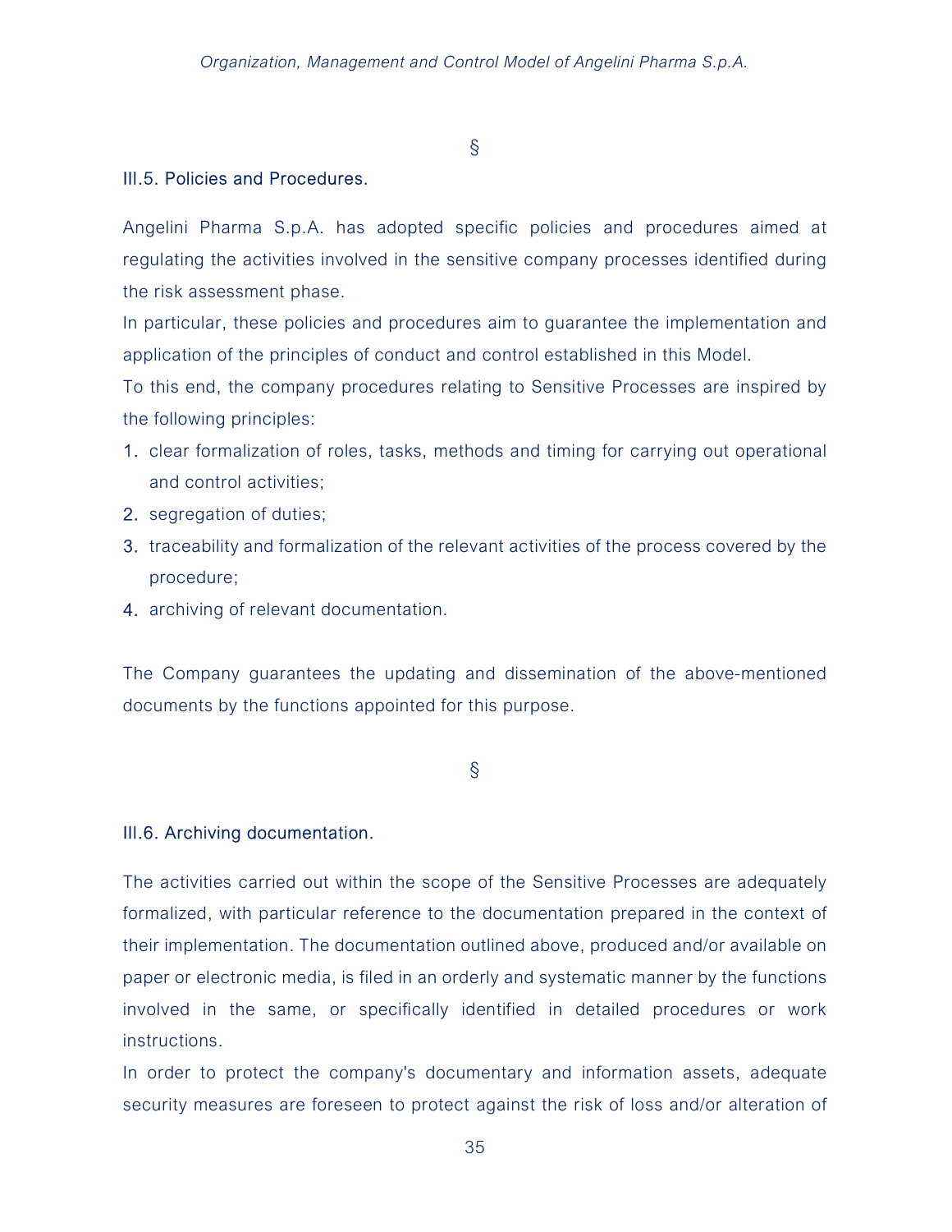§

### III.5. Policies and Procedures.

Angelini Pharma S.p.A. has adopted specific policies and procedures aimed at regulating the activities involved in the sensitive company processes identified during the risk assessment phase.

In particular, these policies and procedures aim to guarantee the implementation and application of the principles of conduct and control established in this Model.

To this end, the company procedures relating to Sensitive Processes are inspired by the following principles:

1. clear formalization of roles, tasks, methods and timing for carrying out operational and control activities;
2. segregation of duties;
3. traceability and formalization of the relevant activities of the process covered by the procedure;
4. archiving of relevant documentation.

The Company guarantees the updating and dissemination of the above-mentioned documents by the functions appointed for this purpose.

§

### III.6. Archiving documentation.

The activities carried out within the scope of the Sensitive Processes are adequately formalized, with particular reference to the documentation prepared in the context of their implementation. The documentation outlined above, produced and/or available on paper or electronic media, is filed in an orderly and systematic manner by the functions involved in the same, or specifically identified in detailed procedures or work instructions.

In order to protect the company's documentary and information assets, adequate security measures are foreseen to protect against the risk of loss and/or alteration of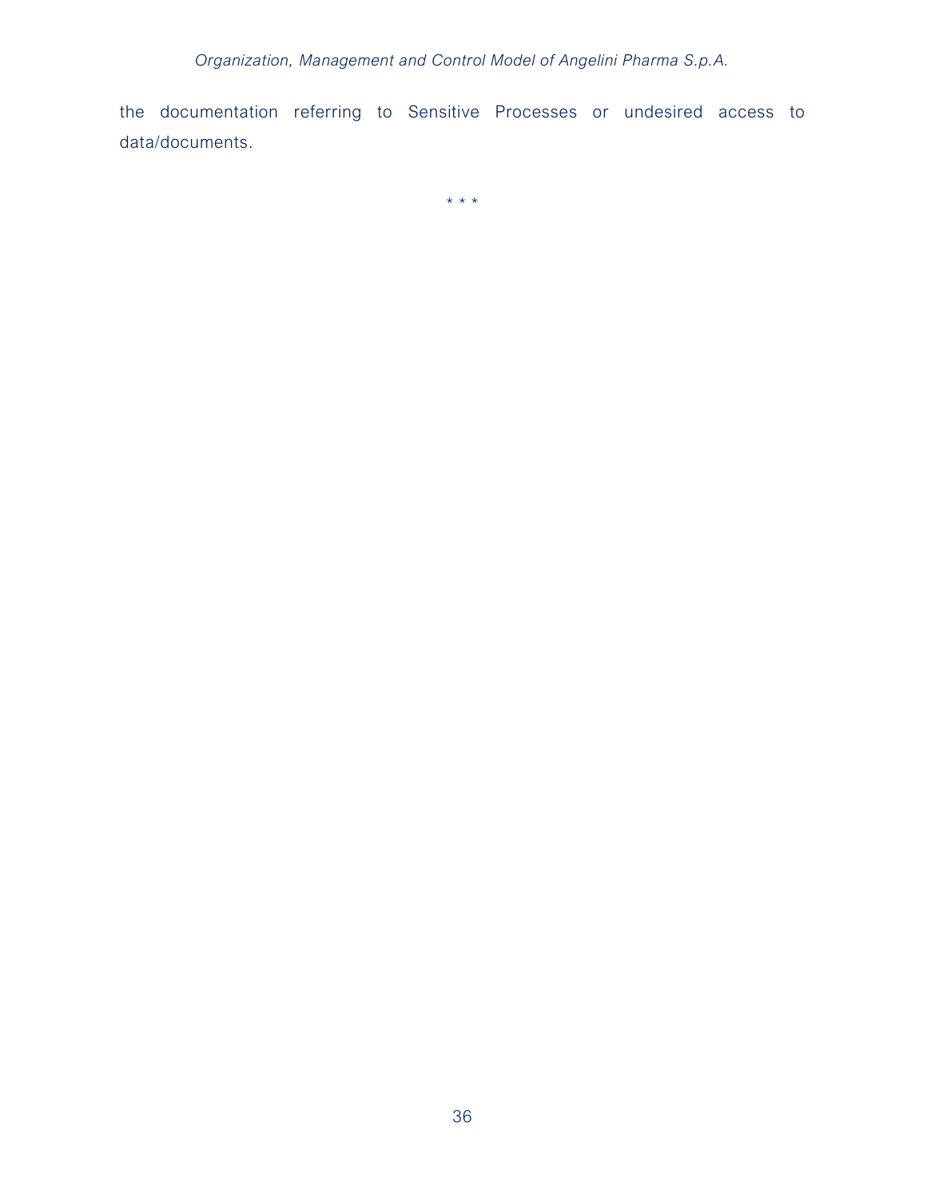the documentation referring to Sensitive Processes or undesired access to data/documents.

* * *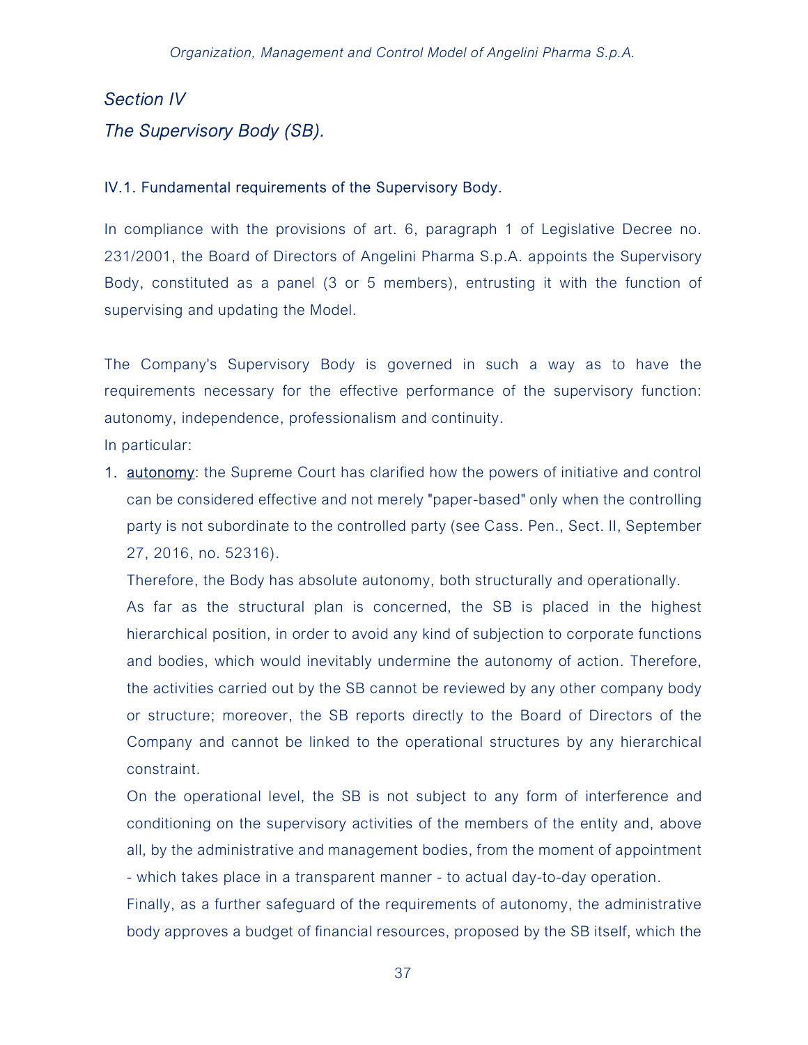## *Section IV*

## *The Supervisory Body (SB).*

### IV.1. Fundamental requirements of the Supervisory Body.

In compliance with the provisions of art. 6, paragraph 1 of Legislative Decree no. 231/2001, the Board of Directors of Angelini Pharma S.p.A. appoints the Supervisory Body, constituted as a panel (3 or 5 members), entrusting it with the function of supervising and updating the Model.

The Company's Supervisory Body is governed in such a way as to have the requirements necessary for the effective performance of the supervisory function: autonomy, independence, professionalism and continuity.

In particular:

1. <u>autonomy</u>: the Supreme Court has clarified how the powers of initiative and control can be considered effective and not merely "paper-based" only when the controlling party is not subordinate to the controlled party (see Cass. Pen., Sect. II, September 27, 2016, no. 52316).

   Therefore, the Body has absolute autonomy, both structurally and operationally.

   As far as the structural plan is concerned, the SB is placed in the highest hierarchical position, in order to avoid any kind of subjection to corporate functions and bodies, which would inevitably undermine the autonomy of action. Therefore, the activities carried out by the SB cannot be reviewed by any other company body or structure; moreover, the SB reports directly to the Board of Directors of the Company and cannot be linked to the operational structures by any hierarchical constraint.

   On the operational level, the SB is not subject to any form of interference and conditioning on the supervisory activities of the members of the entity and, above all, by the administrative and management bodies, from the moment of appointment - which takes place in a transparent manner - to actual day-to-day operation.

   Finally, as a further safeguard of the requirements of autonomy, the administrative body approves a budget of financial resources, proposed by the SB itself, which the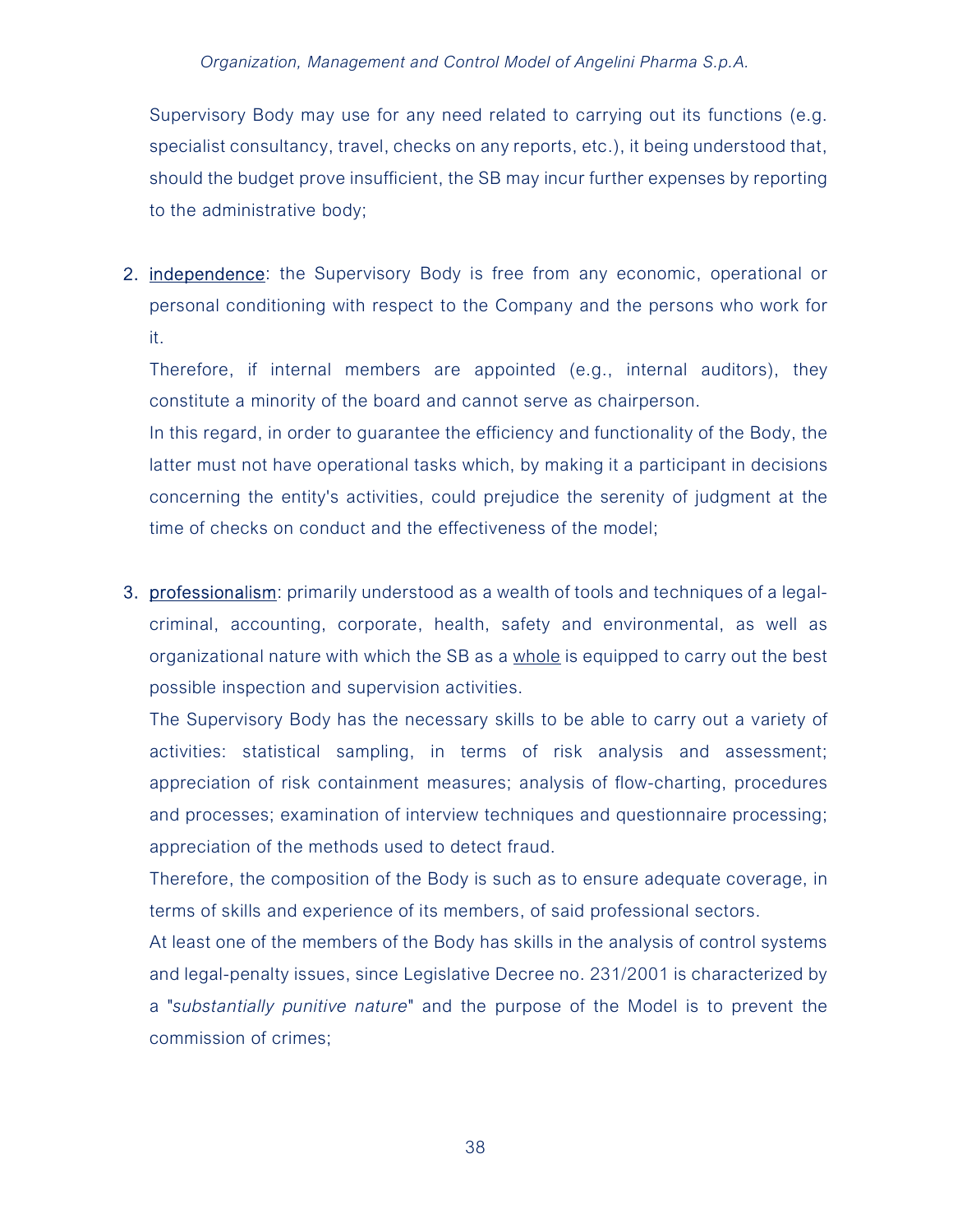Supervisory Body may use for any need related to carrying out its functions (e.g. specialist consultancy, travel, checks on any reports, etc.), it being understood that, should the budget prove insufficient, the SB may incur further expenses by reporting to the administrative body;

2. <u>independence</u>: the Supervisory Body is free from any economic, operational or personal conditioning with respect to the Company and the persons who work for it.

   Therefore, if internal members are appointed (e.g., internal auditors), they constitute a minority of the board and cannot serve as chairperson.

   In this regard, in order to guarantee the efficiency and functionality of the Body, the latter must not have operational tasks which, by making it a participant in decisions concerning the entity's activities, could prejudice the serenity of judgment at the time of checks on conduct and the effectiveness of the model;

3. <u>professionalism</u>: primarily understood as a wealth of tools and techniques of a legal-criminal, accounting, corporate, health, safety and environmental, as well as organizational nature with which the SB as a <u>whole</u> is equipped to carry out the best possible inspection and supervision activities.

   The Supervisory Body has the necessary skills to be able to carry out a variety of activities: statistical sampling, in terms of risk analysis and assessment; appreciation of risk containment measures; analysis of flow-charting, procedures and processes; examination of interview techniques and questionnaire processing; appreciation of the methods used to detect fraud.

   Therefore, the composition of the Body is such as to ensure adequate coverage, in terms of skills and experience of its members, of said professional sectors.

   At least one of the members of the Body has skills in the analysis of control systems and legal-penalty issues, since Legislative Decree no. 231/2001 is characterized by a "*substantially punitive nature*" and the purpose of the Model is to prevent the commission of crimes;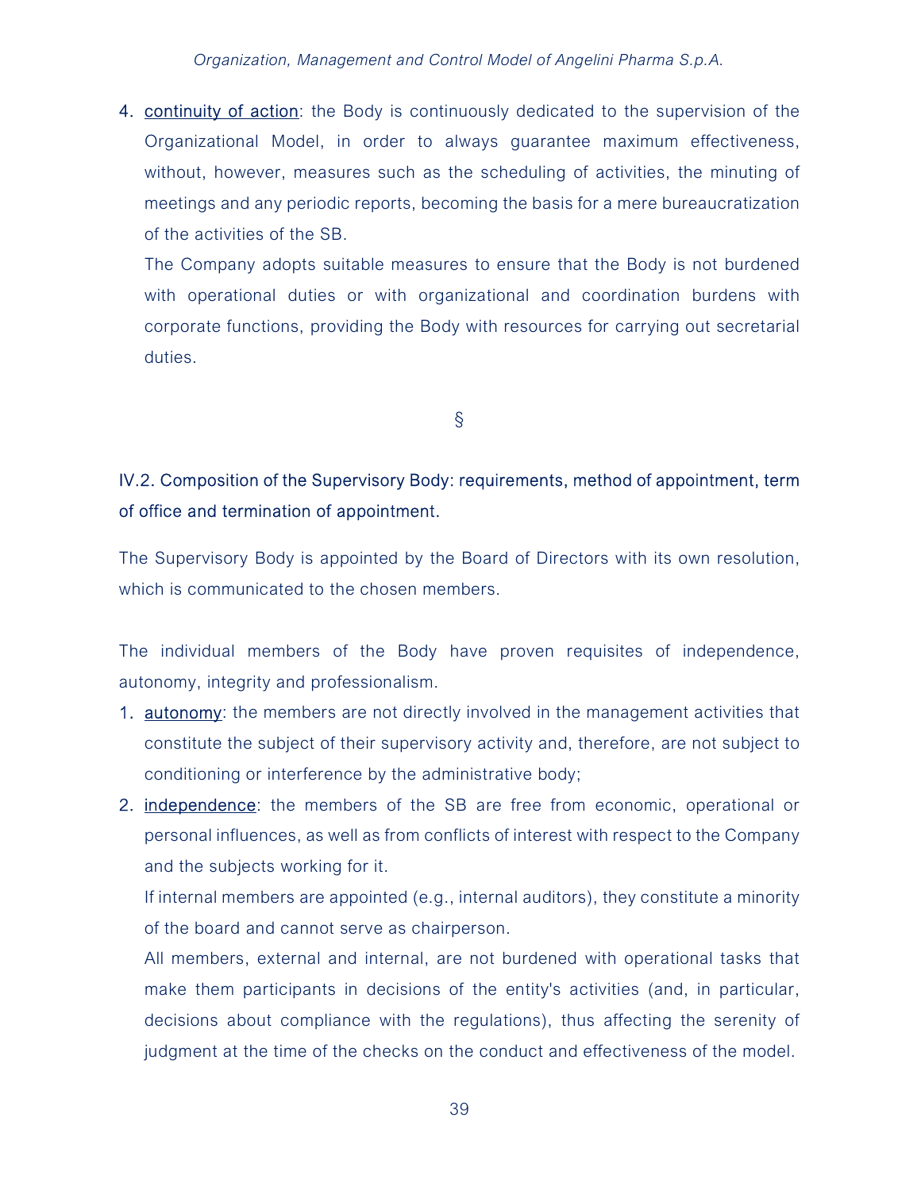4. <u>continuity of action</u>: the Body is continuously dedicated to the supervision of the Organizational Model, in order to always guarantee maximum effectiveness, without, however, measures such as the scheduling of activities, the minuting of meetings and any periodic reports, becoming the basis for a mere bureaucratization of the activities of the SB.

   The Company adopts suitable measures to ensure that the Body is not burdened with operational duties or with organizational and coordination burdens with corporate functions, providing the Body with resources for carrying out secretarial duties.

§

## IV.2. Composition of the Supervisory Body: requirements, method of appointment, term of office and termination of appointment.

The Supervisory Body is appointed by the Board of Directors with its own resolution, which is communicated to the chosen members.

The individual members of the Body have proven requisites of independence, autonomy, integrity and professionalism.

1. <u>autonomy</u>: the members are not directly involved in the management activities that constitute the subject of their supervisory activity and, therefore, are not subject to conditioning or interference by the administrative body;
2. <u>independence</u>: the members of the SB are free from economic, operational or personal influences, as well as from conflicts of interest with respect to the Company and the subjects working for it.

   If internal members are appointed (e.g., internal auditors), they constitute a minority of the board and cannot serve as chairperson.

   All members, external and internal, are not burdened with operational tasks that make them participants in decisions of the entity's activities (and, in particular, decisions about compliance with the regulations), thus affecting the serenity of judgment at the time of the checks on the conduct and effectiveness of the model.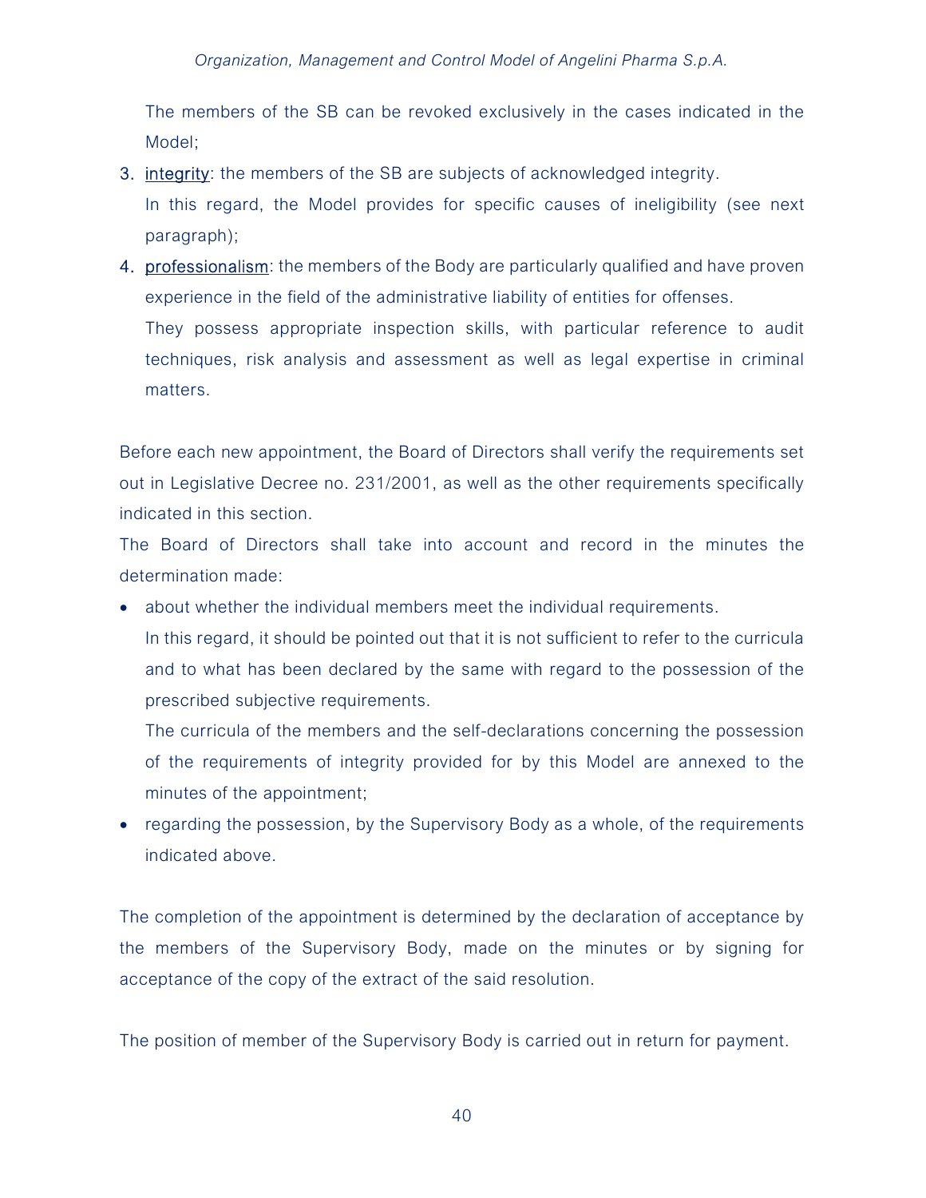The members of the SB can be revoked exclusively in the cases indicated in the Model;

3. integrity: the members of the SB are subjects of acknowledged integrity.
   In this regard, the Model provides for specific causes of ineligibility (see next paragraph);
4. professionalism: the members of the Body are particularly qualified and have proven experience in the field of the administrative liability of entities for offenses.
   They possess appropriate inspection skills, with particular reference to audit techniques, risk analysis and assessment as well as legal expertise in criminal matters.

Before each new appointment, the Board of Directors shall verify the requirements set out in Legislative Decree no. 231/2001, as well as the other requirements specifically indicated in this section.

The Board of Directors shall take into account and record in the minutes the determination made:

- about whether the individual members meet the individual requirements.
  In this regard, it should be pointed out that it is not sufficient to refer to the curricula and to what has been declared by the same with regard to the possession of the prescribed subjective requirements.
  The curricula of the members and the self-declarations concerning the possession of the requirements of integrity provided for by this Model are annexed to the minutes of the appointment;
- regarding the possession, by the Supervisory Body as a whole, of the requirements indicated above.

The completion of the appointment is determined by the declaration of acceptance by the members of the Supervisory Body, made on the minutes or by signing for acceptance of the copy of the extract of the said resolution.

The position of member of the Supervisory Body is carried out in return for payment.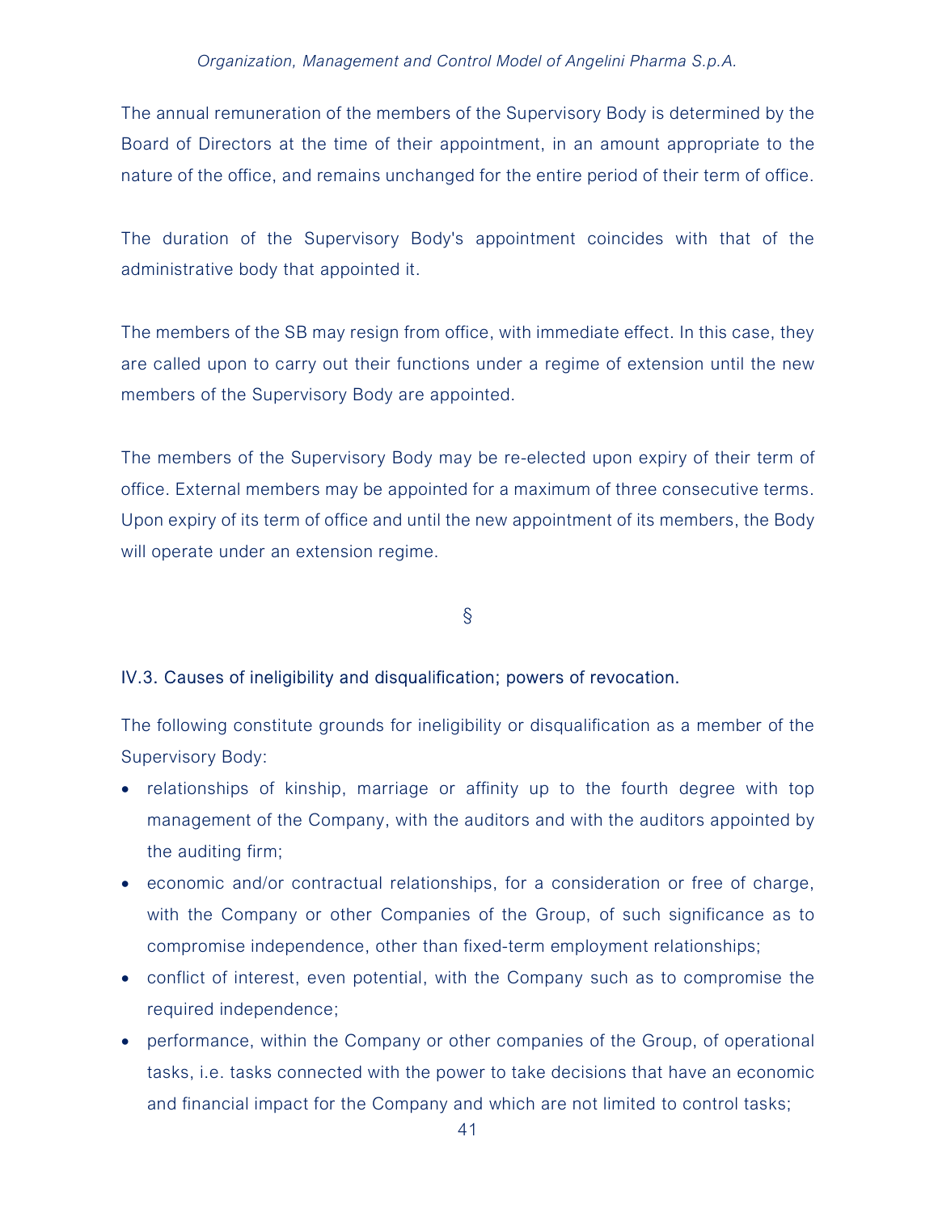The annual remuneration of the members of the Supervisory Body is determined by the Board of Directors at the time of their appointment, in an amount appropriate to the nature of the office, and remains unchanged for the entire period of their term of office.

The duration of the Supervisory Body's appointment coincides with that of the administrative body that appointed it.

The members of the SB may resign from office, with immediate effect. In this case, they are called upon to carry out their functions under a regime of extension until the new members of the Supervisory Body are appointed.

The members of the Supervisory Body may be re-elected upon expiry of their term of office. External members may be appointed for a maximum of three consecutive terms. Upon expiry of its term of office and until the new appointment of its members, the Body will operate under an extension regime.

§

### IV.3. Causes of ineligibility and disqualification; powers of revocation.

The following constitute grounds for ineligibility or disqualification as a member of the Supervisory Body:

- relationships of kinship, marriage or affinity up to the fourth degree with top management of the Company, with the auditors and with the auditors appointed by the auditing firm;
- economic and/or contractual relationships, for a consideration or free of charge, with the Company or other Companies of the Group, of such significance as to compromise independence, other than fixed-term employment relationships;
- conflict of interest, even potential, with the Company such as to compromise the required independence;
- performance, within the Company or other companies of the Group, of operational tasks, i.e. tasks connected with the power to take decisions that have an economic and financial impact for the Company and which are not limited to control tasks;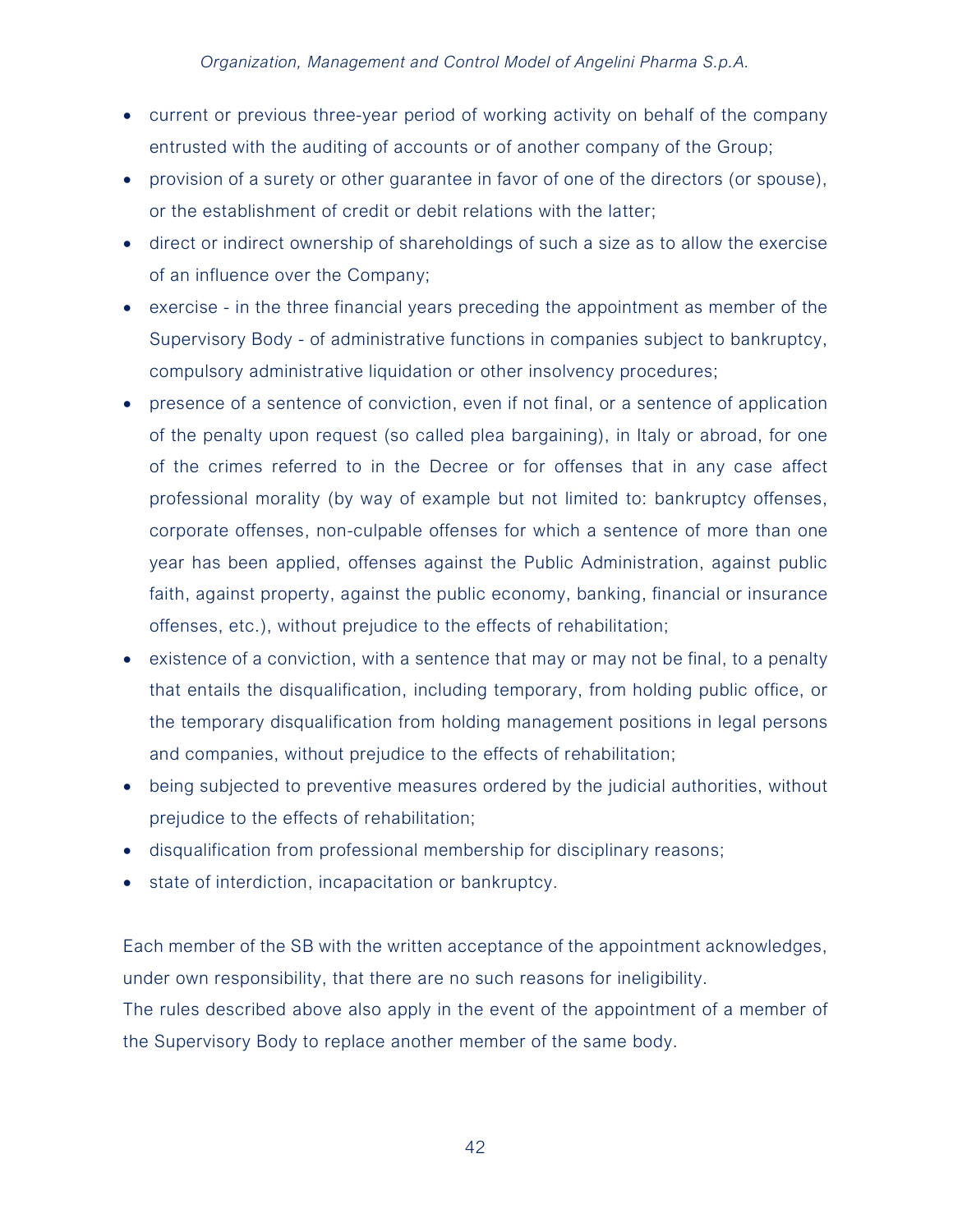- current or previous three-year period of working activity on behalf of the company entrusted with the auditing of accounts or of another company of the Group;
- provision of a surety or other guarantee in favor of one of the directors (or spouse), or the establishment of credit or debit relations with the latter;
- direct or indirect ownership of shareholdings of such a size as to allow the exercise of an influence over the Company;
- exercise - in the three financial years preceding the appointment as member of the Supervisory Body - of administrative functions in companies subject to bankruptcy, compulsory administrative liquidation or other insolvency procedures;
- presence of a sentence of conviction, even if not final, or a sentence of application of the penalty upon request (so called plea bargaining), in Italy or abroad, for one of the crimes referred to in the Decree or for offenses that in any case affect professional morality (by way of example but not limited to: bankruptcy offenses, corporate offenses, non-culpable offenses for which a sentence of more than one year has been applied, offenses against the Public Administration, against public faith, against property, against the public economy, banking, financial or insurance offenses, etc.), without prejudice to the effects of rehabilitation;
- existence of a conviction, with a sentence that may or may not be final, to a penalty that entails the disqualification, including temporary, from holding public office, or the temporary disqualification from holding management positions in legal persons and companies, without prejudice to the effects of rehabilitation;
- being subjected to preventive measures ordered by the judicial authorities, without prejudice to the effects of rehabilitation;
- disqualification from professional membership for disciplinary reasons;
- state of interdiction, incapacitation or bankruptcy.

Each member of the SB with the written acceptance of the appointment acknowledges, under own responsibility, that there are no such reasons for ineligibility.
The rules described above also apply in the event of the appointment of a member of the Supervisory Body to replace another member of the same body.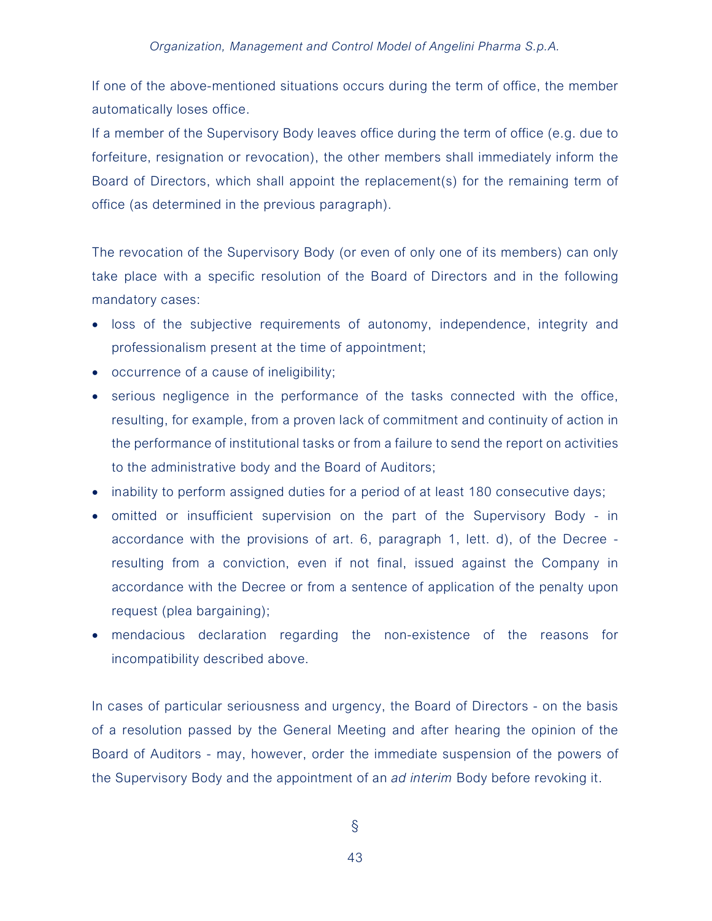If one of the above-mentioned situations occurs during the term of office, the member automatically loses office.

If a member of the Supervisory Body leaves office during the term of office (e.g. due to forfeiture, resignation or revocation), the other members shall immediately inform the Board of Directors, which shall appoint the replacement(s) for the remaining term of office (as determined in the previous paragraph).

The revocation of the Supervisory Body (or even of only one of its members) can only take place with a specific resolution of the Board of Directors and in the following mandatory cases:

- loss of the subjective requirements of autonomy, independence, integrity and professionalism present at the time of appointment;
- occurrence of a cause of ineligibility;
- serious negligence in the performance of the tasks connected with the office, resulting, for example, from a proven lack of commitment and continuity of action in the performance of institutional tasks or from a failure to send the report on activities to the administrative body and the Board of Auditors;
- inability to perform assigned duties for a period of at least 180 consecutive days;
- omitted or insufficient supervision on the part of the Supervisory Body - in accordance with the provisions of art. 6, paragraph 1, lett. d), of the Decree - resulting from a conviction, even if not final, issued against the Company in accordance with the Decree or from a sentence of application of the penalty upon request (plea bargaining);
- mendacious declaration regarding the non-existence of the reasons for incompatibility described above.

In cases of particular seriousness and urgency, the Board of Directors - on the basis of a resolution passed by the General Meeting and after hearing the opinion of the Board of Auditors - may, however, order the immediate suspension of the powers of the Supervisory Body and the appointment of an *ad interim* Body before revoking it.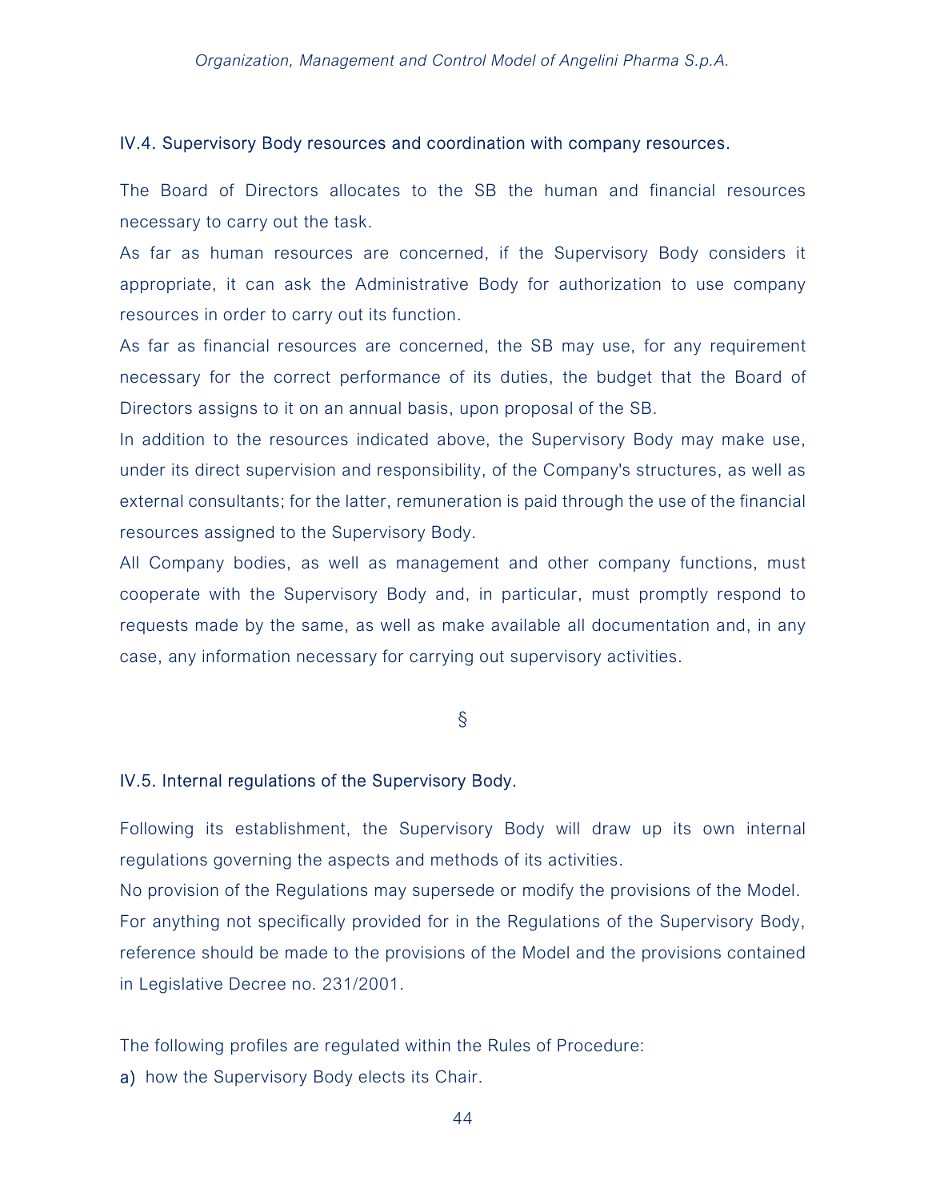### IV.4. Supervisory Body resources and coordination with company resources.

The Board of Directors allocates to the SB the human and financial resources necessary to carry out the task.

As far as human resources are concerned, if the Supervisory Body considers it appropriate, it can ask the Administrative Body for authorization to use company resources in order to carry out its function.

As far as financial resources are concerned, the SB may use, for any requirement necessary for the correct performance of its duties, the budget that the Board of Directors assigns to it on an annual basis, upon proposal of the SB.

In addition to the resources indicated above, the Supervisory Body may make use, under its direct supervision and responsibility, of the Company's structures, as well as external consultants; for the latter, remuneration is paid through the use of the financial resources assigned to the Supervisory Body.

All Company bodies, as well as management and other company functions, must cooperate with the Supervisory Body and, in particular, must promptly respond to requests made by the same, as well as make available all documentation and, in any case, any information necessary for carrying out supervisory activities.

§

### IV.5. Internal regulations of the Supervisory Body.

Following its establishment, the Supervisory Body will draw up its own internal regulations governing the aspects and methods of its activities.

No provision of the Regulations may supersede or modify the provisions of the Model.

For anything not specifically provided for in the Regulations of the Supervisory Body, reference should be made to the provisions of the Model and the provisions contained in Legislative Decree no. 231/2001.

The following profiles are regulated within the Rules of Procedure:

a) how the Supervisory Body elects its Chair.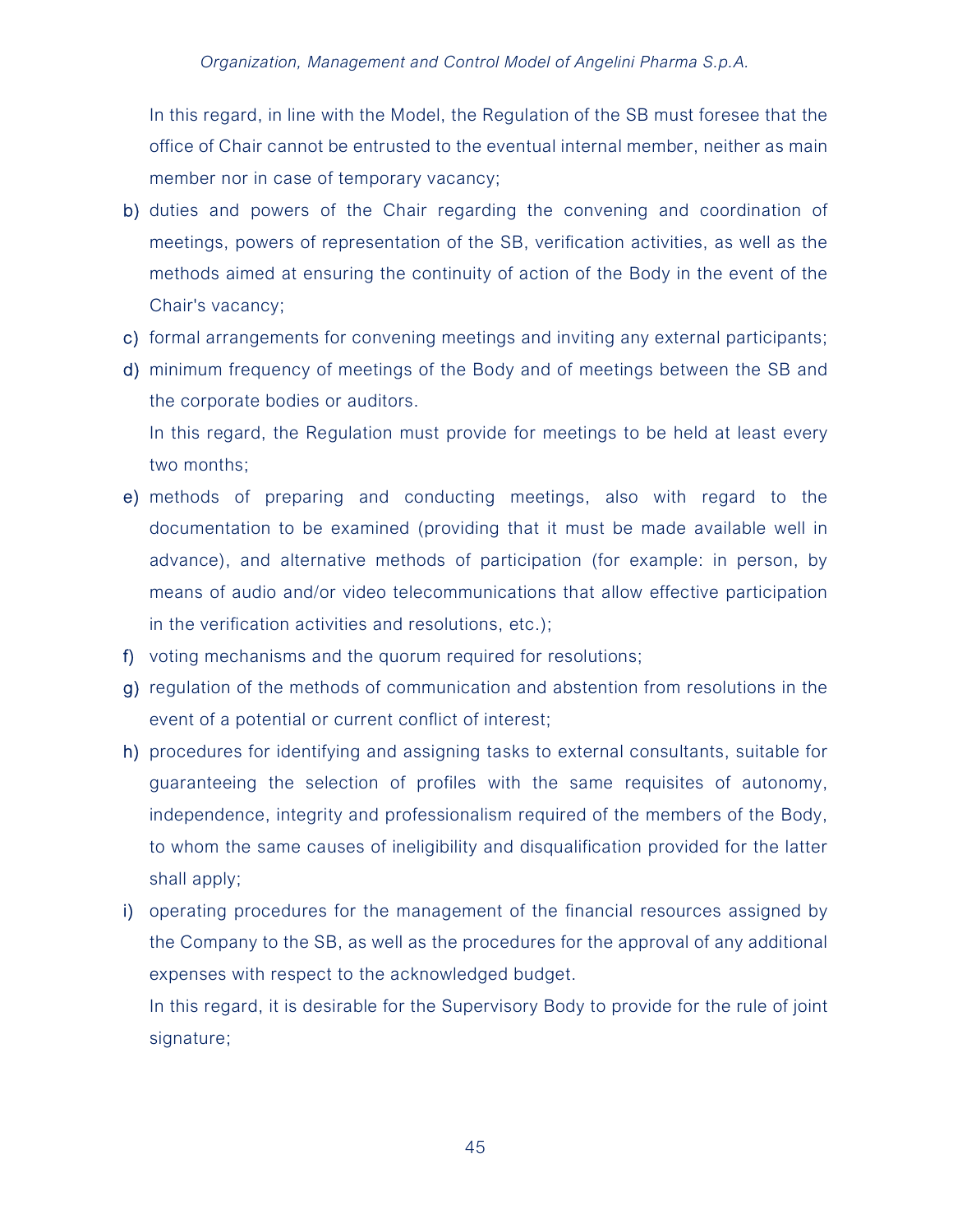In this regard, in line with the Model, the Regulation of the SB must foresee that the office of Chair cannot be entrusted to the eventual internal member, neither as main member nor in case of temporary vacancy;

b) duties and powers of the Chair regarding the convening and coordination of meetings, powers of representation of the SB, verification activities, as well as the methods aimed at ensuring the continuity of action of the Body in the event of the Chair's vacancy;

c) formal arrangements for convening meetings and inviting any external participants;

d) minimum frequency of meetings of the Body and of meetings between the SB and the corporate bodies or auditors.

   In this regard, the Regulation must provide for meetings to be held at least every two months;

e) methods of preparing and conducting meetings, also with regard to the documentation to be examined (providing that it must be made available well in advance), and alternative methods of participation (for example: in person, by means of audio and/or video telecommunications that allow effective participation in the verification activities and resolutions, etc.);

f) voting mechanisms and the quorum required for resolutions;

g) regulation of the methods of communication and abstention from resolutions in the event of a potential or current conflict of interest;

h) procedures for identifying and assigning tasks to external consultants, suitable for guaranteeing the selection of profiles with the same requisites of autonomy, independence, integrity and professionalism required of the members of the Body, to whom the same causes of ineligibility and disqualification provided for the latter shall apply;

i) operating procedures for the management of the financial resources assigned by the Company to the SB, as well as the procedures for the approval of any additional expenses with respect to the acknowledged budget.

   In this regard, it is desirable for the Supervisory Body to provide for the rule of joint signature;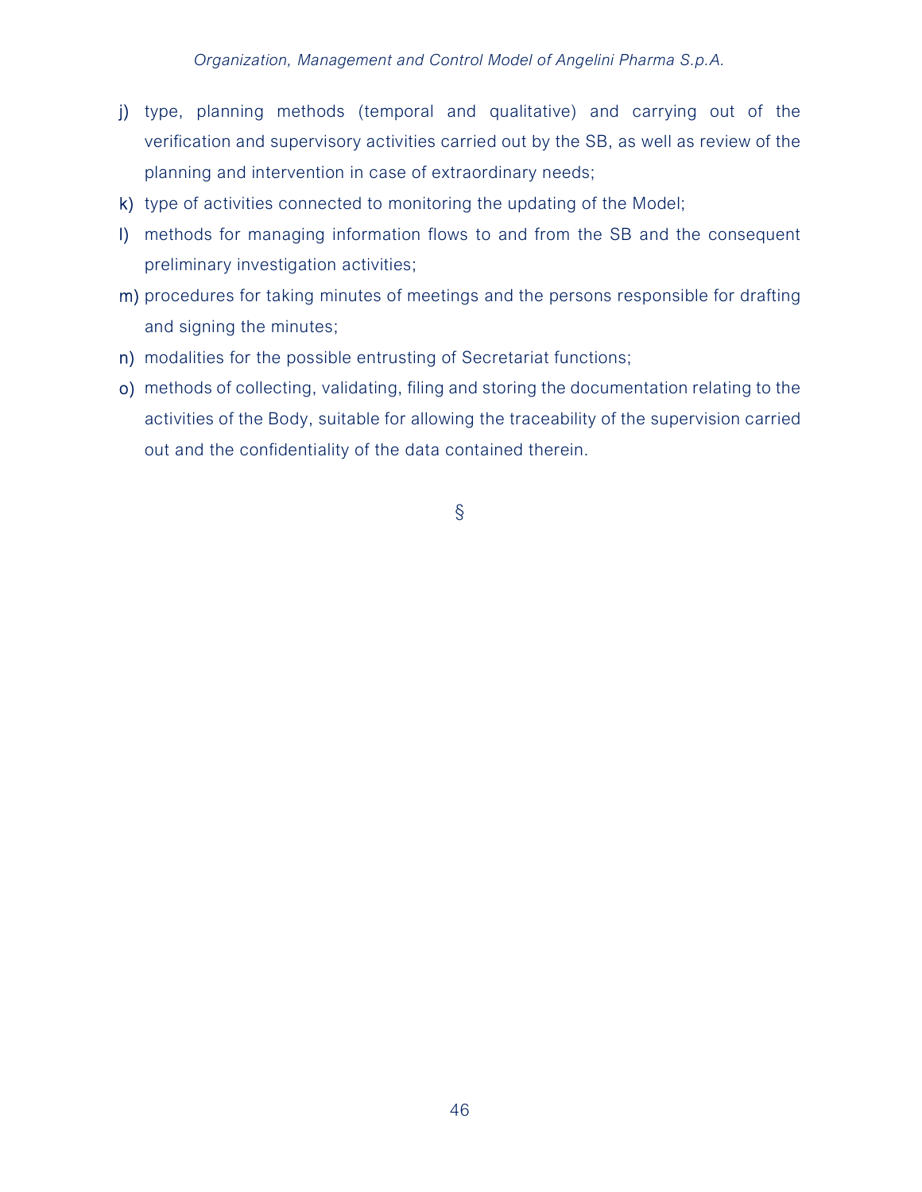j) type, planning methods (temporal and qualitative) and carrying out of the verification and supervisory activities carried out by the SB, as well as review of the planning and intervention in case of extraordinary needs;
k) type of activities connected to monitoring the updating of the Model;
l) methods for managing information flows to and from the SB and the consequent preliminary investigation activities;
m) procedures for taking minutes of meetings and the persons responsible for drafting and signing the minutes;
n) modalities for the possible entrusting of Secretariat functions;
o) methods of collecting, validating, filing and storing the documentation relating to the activities of the Body, suitable for allowing the traceability of the supervision carried out and the confidentiality of the data contained therein.

§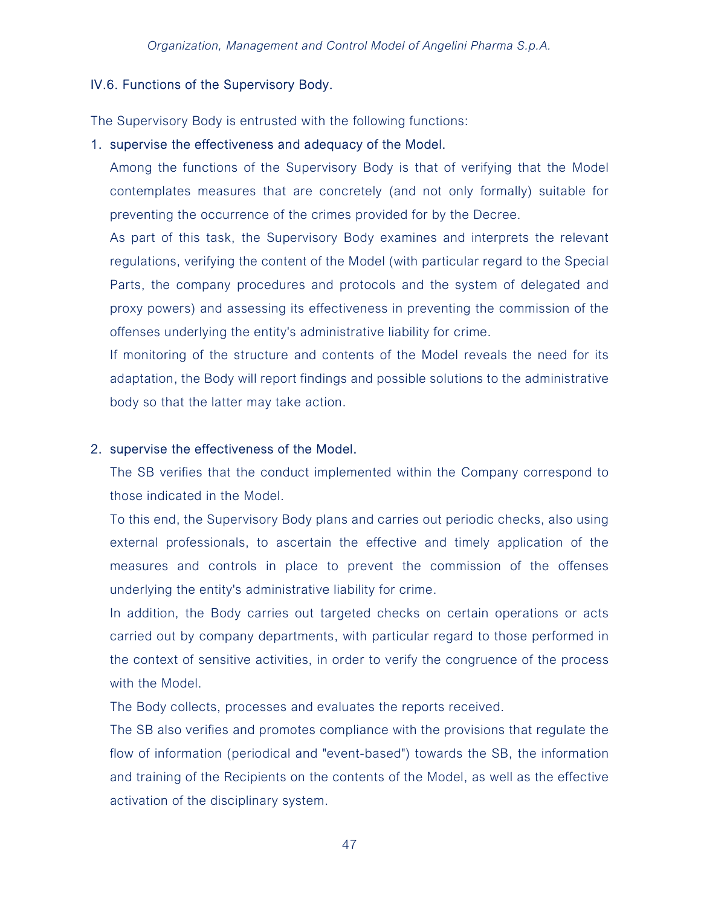## IV.6. Functions of the Supervisory Body.

The Supervisory Body is entrusted with the following functions:

1. supervise the effectiveness and adequacy of the Model.

   Among the functions of the Supervisory Body is that of verifying that the Model contemplates measures that are concretely (and not only formally) suitable for preventing the occurrence of the crimes provided for by the Decree.

   As part of this task, the Supervisory Body examines and interprets the relevant regulations, verifying the content of the Model (with particular regard to the Special Parts, the company procedures and protocols and the system of delegated and proxy powers) and assessing its effectiveness in preventing the commission of the offenses underlying the entity's administrative liability for crime.

   If monitoring of the structure and contents of the Model reveals the need for its adaptation, the Body will report findings and possible solutions to the administrative body so that the latter may take action.

2. supervise the effectiveness of the Model.

   The SB verifies that the conduct implemented within the Company correspond to those indicated in the Model.

   To this end, the Supervisory Body plans and carries out periodic checks, also using external professionals, to ascertain the effective and timely application of the measures and controls in place to prevent the commission of the offenses underlying the entity's administrative liability for crime.

   In addition, the Body carries out targeted checks on certain operations or acts carried out by company departments, with particular regard to those performed in the context of sensitive activities, in order to verify the congruence of the process with the Model.

   The Body collects, processes and evaluates the reports received.

   The SB also verifies and promotes compliance with the provisions that regulate the flow of information (periodical and "event-based") towards the SB, the information and training of the Recipients on the contents of the Model, as well as the effective activation of the disciplinary system.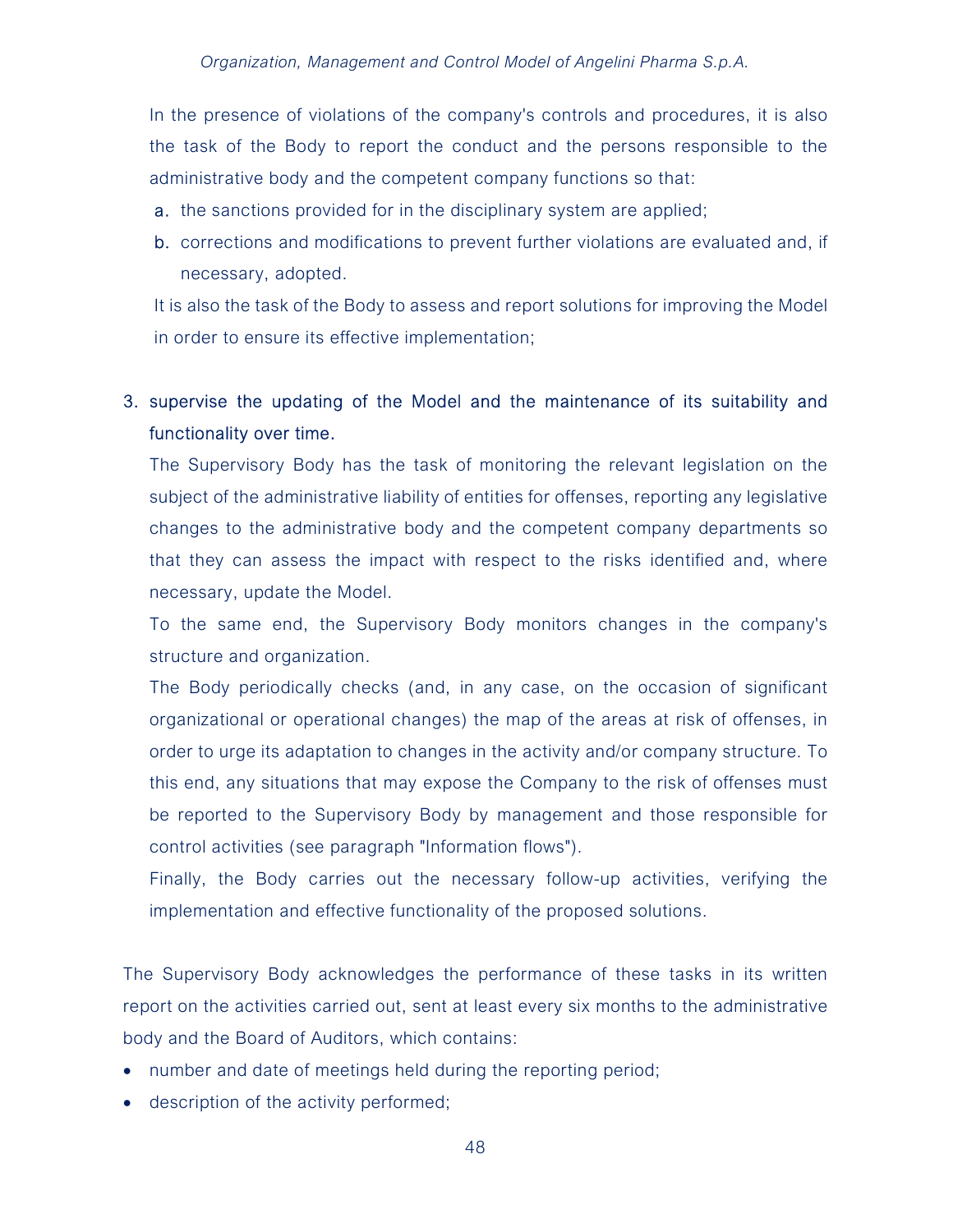In the presence of violations of the company's controls and procedures, it is also the task of the Body to report the conduct and the persons responsible to the administrative body and the competent company functions so that:

a. the sanctions provided for in the disciplinary system are applied;
b. corrections and modifications to prevent further violations are evaluated and, if necessary, adopted.

It is also the task of the Body to assess and report solutions for improving the Model in order to ensure its effective implementation;

3. supervise the updating of the Model and the maintenance of its suitability and functionality over time.

   The Supervisory Body has the task of monitoring the relevant legislation on the subject of the administrative liability of entities for offenses, reporting any legislative changes to the administrative body and the competent company departments so that they can assess the impact with respect to the risks identified and, where necessary, update the Model.

   To the same end, the Supervisory Body monitors changes in the company's structure and organization.

   The Body periodically checks (and, in any case, on the occasion of significant organizational or operational changes) the map of the areas at risk of offenses, in order to urge its adaptation to changes in the activity and/or company structure. To this end, any situations that may expose the Company to the risk of offenses must be reported to the Supervisory Body by management and those responsible for control activities (see paragraph "Information flows").

   Finally, the Body carries out the necessary follow-up activities, verifying the implementation and effective functionality of the proposed solutions.

The Supervisory Body acknowledges the performance of these tasks in its written report on the activities carried out, sent at least every six months to the administrative body and the Board of Auditors, which contains:

- number and date of meetings held during the reporting period;
- description of the activity performed;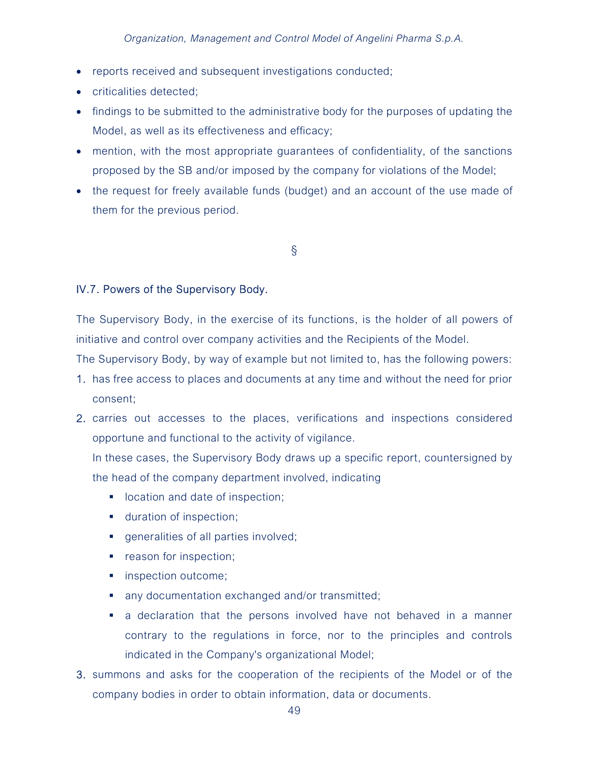- reports received and subsequent investigations conducted;
- criticalities detected;
- findings to be submitted to the administrative body for the purposes of updating the Model, as well as its effectiveness and efficacy;
- mention, with the most appropriate guarantees of confidentiality, of the sanctions proposed by the SB and/or imposed by the company for violations of the Model;
- the request for freely available funds (budget) and an account of the use made of them for the previous period.

§

### IV.7. Powers of the Supervisory Body.

The Supervisory Body, in the exercise of its functions, is the holder of all powers of initiative and control over company activities and the Recipients of the Model.
The Supervisory Body, by way of example but not limited to, has the following powers:

1. has free access to places and documents at any time and without the need for prior consent;
2. carries out accesses to the places, verifications and inspections considered opportune and functional to the activity of vigilance.
   In these cases, the Supervisory Body draws up a specific report, countersigned by the head of the company department involved, indicating
   - location and date of inspection;
   - duration of inspection;
   - generalities of all parties involved;
   - reason for inspection;
   - inspection outcome;
   - any documentation exchanged and/or transmitted;
   - a declaration that the persons involved have not behaved in a manner contrary to the regulations in force, nor to the principles and controls indicated in the Company's organizational Model;
3. summons and asks for the cooperation of the recipients of the Model or of the company bodies in order to obtain information, data or documents.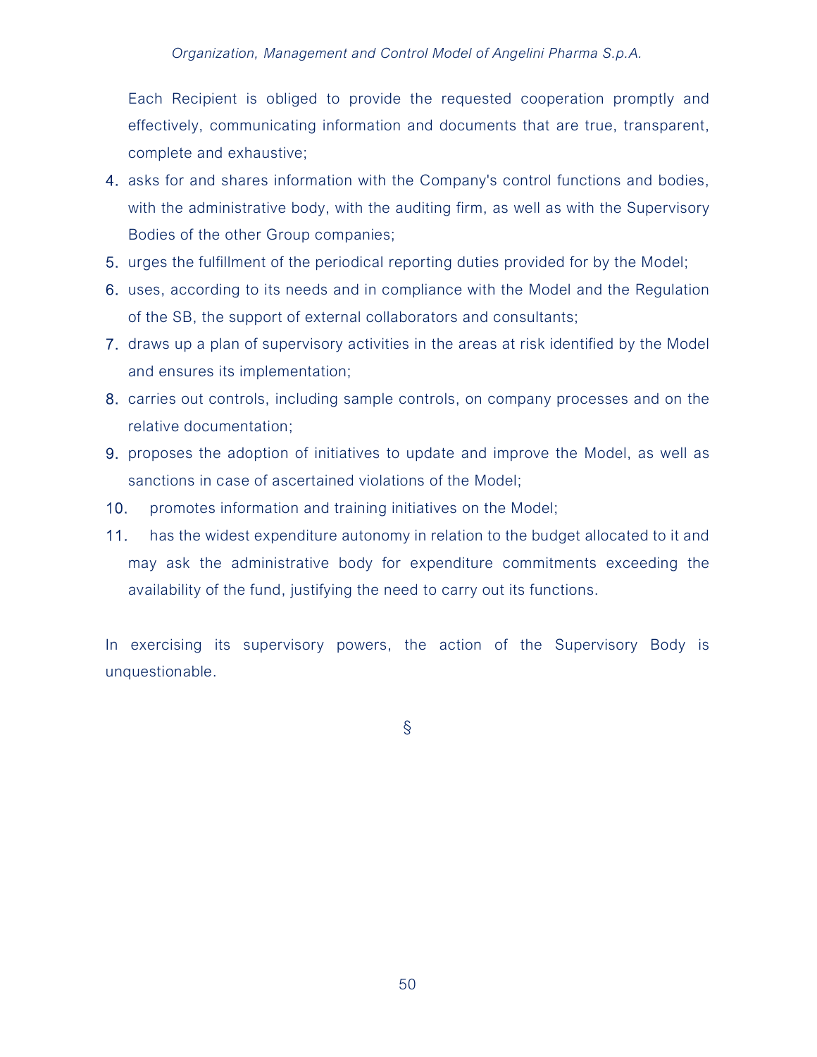Each Recipient is obliged to provide the requested cooperation promptly and effectively, communicating information and documents that are true, transparent, complete and exhaustive;

4. asks for and shares information with the Company's control functions and bodies, with the administrative body, with the auditing firm, as well as with the Supervisory Bodies of the other Group companies;
5. urges the fulfillment of the periodical reporting duties provided for by the Model;
6. uses, according to its needs and in compliance with the Model and the Regulation of the SB, the support of external collaborators and consultants;
7. draws up a plan of supervisory activities in the areas at risk identified by the Model and ensures its implementation;
8. carries out controls, including sample controls, on company processes and on the relative documentation;
9. proposes the adoption of initiatives to update and improve the Model, as well as sanctions in case of ascertained violations of the Model;
10. promotes information and training initiatives on the Model;
11. has the widest expenditure autonomy in relation to the budget allocated to it and may ask the administrative body for expenditure commitments exceeding the availability of the fund, justifying the need to carry out its functions.

In exercising its supervisory powers, the action of the Supervisory Body is unquestionable.

§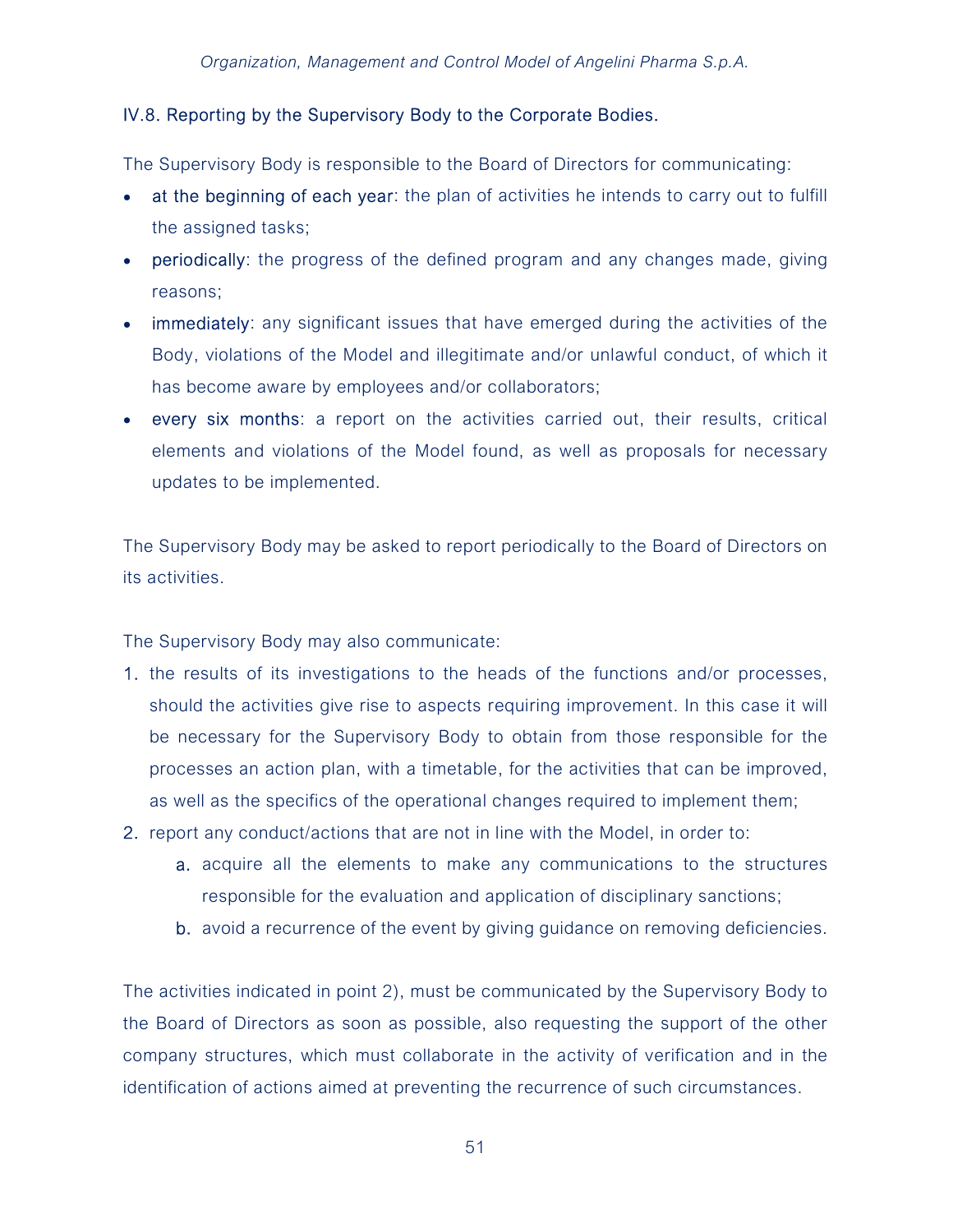## IV.8. Reporting by the Supervisory Body to the Corporate Bodies.

The Supervisory Body is responsible to the Board of Directors for communicating:

- at the beginning of each year: the plan of activities he intends to carry out to fulfill the assigned tasks;
- periodically: the progress of the defined program and any changes made, giving reasons;
- immediately: any significant issues that have emerged during the activities of the Body, violations of the Model and illegitimate and/or unlawful conduct, of which it has become aware by employees and/or collaborators;
- every six months: a report on the activities carried out, their results, critical elements and violations of the Model found, as well as proposals for necessary updates to be implemented.

The Supervisory Body may be asked to report periodically to the Board of Directors on its activities.

The Supervisory Body may also communicate:

1. the results of its investigations to the heads of the functions and/or processes, should the activities give rise to aspects requiring improvement. In this case it will be necessary for the Supervisory Body to obtain from those responsible for the processes an action plan, with a timetable, for the activities that can be improved, as well as the specifics of the operational changes required to implement them;
2. report any conduct/actions that are not in line with the Model, in order to:
    a. acquire all the elements to make any communications to the structures responsible for the evaluation and application of disciplinary sanctions;
    b. avoid a recurrence of the event by giving guidance on removing deficiencies.

The activities indicated in point 2), must be communicated by the Supervisory Body to the Board of Directors as soon as possible, also requesting the support of the other company structures, which must collaborate in the activity of verification and in the identification of actions aimed at preventing the recurrence of such circumstances.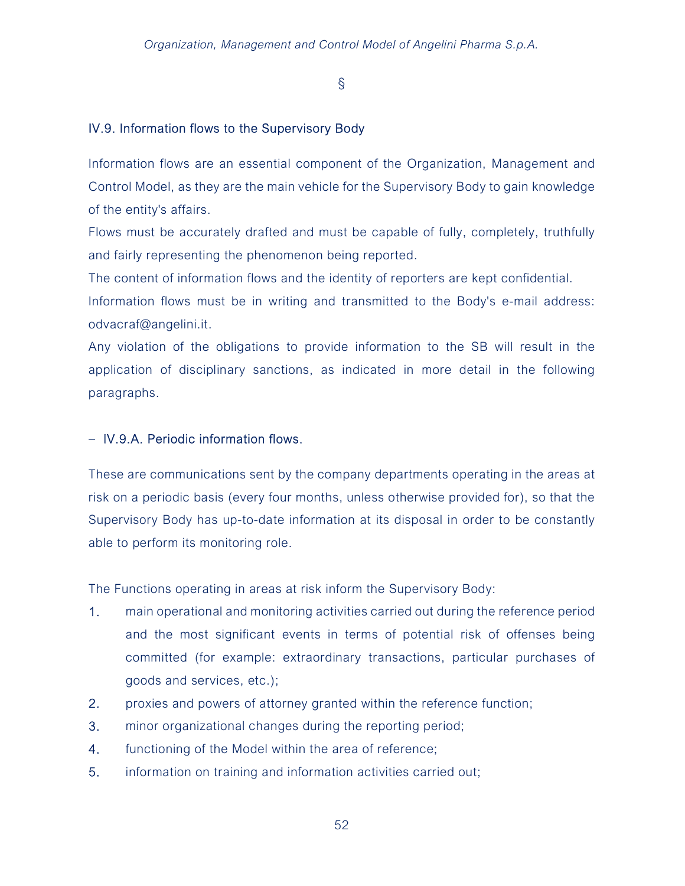§

### IV.9. Information flows to the Supervisory Body

Information flows are an essential component of the Organization, Management and Control Model, as they are the main vehicle for the Supervisory Body to gain knowledge of the entity's affairs.

Flows must be accurately drafted and must be capable of fully, completely, truthfully and fairly representing the phenomenon being reported.

The content of information flows and the identity of reporters are kept confidential.

Information flows must be in writing and transmitted to the Body's e-mail address: odvacraf@angelini.it.

Any violation of the obligations to provide information to the SB will result in the application of disciplinary sanctions, as indicated in more detail in the following paragraphs.

#### – IV.9.A. Periodic information flows.

These are communications sent by the company departments operating in the areas at risk on a periodic basis (every four months, unless otherwise provided for), so that the Supervisory Body has up-to-date information at its disposal in order to be constantly able to perform its monitoring role.

The Functions operating in areas at risk inform the Supervisory Body:

1. main operational and monitoring activities carried out during the reference period and the most significant events in terms of potential risk of offenses being committed (for example: extraordinary transactions, particular purchases of goods and services, etc.);
2. proxies and powers of attorney granted within the reference function;
3. minor organizational changes during the reporting period;
4. functioning of the Model within the area of reference;
5. information on training and information activities carried out;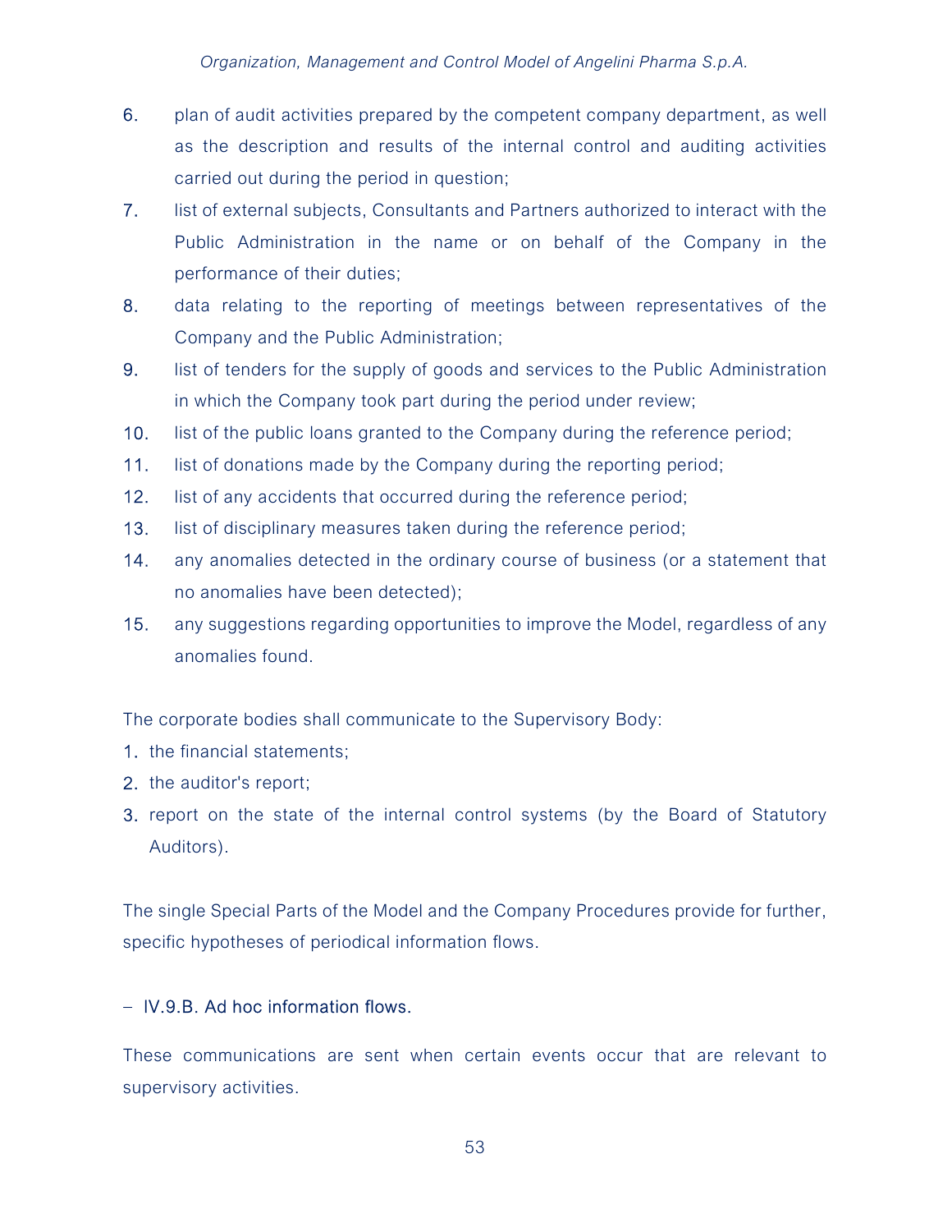6. plan of audit activities prepared by the competent company department, as well as the description and results of the internal control and auditing activities carried out during the period in question;
7. list of external subjects, Consultants and Partners authorized to interact with the Public Administration in the name or on behalf of the Company in the performance of their duties;
8. data relating to the reporting of meetings between representatives of the Company and the Public Administration;
9. list of tenders for the supply of goods and services to the Public Administration in which the Company took part during the period under review;
10. list of the public loans granted to the Company during the reference period;
11. list of donations made by the Company during the reporting period;
12. list of any accidents that occurred during the reference period;
13. list of disciplinary measures taken during the reference period;
14. any anomalies detected in the ordinary course of business (or a statement that no anomalies have been detected);
15. any suggestions regarding opportunities to improve the Model, regardless of any anomalies found.

The corporate bodies shall communicate to the Supervisory Body:

1. the financial statements;
2. the auditor's report;
3. report on the state of the internal control systems (by the Board of Statutory Auditors).

The single Special Parts of the Model and the Company Procedures provide for further, specific hypotheses of periodical information flows.

- IV.9.B. Ad hoc information flows.

These communications are sent when certain events occur that are relevant to supervisory activities.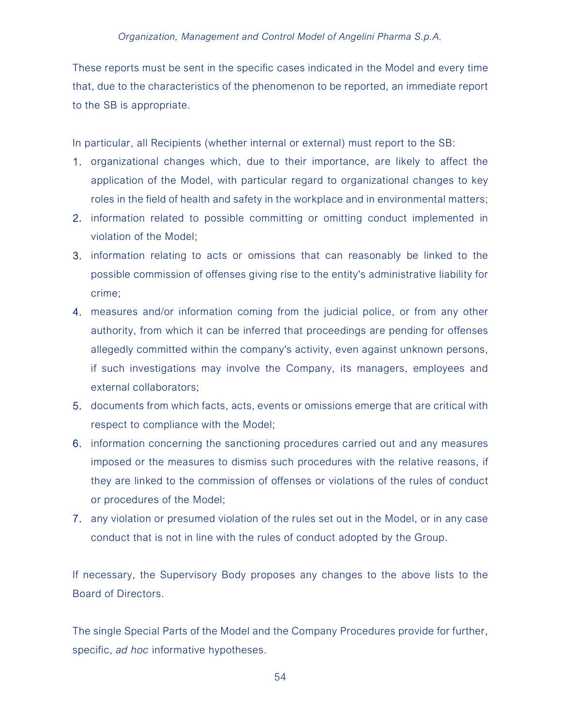These reports must be sent in the specific cases indicated in the Model and every time that, due to the characteristics of the phenomenon to be reported, an immediate report to the SB is appropriate.

In particular, all Recipients (whether internal or external) must report to the SB:

1. organizational changes which, due to their importance, are likely to affect the application of the Model, with particular regard to organizational changes to key roles in the field of health and safety in the workplace and in environmental matters;
2. information related to possible committing or omitting conduct implemented in violation of the Model;
3. information relating to acts or omissions that can reasonably be linked to the possible commission of offenses giving rise to the entity's administrative liability for crime;
4. measures and/or information coming from the judicial police, or from any other authority, from which it can be inferred that proceedings are pending for offenses allegedly committed within the company's activity, even against unknown persons, if such investigations may involve the Company, its managers, employees and external collaborators;
5. documents from which facts, acts, events or omissions emerge that are critical with respect to compliance with the Model;
6. information concerning the sanctioning procedures carried out and any measures imposed or the measures to dismiss such procedures with the relative reasons, if they are linked to the commission of offenses or violations of the rules of conduct or procedures of the Model;
7. any violation or presumed violation of the rules set out in the Model, or in any case conduct that is not in line with the rules of conduct adopted by the Group.

If necessary, the Supervisory Body proposes any changes to the above lists to the Board of Directors.

The single Special Parts of the Model and the Company Procedures provide for further, specific, *ad hoc* informative hypotheses.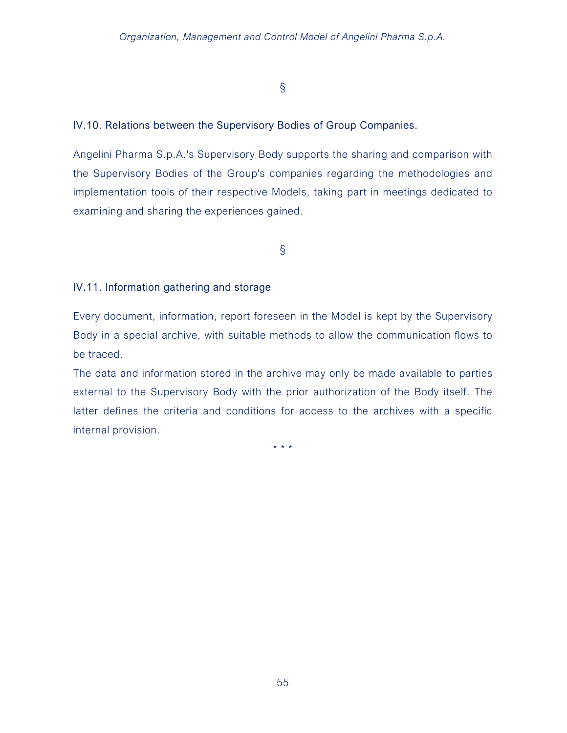§

### IV.10. Relations between the Supervisory Bodies of Group Companies.

Angelini Pharma S.p.A.'s Supervisory Body supports the sharing and comparison with the Supervisory Bodies of the Group's companies regarding the methodologies and implementation tools of their respective Models, taking part in meetings dedicated to examining and sharing the experiences gained.

§

### IV.11. Information gathering and storage

Every document, information, report foreseen in the Model is kept by the Supervisory Body in a special archive, with suitable methods to allow the communication flows to be traced.

The data and information stored in the archive may only be made available to parties external to the Supervisory Body with the prior authorization of the Body itself. The latter defines the criteria and conditions for access to the archives with a specific internal provision.

* * *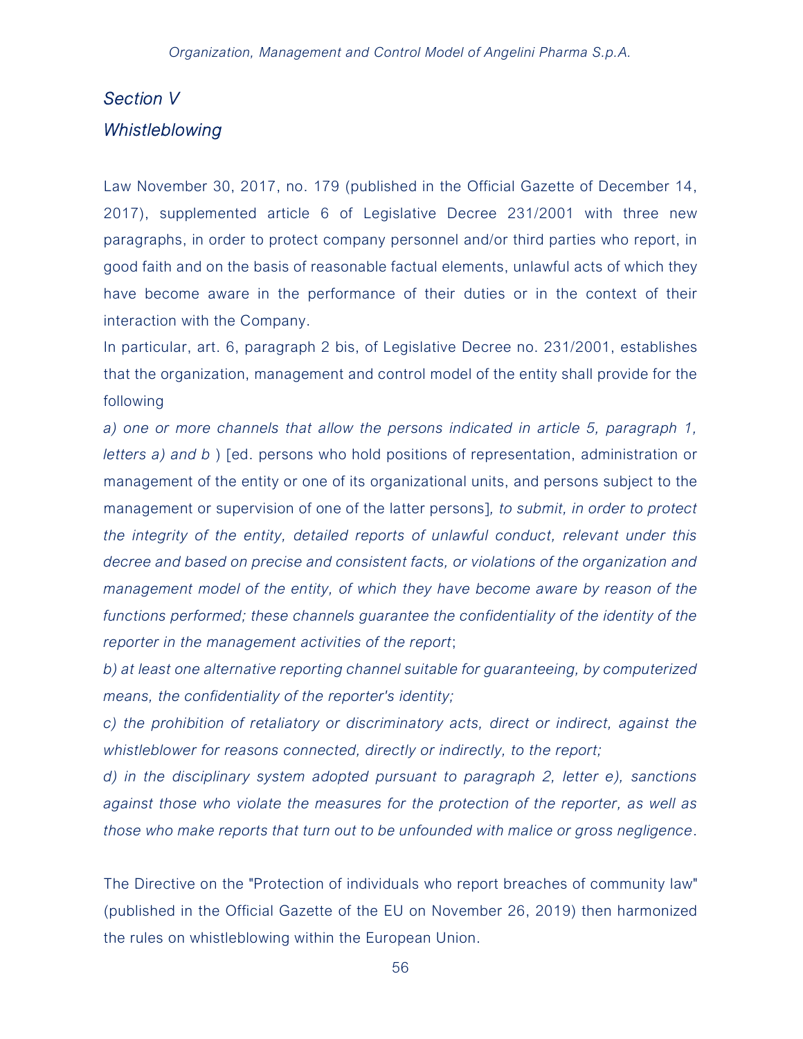## *Section V*

## *Whistleblowing*

Law November 30, 2017, no. 179 (published in the Official Gazette of December 14, 2017), supplemented article 6 of Legislative Decree 231/2001 with three new paragraphs, in order to protect company personnel and/or third parties who report, in good faith and on the basis of reasonable factual elements, unlawful acts of which they have become aware in the performance of their duties or in the context of their interaction with the Company.

In particular, art. 6, paragraph 2 bis, of Legislative Decree no. 231/2001, establishes that the organization, management and control model of the entity shall provide for the following

*a) one or more channels that allow the persons indicated in article 5, paragraph 1, letters a) and b* ) [ed. persons who hold positions of representation, administration or management of the entity or one of its organizational units, and persons subject to the management or supervision of one of the latter persons]*, to submit, in order to protect the integrity of the entity, detailed reports of unlawful conduct, relevant under this decree and based on precise and consistent facts, or violations of the organization and management model of the entity, of which they have become aware by reason of the functions performed; these channels guarantee the confidentiality of the identity of the reporter in the management activities of the report*;

*b) at least one alternative reporting channel suitable for guaranteeing, by computerized means, the confidentiality of the reporter's identity;*

*c) the prohibition of retaliatory or discriminatory acts, direct or indirect, against the whistleblower for reasons connected, directly or indirectly, to the report;*

*d) in the disciplinary system adopted pursuant to paragraph 2, letter e), sanctions against those who violate the measures for the protection of the reporter, as well as those who make reports that turn out to be unfounded with malice or gross negligence*.

The Directive on the "Protection of individuals who report breaches of community law" (published in the Official Gazette of the EU on November 26, 2019) then harmonized the rules on whistleblowing within the European Union.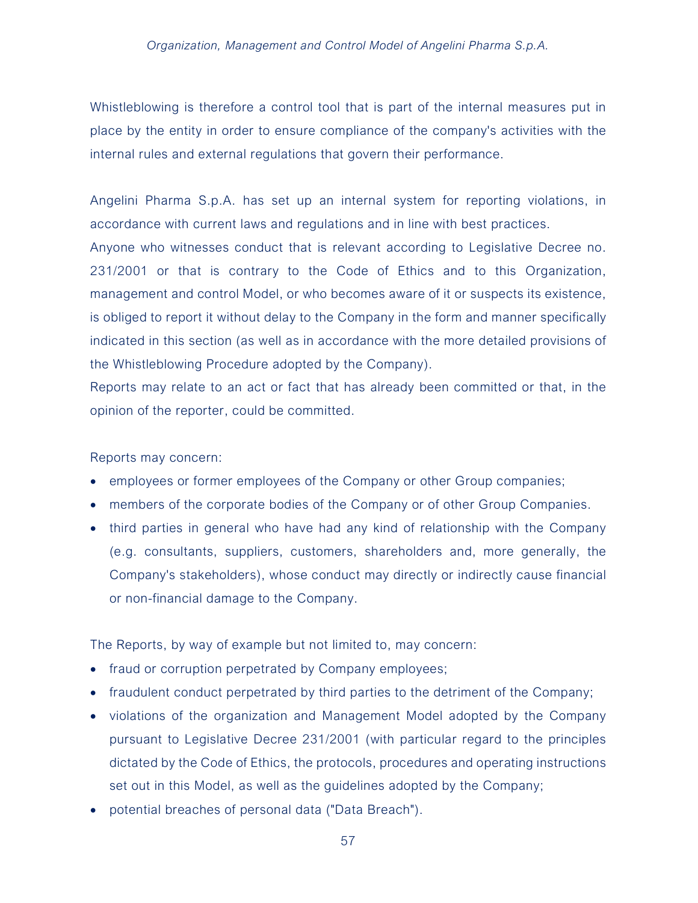Whistleblowing is therefore a control tool that is part of the internal measures put in place by the entity in order to ensure compliance of the company's activities with the internal rules and external regulations that govern their performance.

Angelini Pharma S.p.A. has set up an internal system for reporting violations, in accordance with current laws and regulations and in line with best practices.
Anyone who witnesses conduct that is relevant according to Legislative Decree no. 231/2001 or that is contrary to the Code of Ethics and to this Organization, management and control Model, or who becomes aware of it or suspects its existence, is obliged to report it without delay to the Company in the form and manner specifically indicated in this section (as well as in accordance with the more detailed provisions of the Whistleblowing Procedure adopted by the Company).
Reports may relate to an act or fact that has already been committed or that, in the opinion of the reporter, could be committed.

Reports may concern:

- employees or former employees of the Company or other Group companies;
- members of the corporate bodies of the Company or of other Group Companies.
- third parties in general who have had any kind of relationship with the Company (e.g. consultants, suppliers, customers, shareholders and, more generally, the Company's stakeholders), whose conduct may directly or indirectly cause financial or non-financial damage to the Company.

The Reports, by way of example but not limited to, may concern:

- fraud or corruption perpetrated by Company employees;
- fraudulent conduct perpetrated by third parties to the detriment of the Company;
- violations of the organization and Management Model adopted by the Company pursuant to Legislative Decree 231/2001 (with particular regard to the principles dictated by the Code of Ethics, the protocols, procedures and operating instructions set out in this Model, as well as the guidelines adopted by the Company;
- potential breaches of personal data ("Data Breach").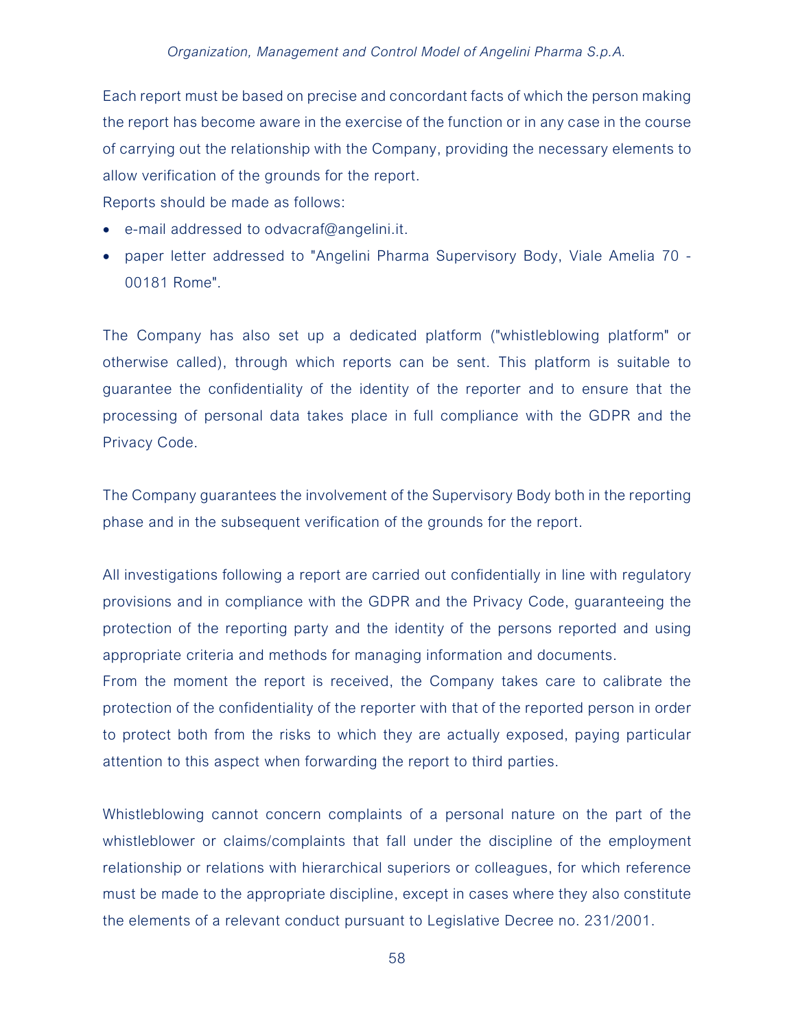Each report must be based on precise and concordant facts of which the person making the report has become aware in the exercise of the function or in any case in the course of carrying out the relationship with the Company, providing the necessary elements to allow verification of the grounds for the report.

Reports should be made as follows:

- e-mail addressed to odvacraf@angelini.it.
- paper letter addressed to "Angelini Pharma Supervisory Body, Viale Amelia 70 - 00181 Rome".

The Company has also set up a dedicated platform ("whistleblowing platform" or otherwise called), through which reports can be sent. This platform is suitable to guarantee the confidentiality of the identity of the reporter and to ensure that the processing of personal data takes place in full compliance with the GDPR and the Privacy Code.

The Company guarantees the involvement of the Supervisory Body both in the reporting phase and in the subsequent verification of the grounds for the report.

All investigations following a report are carried out confidentially in line with regulatory provisions and in compliance with the GDPR and the Privacy Code, guaranteeing the protection of the reporting party and the identity of the persons reported and using appropriate criteria and methods for managing information and documents.

From the moment the report is received, the Company takes care to calibrate the protection of the confidentiality of the reporter with that of the reported person in order to protect both from the risks to which they are actually exposed, paying particular attention to this aspect when forwarding the report to third parties.

Whistleblowing cannot concern complaints of a personal nature on the part of the whistleblower or claims/complaints that fall under the discipline of the employment relationship or relations with hierarchical superiors or colleagues, for which reference must be made to the appropriate discipline, except in cases where they also constitute the elements of a relevant conduct pursuant to Legislative Decree no. 231/2001.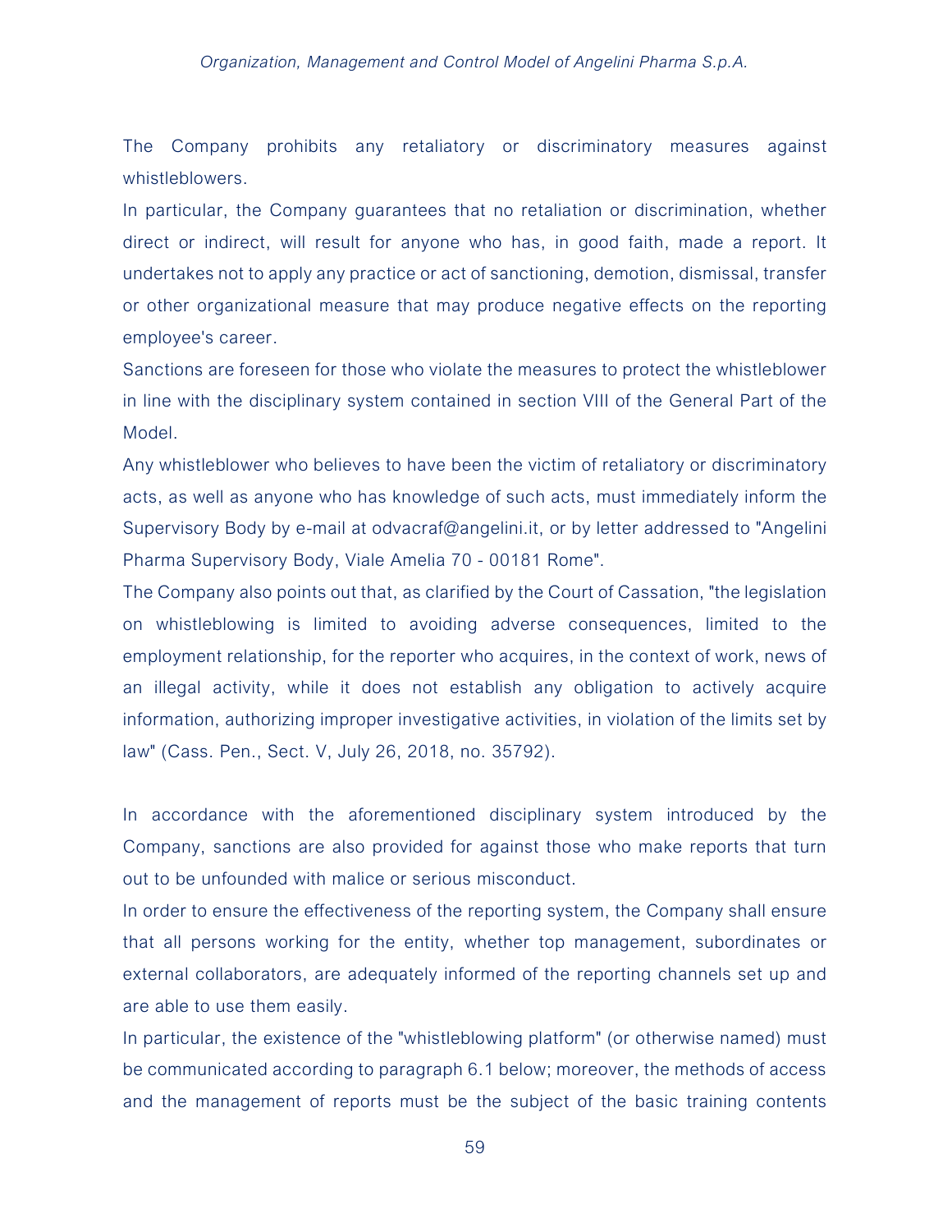The Company prohibits any retaliatory or discriminatory measures against whistleblowers.

In particular, the Company guarantees that no retaliation or discrimination, whether direct or indirect, will result for anyone who has, in good faith, made a report. It undertakes not to apply any practice or act of sanctioning, demotion, dismissal, transfer or other organizational measure that may produce negative effects on the reporting employee's career.

Sanctions are foreseen for those who violate the measures to protect the whistleblower in line with the disciplinary system contained in section VIII of the General Part of the Model.

Any whistleblower who believes to have been the victim of retaliatory or discriminatory acts, as well as anyone who has knowledge of such acts, must immediately inform the Supervisory Body by e-mail at odvacraf@angelini.it, or by letter addressed to "Angelini Pharma Supervisory Body, Viale Amelia 70 - 00181 Rome".

The Company also points out that, as clarified by the Court of Cassation, "the legislation on whistleblowing is limited to avoiding adverse consequences, limited to the employment relationship, for the reporter who acquires, in the context of work, news of an illegal activity, while it does not establish any obligation to actively acquire information, authorizing improper investigative activities, in violation of the limits set by law" (Cass. Pen., Sect. V, July 26, 2018, no. 35792).

In accordance with the aforementioned disciplinary system introduced by the Company, sanctions are also provided for against those who make reports that turn out to be unfounded with malice or serious misconduct.

In order to ensure the effectiveness of the reporting system, the Company shall ensure that all persons working for the entity, whether top management, subordinates or external collaborators, are adequately informed of the reporting channels set up and are able to use them easily.

In particular, the existence of the "whistleblowing platform" (or otherwise named) must be communicated according to paragraph 6.1 below; moreover, the methods of access and the management of reports must be the subject of the basic training contents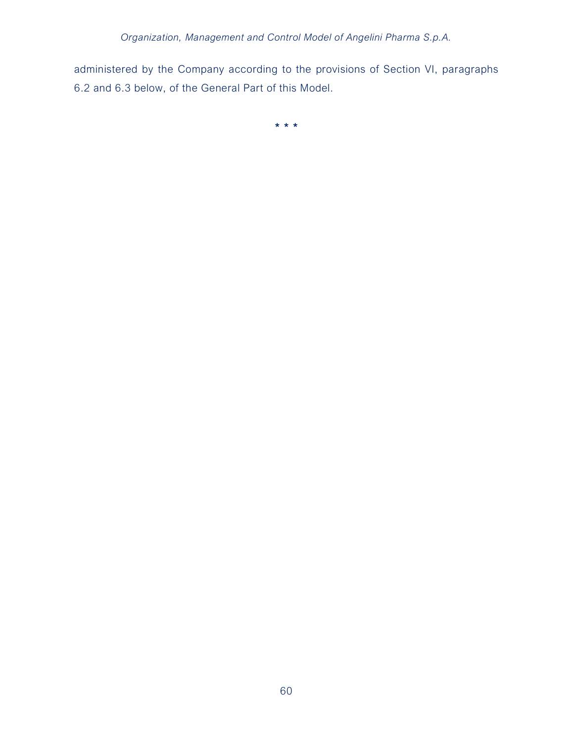administered by the Company according to the provisions of Section VI, paragraphs 6.2 and 6.3 below, of the General Part of this Model.

* * *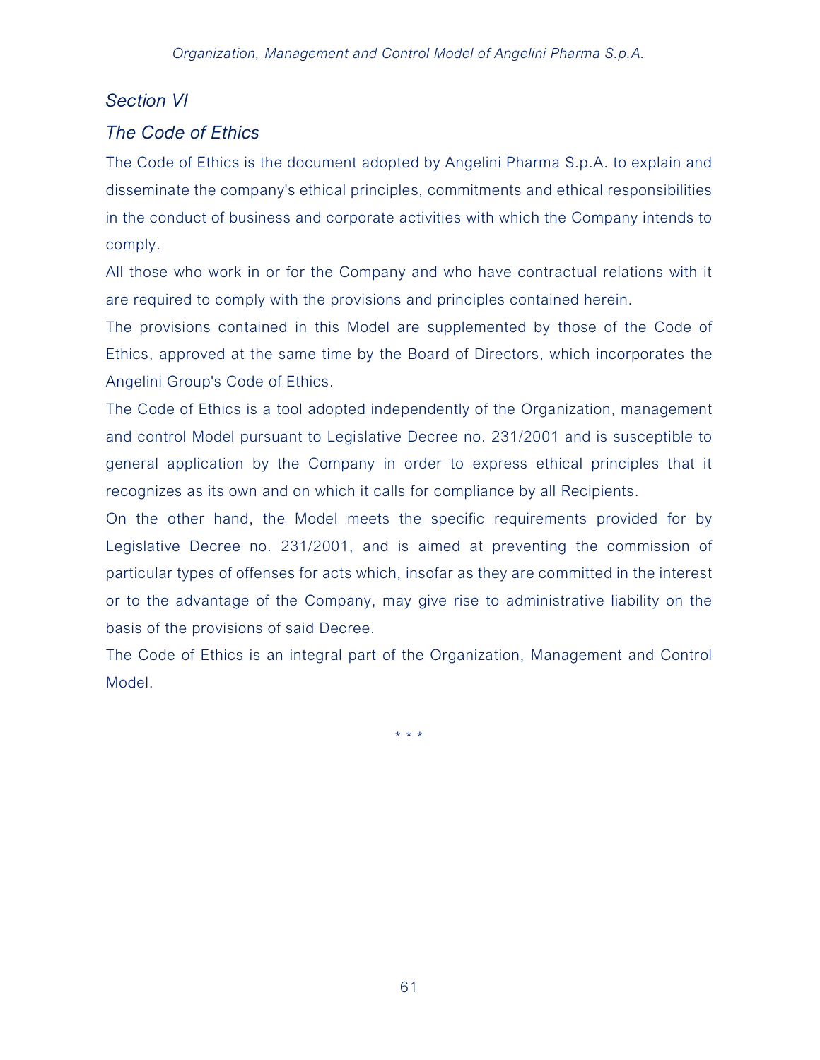## *Section VI*

## *The Code of Ethics*

The Code of Ethics is the document adopted by Angelini Pharma S.p.A. to explain and disseminate the company's ethical principles, commitments and ethical responsibilities in the conduct of business and corporate activities with which the Company intends to comply.

All those who work in or for the Company and who have contractual relations with it are required to comply with the provisions and principles contained herein.

The provisions contained in this Model are supplemented by those of the Code of Ethics, approved at the same time by the Board of Directors, which incorporates the Angelini Group's Code of Ethics.

The Code of Ethics is a tool adopted independently of the Organization, management and control Model pursuant to Legislative Decree no. 231/2001 and is susceptible to general application by the Company in order to express ethical principles that it recognizes as its own and on which it calls for compliance by all Recipients.

On the other hand, the Model meets the specific requirements provided for by Legislative Decree no. 231/2001, and is aimed at preventing the commission of particular types of offenses for acts which, insofar as they are committed in the interest or to the advantage of the Company, may give rise to administrative liability on the basis of the provisions of said Decree.

The Code of Ethics is an integral part of the Organization, Management and Control Model.

\* \* \*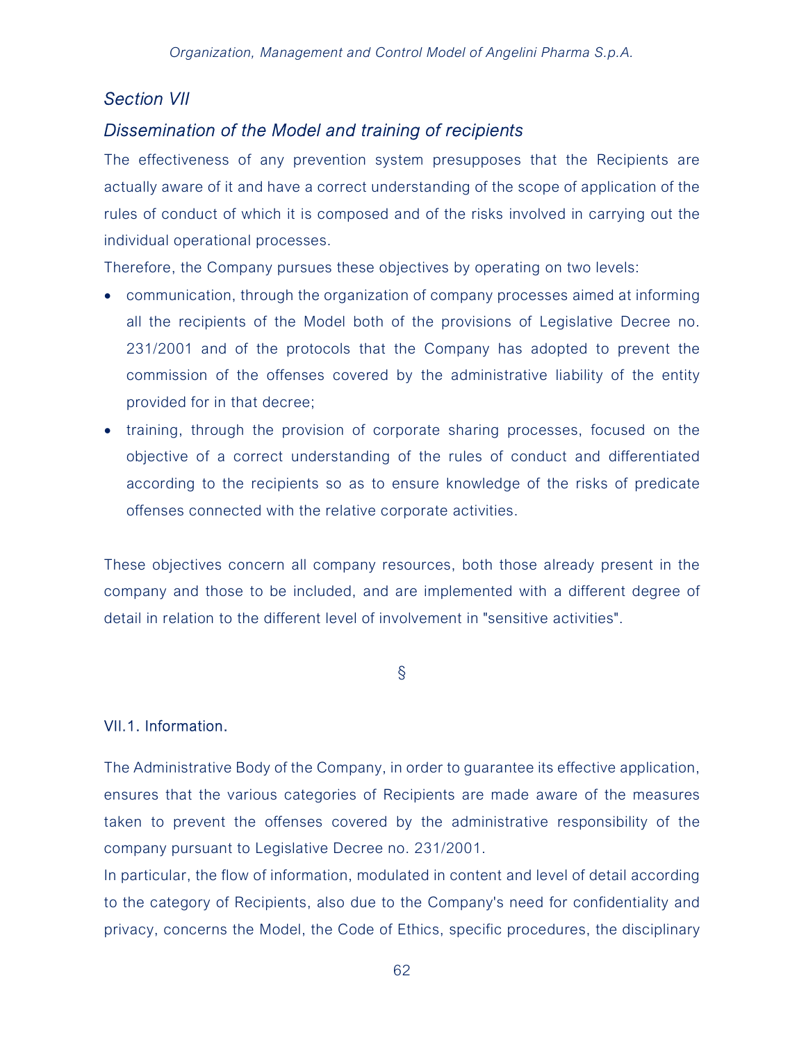## *Section VII*

## *Dissemination of the Model and training of recipients*

The effectiveness of any prevention system presupposes that the Recipients are actually aware of it and have a correct understanding of the scope of application of the rules of conduct of which it is composed and of the risks involved in carrying out the individual operational processes.

Therefore, the Company pursues these objectives by operating on two levels:

- communication, through the organization of company processes aimed at informing all the recipients of the Model both of the provisions of Legislative Decree no. 231/2001 and of the protocols that the Company has adopted to prevent the commission of the offenses covered by the administrative liability of the entity provided for in that decree;
- training, through the provision of corporate sharing processes, focused on the objective of a correct understanding of the rules of conduct and differentiated according to the recipients so as to ensure knowledge of the risks of predicate offenses connected with the relative corporate activities.

These objectives concern all company resources, both those already present in the company and those to be included, and are implemented with a different degree of detail in relation to the different level of involvement in "sensitive activities".

§

### VII.1. Information.

The Administrative Body of the Company, in order to guarantee its effective application, ensures that the various categories of Recipients are made aware of the measures taken to prevent the offenses covered by the administrative responsibility of the company pursuant to Legislative Decree no. 231/2001.

In particular, the flow of information, modulated in content and level of detail according to the category of Recipients, also due to the Company's need for confidentiality and privacy, concerns the Model, the Code of Ethics, specific procedures, the disciplinary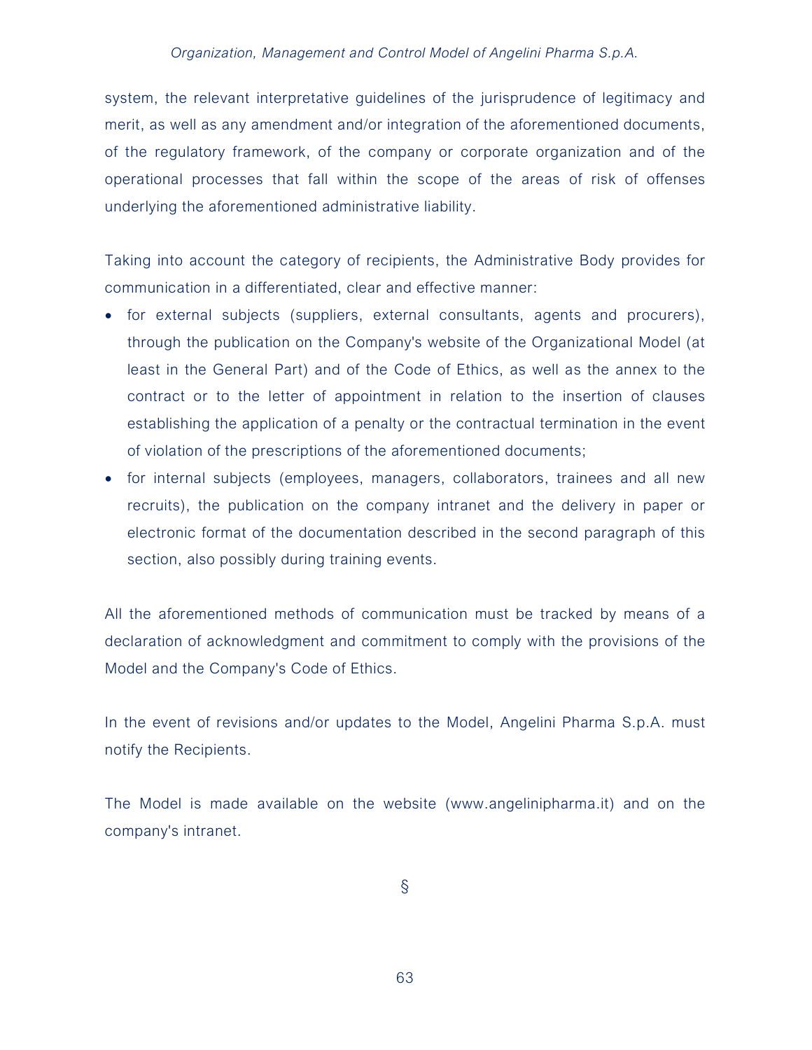system, the relevant interpretative guidelines of the jurisprudence of legitimacy and merit, as well as any amendment and/or integration of the aforementioned documents, of the regulatory framework, of the company or corporate organization and of the operational processes that fall within the scope of the areas of risk of offenses underlying the aforementioned administrative liability.

Taking into account the category of recipients, the Administrative Body provides for communication in a differentiated, clear and effective manner:

- for external subjects (suppliers, external consultants, agents and procurers), through the publication on the Company's website of the Organizational Model (at least in the General Part) and of the Code of Ethics, as well as the annex to the contract or to the letter of appointment in relation to the insertion of clauses establishing the application of a penalty or the contractual termination in the event of violation of the prescriptions of the aforementioned documents;
- for internal subjects (employees, managers, collaborators, trainees and all new recruits), the publication on the company intranet and the delivery in paper or electronic format of the documentation described in the second paragraph of this section, also possibly during training events.

All the aforementioned methods of communication must be tracked by means of a declaration of acknowledgment and commitment to comply with the provisions of the Model and the Company's Code of Ethics.

In the event of revisions and/or updates to the Model, Angelini Pharma S.p.A. must notify the Recipients.

The Model is made available on the website (www.angelinipharma.it) and on the company's intranet.

§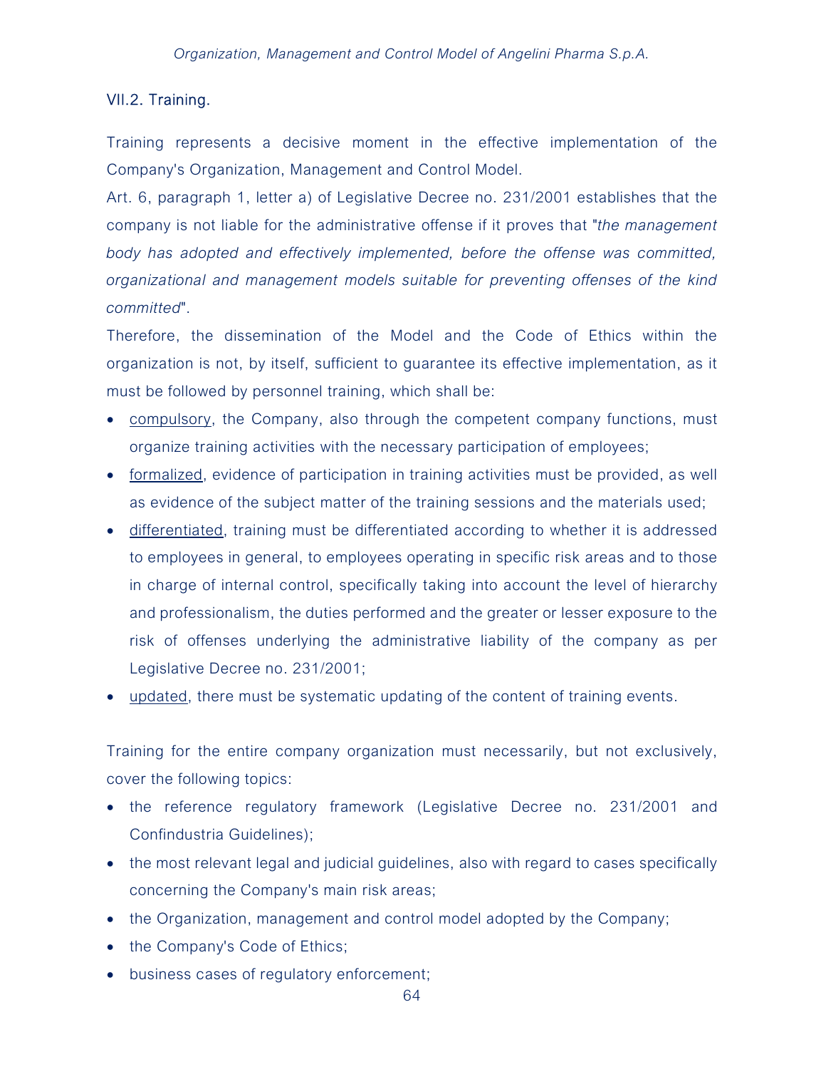## VII.2. Training.

Training represents a decisive moment in the effective implementation of the Company's Organization, Management and Control Model.

Art. 6, paragraph 1, letter a) of Legislative Decree no. 231/2001 establishes that the company is not liable for the administrative offense if it proves that "*the management body has adopted and effectively implemented, before the offense was committed, organizational and management models suitable for preventing offenses of the kind committed*".

Therefore, the dissemination of the Model and the Code of Ethics within the organization is not, by itself, sufficient to guarantee its effective implementation, as it must be followed by personnel training, which shall be:

- <u>compulsory</u>, the Company, also through the competent company functions, must organize training activities with the necessary participation of employees;
- <u>formalized</u>, evidence of participation in training activities must be provided, as well as evidence of the subject matter of the training sessions and the materials used;
- <u>differentiated</u>, training must be differentiated according to whether it is addressed to employees in general, to employees operating in specific risk areas and to those in charge of internal control, specifically taking into account the level of hierarchy and professionalism, the duties performed and the greater or lesser exposure to the risk of offenses underlying the administrative liability of the company as per Legislative Decree no. 231/2001;
- <u>updated</u>, there must be systematic updating of the content of training events.

Training for the entire company organization must necessarily, but not exclusively, cover the following topics:

- the reference regulatory framework (Legislative Decree no. 231/2001 and Confindustria Guidelines);
- the most relevant legal and judicial guidelines, also with regard to cases specifically concerning the Company's main risk areas;
- the Organization, management and control model adopted by the Company;
- the Company's Code of Ethics;
- business cases of regulatory enforcement;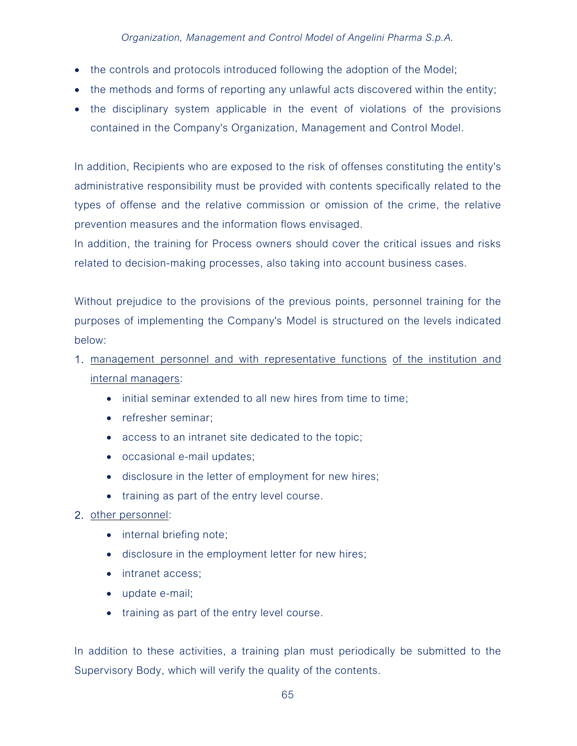- the controls and protocols introduced following the adoption of the Model;
- the methods and forms of reporting any unlawful acts discovered within the entity;
- the disciplinary system applicable in the event of violations of the provisions contained in the Company's Organization, Management and Control Model.

In addition, Recipients who are exposed to the risk of offenses constituting the entity's administrative responsibility must be provided with contents specifically related to the types of offense and the relative commission or omission of the crime, the relative prevention measures and the information flows envisaged.
In addition, the training for Process owners should cover the critical issues and risks related to decision-making processes, also taking into account business cases.

Without prejudice to the provisions of the previous points, personnel training for the purposes of implementing the Company's Model is structured on the levels indicated below:

1. <u>management personnel and with representative functions</u> <u>of the institution and internal managers</u>:
    - initial seminar extended to all new hires from time to time;
    - refresher seminar;
    - access to an intranet site dedicated to the topic;
    - occasional e-mail updates;
    - disclosure in the letter of employment for new hires;
    - training as part of the entry level course.
2. <u>other personnel</u>:
    - internal briefing note;
    - disclosure in the employment letter for new hires;
    - intranet access;
    - update e-mail;
    - training as part of the entry level course.

In addition to these activities, a training plan must periodically be submitted to the Supervisory Body, which will verify the quality of the contents.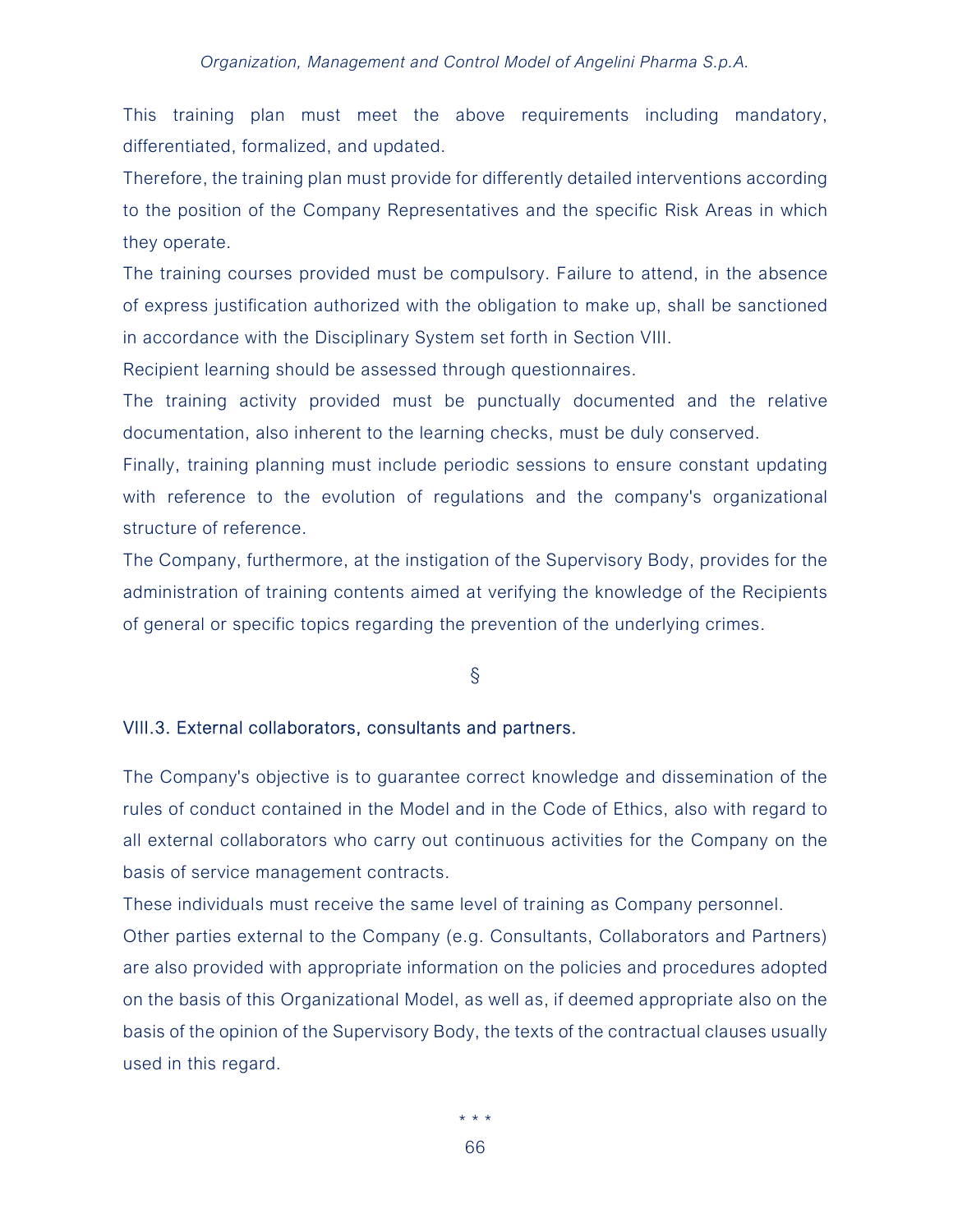This training plan must meet the above requirements including mandatory, differentiated, formalized, and updated.

Therefore, the training plan must provide for differently detailed interventions according to the position of the Company Representatives and the specific Risk Areas in which they operate.

The training courses provided must be compulsory. Failure to attend, in the absence of express justification authorized with the obligation to make up, shall be sanctioned in accordance with the Disciplinary System set forth in Section VIII.

Recipient learning should be assessed through questionnaires.

The training activity provided must be punctually documented and the relative documentation, also inherent to the learning checks, must be duly conserved.

Finally, training planning must include periodic sessions to ensure constant updating with reference to the evolution of regulations and the company's organizational structure of reference.

The Company, furthermore, at the instigation of the Supervisory Body, provides for the administration of training contents aimed at verifying the knowledge of the Recipients of general or specific topics regarding the prevention of the underlying crimes.

§

### VIII.3. External collaborators, consultants and partners.

The Company's objective is to guarantee correct knowledge and dissemination of the rules of conduct contained in the Model and in the Code of Ethics, also with regard to all external collaborators who carry out continuous activities for the Company on the basis of service management contracts.

These individuals must receive the same level of training as Company personnel.

Other parties external to the Company (e.g. Consultants, Collaborators and Partners) are also provided with appropriate information on the policies and procedures adopted on the basis of this Organizational Model, as well as, if deemed appropriate also on the basis of the opinion of the Supervisory Body, the texts of the contractual clauses usually used in this regard.

\* \* \*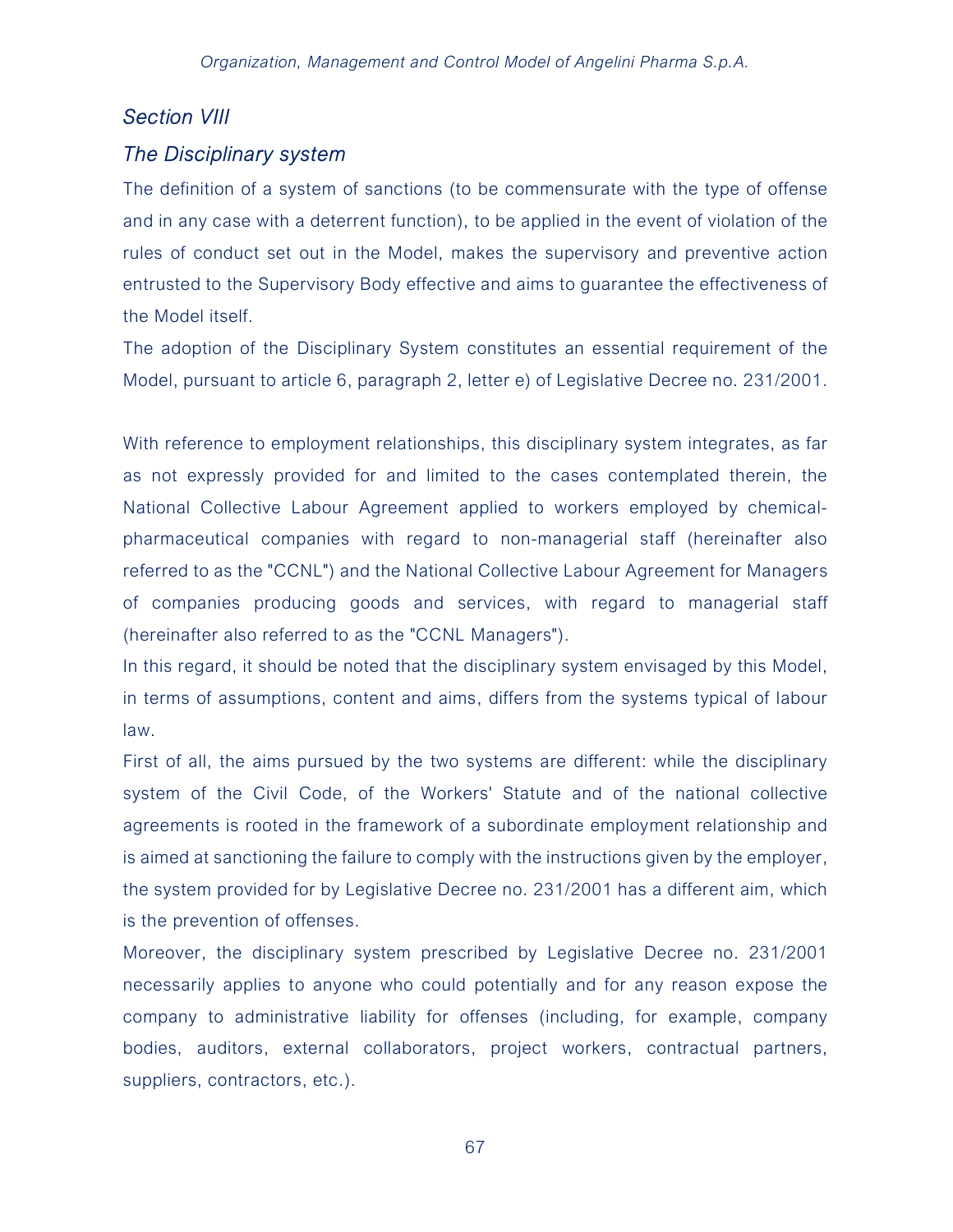## *Section VIII*

## *The Disciplinary system*

The definition of a system of sanctions (to be commensurate with the type of offense and in any case with a deterrent function), to be applied in the event of violation of the rules of conduct set out in the Model, makes the supervisory and preventive action entrusted to the Supervisory Body effective and aims to guarantee the effectiveness of the Model itself.

The adoption of the Disciplinary System constitutes an essential requirement of the Model, pursuant to article 6, paragraph 2, letter e) of Legislative Decree no. 231/2001.

With reference to employment relationships, this disciplinary system integrates, as far as not expressly provided for and limited to the cases contemplated therein, the National Collective Labour Agreement applied to workers employed by chemical-pharmaceutical companies with regard to non-managerial staff (hereinafter also referred to as the "CCNL") and the National Collective Labour Agreement for Managers of companies producing goods and services, with regard to managerial staff (hereinafter also referred to as the "CCNL Managers").

In this regard, it should be noted that the disciplinary system envisaged by this Model, in terms of assumptions, content and aims, differs from the systems typical of labour law.

First of all, the aims pursued by the two systems are different: while the disciplinary system of the Civil Code, of the Workers' Statute and of the national collective agreements is rooted in the framework of a subordinate employment relationship and is aimed at sanctioning the failure to comply with the instructions given by the employer, the system provided for by Legislative Decree no. 231/2001 has a different aim, which is the prevention of offenses.

Moreover, the disciplinary system prescribed by Legislative Decree no. 231/2001 necessarily applies to anyone who could potentially and for any reason expose the company to administrative liability for offenses (including, for example, company bodies, auditors, external collaborators, project workers, contractual partners, suppliers, contractors, etc.).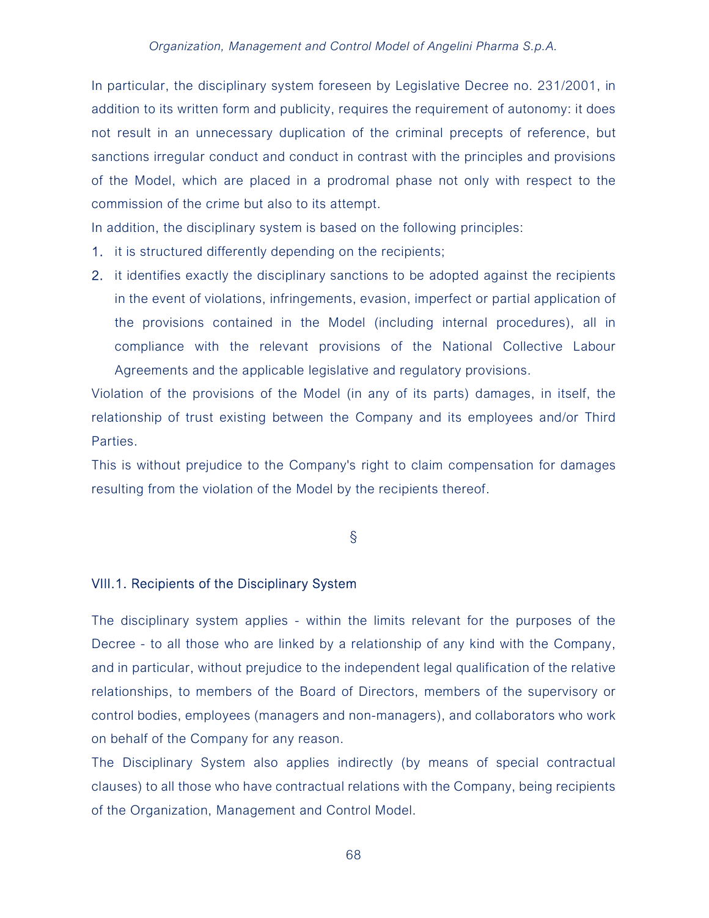In particular, the disciplinary system foreseen by Legislative Decree no. 231/2001, in addition to its written form and publicity, requires the requirement of autonomy: it does not result in an unnecessary duplication of the criminal precepts of reference, but sanctions irregular conduct and conduct in contrast with the principles and provisions of the Model, which are placed in a prodromal phase not only with respect to the commission of the crime but also to its attempt.

In addition, the disciplinary system is based on the following principles:

1. it is structured differently depending on the recipients;
2. it identifies exactly the disciplinary sanctions to be adopted against the recipients in the event of violations, infringements, evasion, imperfect or partial application of the provisions contained in the Model (including internal procedures), all in compliance with the relevant provisions of the National Collective Labour Agreements and the applicable legislative and regulatory provisions.

Violation of the provisions of the Model (in any of its parts) damages, in itself, the relationship of trust existing between the Company and its employees and/or Third Parties.

This is without prejudice to the Company's right to claim compensation for damages resulting from the violation of the Model by the recipients thereof.

§

### VIII.1. Recipients of the Disciplinary System

The disciplinary system applies - within the limits relevant for the purposes of the Decree - to all those who are linked by a relationship of any kind with the Company, and in particular, without prejudice to the independent legal qualification of the relative relationships, to members of the Board of Directors, members of the supervisory or control bodies, employees (managers and non-managers), and collaborators who work on behalf of the Company for any reason.

The Disciplinary System also applies indirectly (by means of special contractual clauses) to all those who have contractual relations with the Company, being recipients of the Organization, Management and Control Model.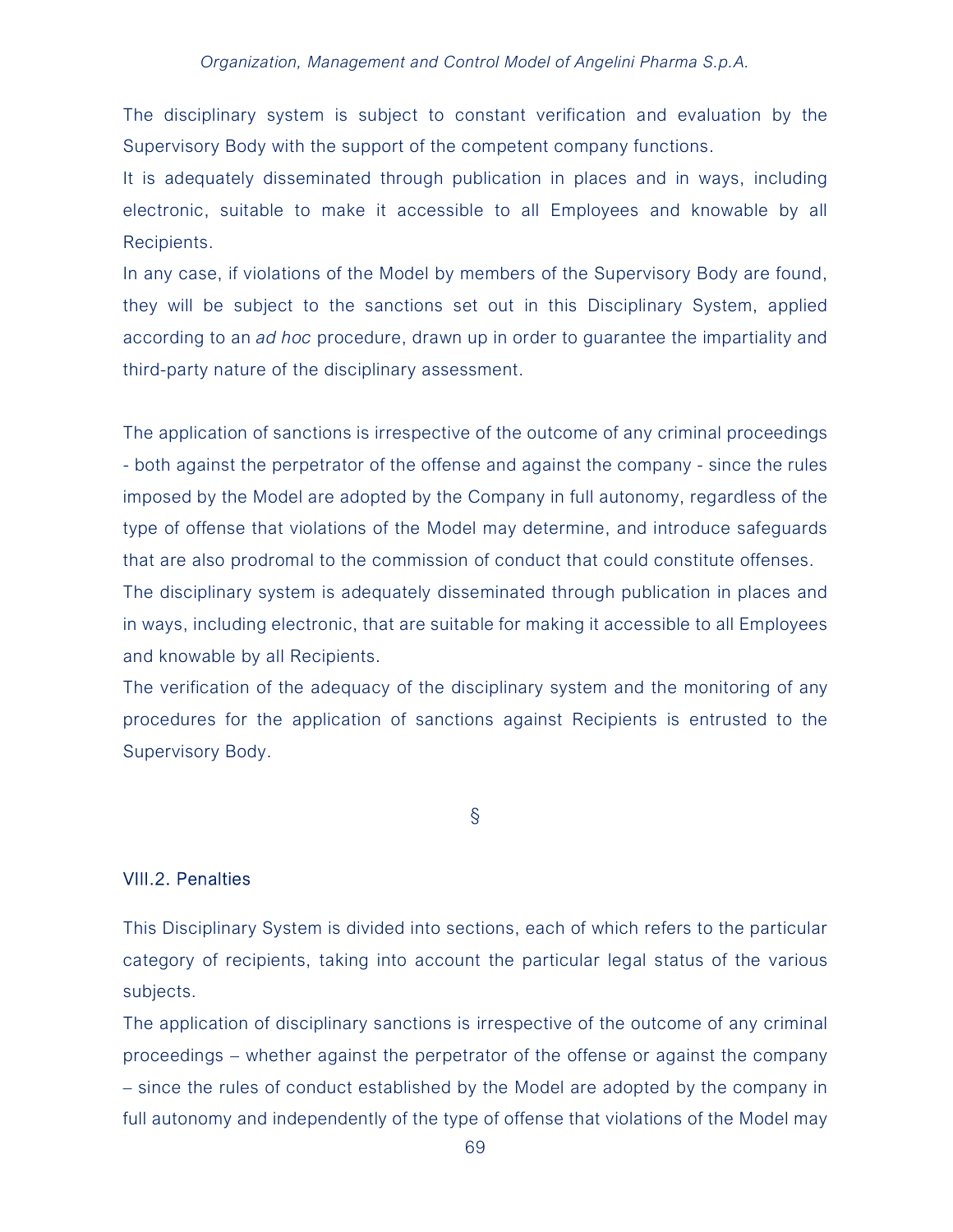The disciplinary system is subject to constant verification and evaluation by the Supervisory Body with the support of the competent company functions.

It is adequately disseminated through publication in places and in ways, including electronic, suitable to make it accessible to all Employees and knowable by all Recipients.

In any case, if violations of the Model by members of the Supervisory Body are found, they will be subject to the sanctions set out in this Disciplinary System, applied according to an *ad hoc* procedure, drawn up in order to guarantee the impartiality and third-party nature of the disciplinary assessment.

The application of sanctions is irrespective of the outcome of any criminal proceedings - both against the perpetrator of the offense and against the company - since the rules imposed by the Model are adopted by the Company in full autonomy, regardless of the type of offense that violations of the Model may determine, and introduce safeguards that are also prodromal to the commission of conduct that could constitute offenses.

The disciplinary system is adequately disseminated through publication in places and in ways, including electronic, that are suitable for making it accessible to all Employees and knowable by all Recipients.

The verification of the adequacy of the disciplinary system and the monitoring of any procedures for the application of sanctions against Recipients is entrusted to the Supervisory Body.

§

## VIII.2. Penalties

This Disciplinary System is divided into sections, each of which refers to the particular category of recipients, taking into account the particular legal status of the various subjects.

The application of disciplinary sanctions is irrespective of the outcome of any criminal proceedings – whether against the perpetrator of the offense or against the company – since the rules of conduct established by the Model are adopted by the company in full autonomy and independently of the type of offense that violations of the Model may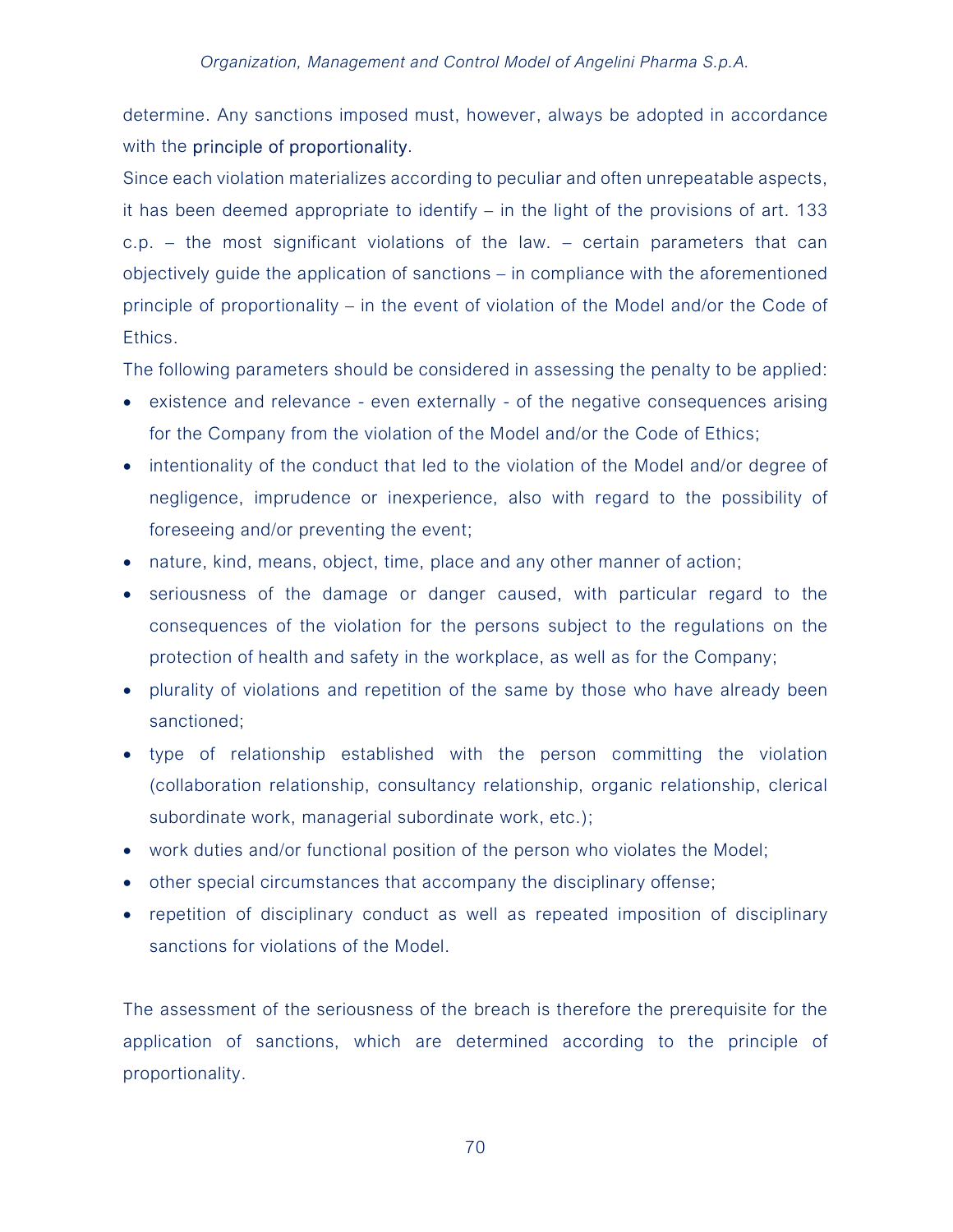determine. Any sanctions imposed must, however, always be adopted in accordance with the **principle of proportionality**.

Since each violation materializes according to peculiar and often unrepeatable aspects, it has been deemed appropriate to identify – in the light of the provisions of art. 133 c.p. – the most significant violations of the law. – certain parameters that can objectively guide the application of sanctions – in compliance with the aforementioned principle of proportionality – in the event of violation of the Model and/or the Code of Ethics.

The following parameters should be considered in assessing the penalty to be applied:

- existence and relevance - even externally - of the negative consequences arising for the Company from the violation of the Model and/or the Code of Ethics;
- intentionality of the conduct that led to the violation of the Model and/or degree of negligence, imprudence or inexperience, also with regard to the possibility of foreseeing and/or preventing the event;
- nature, kind, means, object, time, place and any other manner of action;
- seriousness of the damage or danger caused, with particular regard to the consequences of the violation for the persons subject to the regulations on the protection of health and safety in the workplace, as well as for the Company;
- plurality of violations and repetition of the same by those who have already been sanctioned;
- type of relationship established with the person committing the violation (collaboration relationship, consultancy relationship, organic relationship, clerical subordinate work, managerial subordinate work, etc.);
- work duties and/or functional position of the person who violates the Model;
- other special circumstances that accompany the disciplinary offense;
- repetition of disciplinary conduct as well as repeated imposition of disciplinary sanctions for violations of the Model.

The assessment of the seriousness of the breach is therefore the prerequisite for the application of sanctions, which are determined according to the principle of proportionality.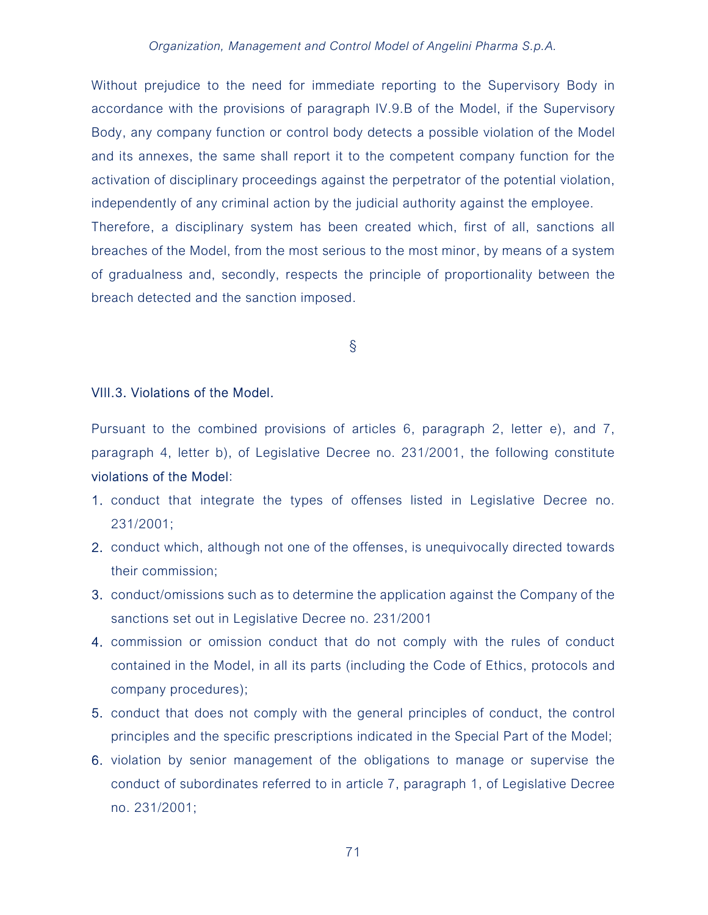Without prejudice to the need for immediate reporting to the Supervisory Body in accordance with the provisions of paragraph IV.9.B of the Model, if the Supervisory Body, any company function or control body detects a possible violation of the Model and its annexes, the same shall report it to the competent company function for the activation of disciplinary proceedings against the perpetrator of the potential violation, independently of any criminal action by the judicial authority against the employee.
Therefore, a disciplinary system has been created which, first of all, sanctions all breaches of the Model, from the most serious to the most minor, by means of a system of gradualness and, secondly, respects the principle of proportionality between the breach detected and the sanction imposed.

§

### VIII.3. Violations of the Model.

Pursuant to the combined provisions of articles 6, paragraph 2, letter e), and 7, paragraph 4, letter b), of Legislative Decree no. 231/2001, the following constitute violations of the Model:

1. conduct that integrate the types of offenses listed in Legislative Decree no. 231/2001;
2. conduct which, although not one of the offenses, is unequivocally directed towards their commission;
3. conduct/omissions such as to determine the application against the Company of the sanctions set out in Legislative Decree no. 231/2001
4. commission or omission conduct that do not comply with the rules of conduct contained in the Model, in all its parts (including the Code of Ethics, protocols and company procedures);
5. conduct that does not comply with the general principles of conduct, the control principles and the specific prescriptions indicated in the Special Part of the Model;
6. violation by senior management of the obligations to manage or supervise the conduct of subordinates referred to in article 7, paragraph 1, of Legislative Decree no. 231/2001;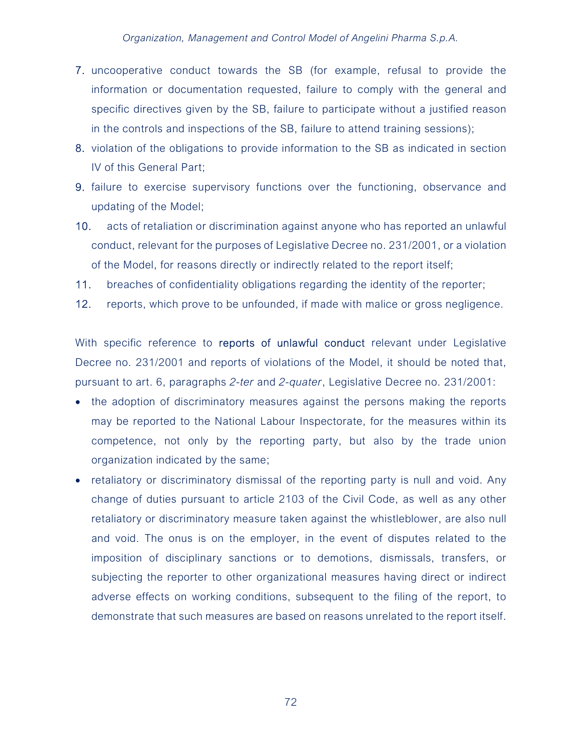7. uncooperative conduct towards the SB (for example, refusal to provide the information or documentation requested, failure to comply with the general and specific directives given by the SB, failure to participate without a justified reason in the controls and inspections of the SB, failure to attend training sessions);
8. violation of the obligations to provide information to the SB as indicated in section IV of this General Part;
9. failure to exercise supervisory functions over the functioning, observance and updating of the Model;
10. acts of retaliation or discrimination against anyone who has reported an unlawful conduct, relevant for the purposes of Legislative Decree no. 231/2001, or a violation of the Model, for reasons directly or indirectly related to the report itself;
11. breaches of confidentiality obligations regarding the identity of the reporter;
12. reports, which prove to be unfounded, if made with malice or gross negligence.

With specific reference to reports of unlawful conduct relevant under Legislative Decree no. 231/2001 and reports of violations of the Model, it should be noted that, pursuant to art. 6, paragraphs *2-ter* and *2-quater*, Legislative Decree no. 231/2001:

- the adoption of discriminatory measures against the persons making the reports may be reported to the National Labour Inspectorate, for the measures within its competence, not only by the reporting party, but also by the trade union organization indicated by the same;
- retaliatory or discriminatory dismissal of the reporting party is null and void. Any change of duties pursuant to article 2103 of the Civil Code, as well as any other retaliatory or discriminatory measure taken against the whistleblower, are also null and void. The onus is on the employer, in the event of disputes related to the imposition of disciplinary sanctions or to demotions, dismissals, transfers, or subjecting the reporter to other organizational measures having direct or indirect adverse effects on working conditions, subsequent to the filing of the report, to demonstrate that such measures are based on reasons unrelated to the report itself.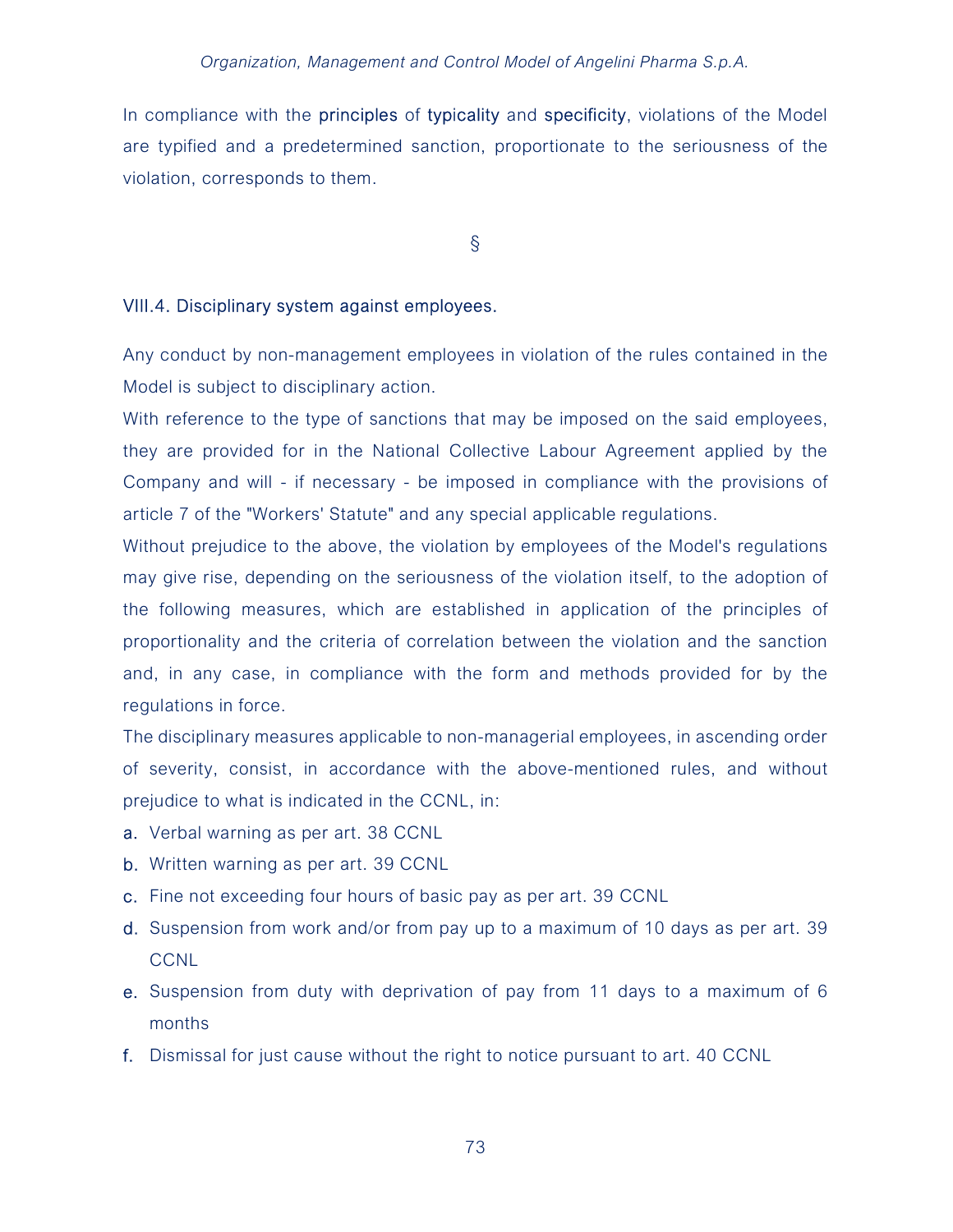In compliance with the principles of typicality and specificity, violations of the Model are typified and a predetermined sanction, proportionate to the seriousness of the violation, corresponds to them.

§

### VIII.4. Disciplinary system against employees.

Any conduct by non-management employees in violation of the rules contained in the Model is subject to disciplinary action.

With reference to the type of sanctions that may be imposed on the said employees, they are provided for in the National Collective Labour Agreement applied by the Company and will - if necessary - be imposed in compliance with the provisions of article 7 of the "Workers' Statute" and any special applicable regulations.

Without prejudice to the above, the violation by employees of the Model's regulations may give rise, depending on the seriousness of the violation itself, to the adoption of the following measures, which are established in application of the principles of proportionality and the criteria of correlation between the violation and the sanction and, in any case, in compliance with the form and methods provided for by the regulations in force.

The disciplinary measures applicable to non-managerial employees, in ascending order of severity, consist, in accordance with the above-mentioned rules, and without prejudice to what is indicated in the CCNL, in:

a. Verbal warning as per art. 38 CCNL
b. Written warning as per art. 39 CCNL
c. Fine not exceeding four hours of basic pay as per art. 39 CCNL
d. Suspension from work and/or from pay up to a maximum of 10 days as per art. 39 CCNL
e. Suspension from duty with deprivation of pay from 11 days to a maximum of 6 months
f. Dismissal for just cause without the right to notice pursuant to art. 40 CCNL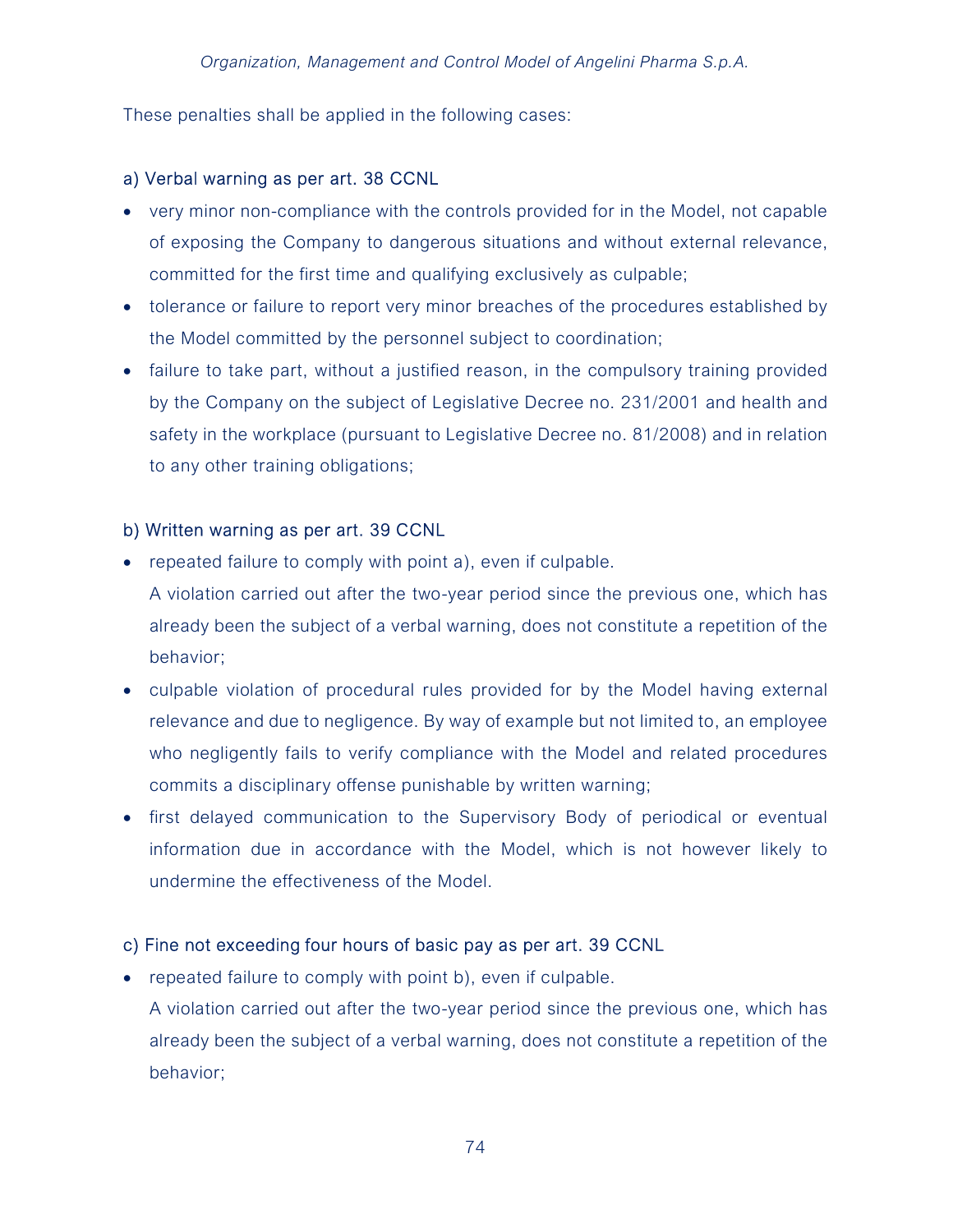These penalties shall be applied in the following cases:

a) Verbal warning as per art. 38 CCNL

- very minor non-compliance with the controls provided for in the Model, not capable of exposing the Company to dangerous situations and without external relevance, committed for the first time and qualifying exclusively as culpable;
- tolerance or failure to report very minor breaches of the procedures established by the Model committed by the personnel subject to coordination;
- failure to take part, without a justified reason, in the compulsory training provided by the Company on the subject of Legislative Decree no. 231/2001 and health and safety in the workplace (pursuant to Legislative Decree no. 81/2008) and in relation to any other training obligations;

b) Written warning as per art. 39 CCNL

- repeated failure to comply with point a), even if culpable.
  A violation carried out after the two-year period since the previous one, which has already been the subject of a verbal warning, does not constitute a repetition of the behavior;
- culpable violation of procedural rules provided for by the Model having external relevance and due to negligence. By way of example but not limited to, an employee who negligently fails to verify compliance with the Model and related procedures commits a disciplinary offense punishable by written warning;
- first delayed communication to the Supervisory Body of periodical or eventual information due in accordance with the Model, which is not however likely to undermine the effectiveness of the Model.

c) Fine not exceeding four hours of basic pay as per art. 39 CCNL

- repeated failure to comply with point b), even if culpable.
  A violation carried out after the two-year period since the previous one, which has already been the subject of a verbal warning, does not constitute a repetition of the behavior;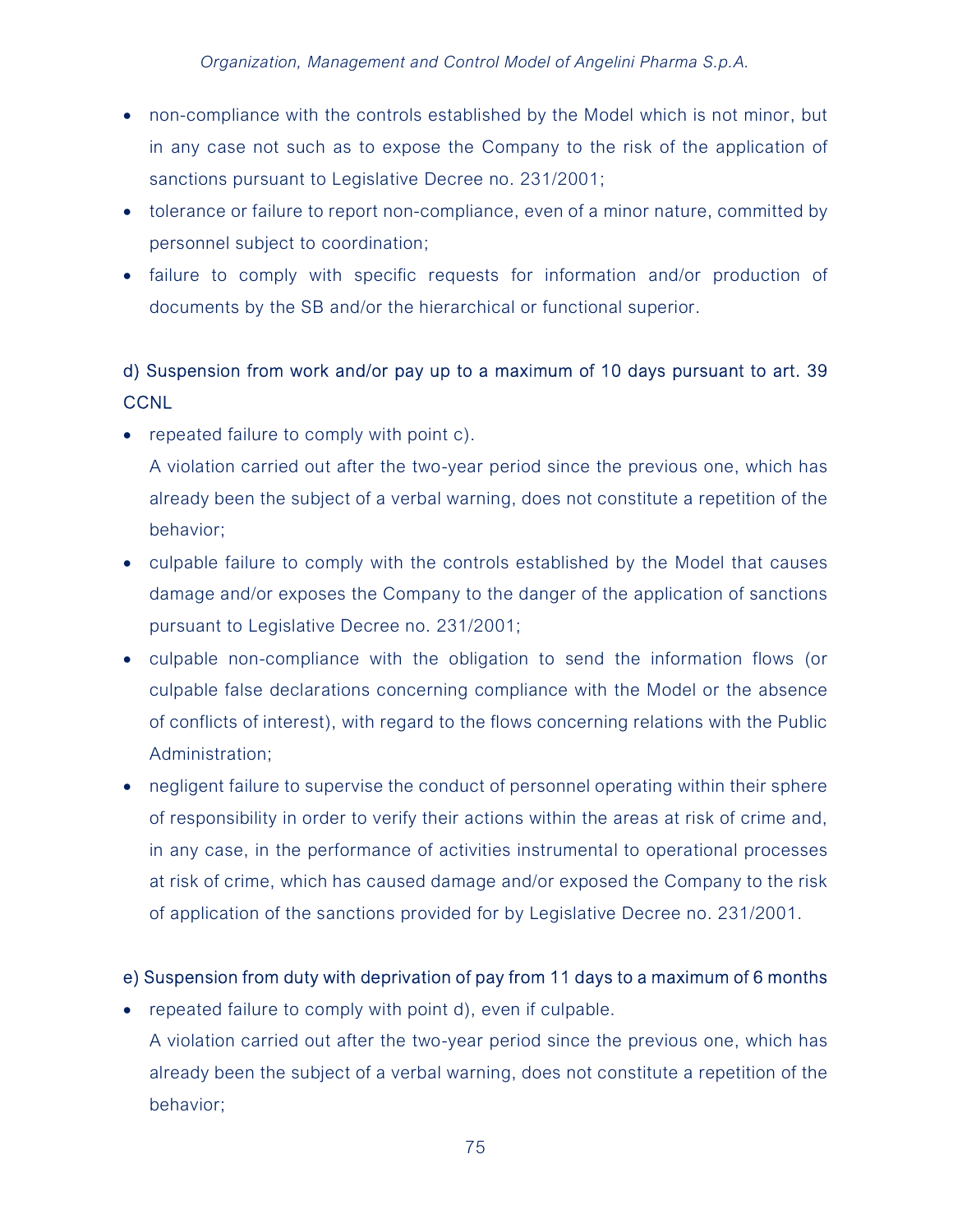- non-compliance with the controls established by the Model which is not minor, but in any case not such as to expose the Company to the risk of the application of sanctions pursuant to Legislative Decree no. 231/2001;
- tolerance or failure to report non-compliance, even of a minor nature, committed by personnel subject to coordination;
- failure to comply with specific requests for information and/or production of documents by the SB and/or the hierarchical or functional superior.

**d) Suspension from work and/or pay up to a maximum of 10 days pursuant to art. 39 CCNL**

- repeated failure to comply with point c).
  A violation carried out after the two-year period since the previous one, which has already been the subject of a verbal warning, does not constitute a repetition of the behavior;
- culpable failure to comply with the controls established by the Model that causes damage and/or exposes the Company to the danger of the application of sanctions pursuant to Legislative Decree no. 231/2001;
- culpable non-compliance with the obligation to send the information flows (or culpable false declarations concerning compliance with the Model or the absence of conflicts of interest), with regard to the flows concerning relations with the Public Administration;
- negligent failure to supervise the conduct of personnel operating within their sphere of responsibility in order to verify their actions within the areas at risk of crime and, in any case, in the performance of activities instrumental to operational processes at risk of crime, which has caused damage and/or exposed the Company to the risk of application of the sanctions provided for by Legislative Decree no. 231/2001.

**e) Suspension from duty with deprivation of pay from 11 days to a maximum of 6 months**

- repeated failure to comply with point d), even if culpable.
  A violation carried out after the two-year period since the previous one, which has already been the subject of a verbal warning, does not constitute a repetition of the behavior;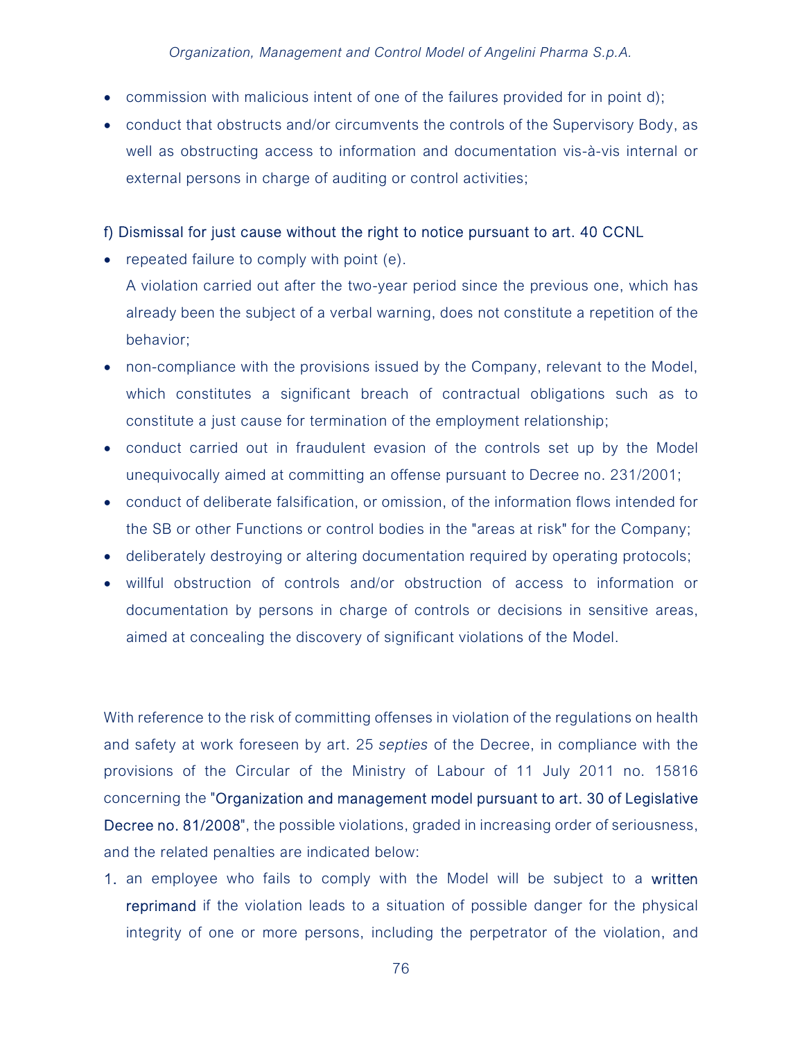- commission with malicious intent of one of the failures provided for in point d);
- conduct that obstructs and/or circumvents the controls of the Supervisory Body, as well as obstructing access to information and documentation vis-à-vis internal or external persons in charge of auditing or control activities;

f) Dismissal for just cause without the right to notice pursuant to art. 40 CCNL

- repeated failure to comply with point (e).
  A violation carried out after the two-year period since the previous one, which has already been the subject of a verbal warning, does not constitute a repetition of the behavior;
- non-compliance with the provisions issued by the Company, relevant to the Model, which constitutes a significant breach of contractual obligations such as to constitute a just cause for termination of the employment relationship;
- conduct carried out in fraudulent evasion of the controls set up by the Model unequivocally aimed at committing an offense pursuant to Decree no. 231/2001;
- conduct of deliberate falsification, or omission, of the information flows intended for the SB or other Functions or control bodies in the "areas at risk" for the Company;
- deliberately destroying or altering documentation required by operating protocols;
- willful obstruction of controls and/or obstruction of access to information or documentation by persons in charge of controls or decisions in sensitive areas, aimed at concealing the discovery of significant violations of the Model.

With reference to the risk of committing offenses in violation of the regulations on health and safety at work foreseen by art. 25 *septies* of the Decree, in compliance with the provisions of the Circular of the Ministry of Labour of 11 July 2011 no. 15816 concerning the "Organization and management model pursuant to art. 30 of Legislative Decree no. 81/2008", the possible violations, graded in increasing order of seriousness, and the related penalties are indicated below:

1. an employee who fails to comply with the Model will be subject to a written reprimand if the violation leads to a situation of possible danger for the physical integrity of one or more persons, including the perpetrator of the violation, and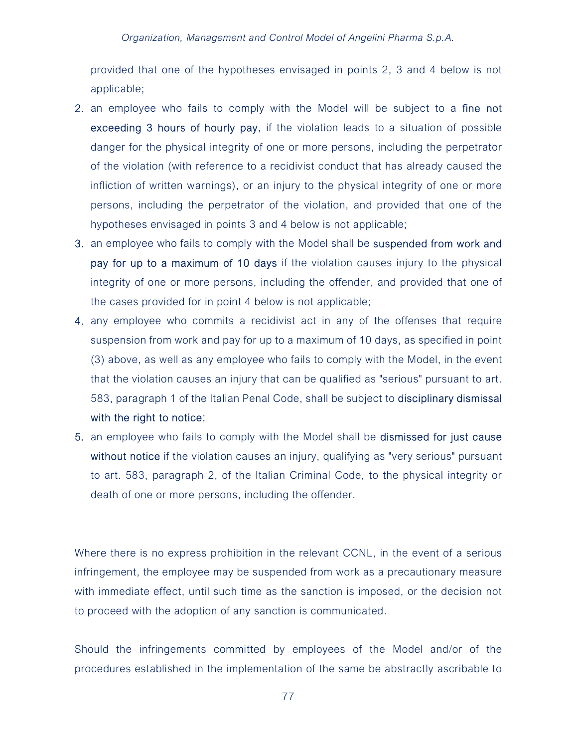provided that one of the hypotheses envisaged in points 2, 3 and 4 below is not applicable;

2. an employee who fails to comply with the Model will be subject to a **fine not exceeding 3 hours of hourly pay**, if the violation leads to a situation of possible danger for the physical integrity of one or more persons, including the perpetrator of the violation (with reference to a recidivist conduct that has already caused the infliction of written warnings), or an injury to the physical integrity of one or more persons, including the perpetrator of the violation, and provided that one of the hypotheses envisaged in points 3 and 4 below is not applicable;
3. an employee who fails to comply with the Model shall be **suspended from work and pay for up to a maximum of 10 days** if the violation causes injury to the physical integrity of one or more persons, including the offender, and provided that one of the cases provided for in point 4 below is not applicable;
4. any employee who commits a recidivist act in any of the offenses that require suspension from work and pay for up to a maximum of 10 days, as specified in point (3) above, as well as any employee who fails to comply with the Model, in the event that the violation causes an injury that can be qualified as "serious" pursuant to art. 583, paragraph 1 of the Italian Penal Code, shall be subject to **disciplinary dismissal with the right to notice**;
5. an employee who fails to comply with the Model shall be **dismissed for just cause without notice** if the violation causes an injury, qualifying as "very serious" pursuant to art. 583, paragraph 2, of the Italian Criminal Code, to the physical integrity or death of one or more persons, including the offender.

Where there is no express prohibition in the relevant CCNL, in the event of a serious infringement, the employee may be suspended from work as a precautionary measure with immediate effect, until such time as the sanction is imposed, or the decision not to proceed with the adoption of any sanction is communicated.

Should the infringements committed by employees of the Model and/or of the procedures established in the implementation of the same be abstractly ascribable to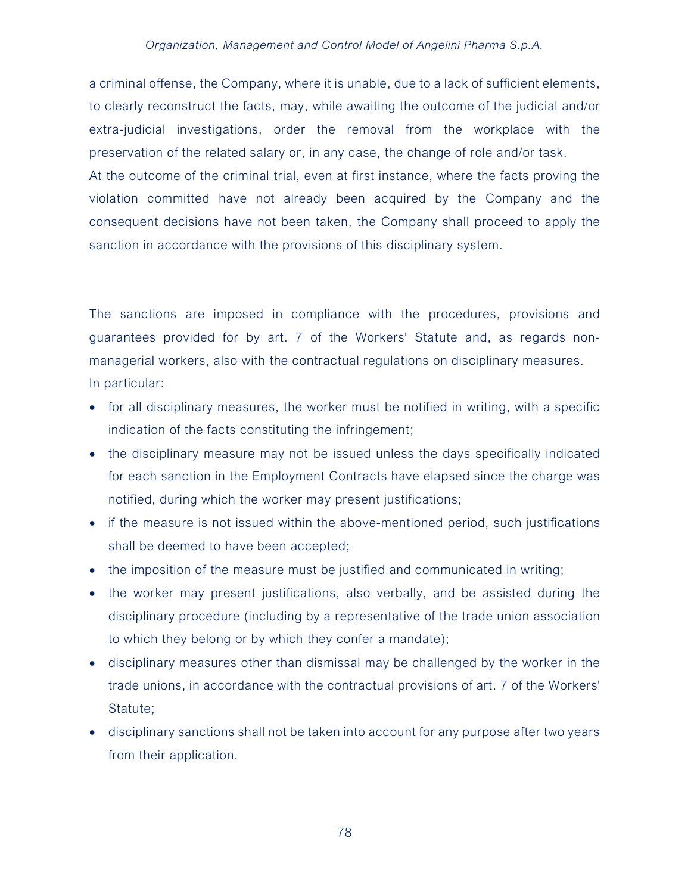a criminal offense, the Company, where it is unable, due to a lack of sufficient elements, to clearly reconstruct the facts, may, while awaiting the outcome of the judicial and/or extra-judicial investigations, order the removal from the workplace with the preservation of the related salary or, in any case, the change of role and/or task.
At the outcome of the criminal trial, even at first instance, where the facts proving the violation committed have not already been acquired by the Company and the consequent decisions have not been taken, the Company shall proceed to apply the sanction in accordance with the provisions of this disciplinary system.

The sanctions are imposed in compliance with the procedures, provisions and guarantees provided for by art. 7 of the Workers' Statute and, as regards non-managerial workers, also with the contractual regulations on disciplinary measures.
In particular:

- for all disciplinary measures, the worker must be notified in writing, with a specific indication of the facts constituting the infringement;
- the disciplinary measure may not be issued unless the days specifically indicated for each sanction in the Employment Contracts have elapsed since the charge was notified, during which the worker may present justifications;
- if the measure is not issued within the above-mentioned period, such justifications shall be deemed to have been accepted;
- the imposition of the measure must be justified and communicated in writing;
- the worker may present justifications, also verbally, and be assisted during the disciplinary procedure (including by a representative of the trade union association to which they belong or by which they confer a mandate);
- disciplinary measures other than dismissal may be challenged by the worker in the trade unions, in accordance with the contractual provisions of art. 7 of the Workers' Statute;
- disciplinary sanctions shall not be taken into account for any purpose after two years from their application.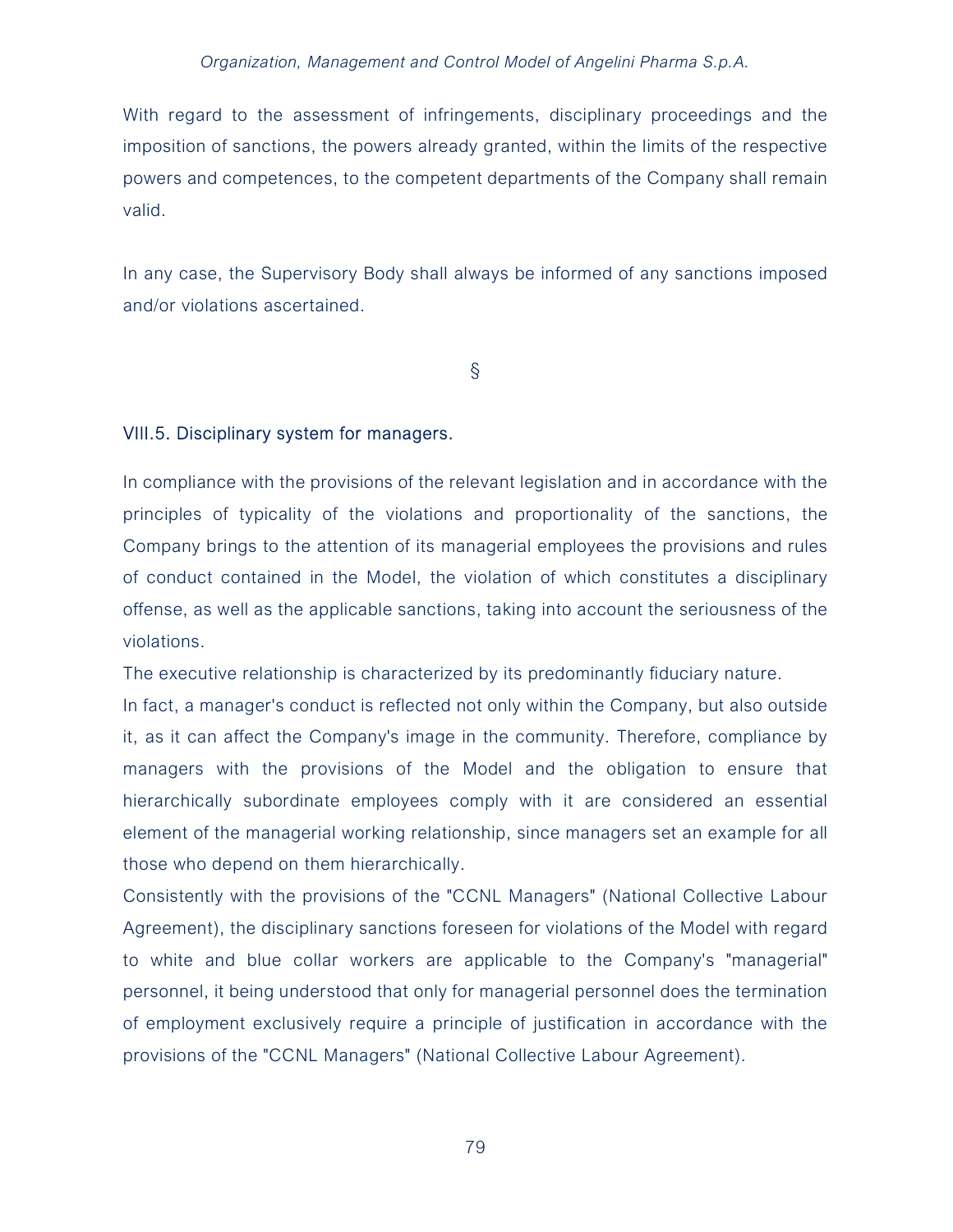With regard to the assessment of infringements, disciplinary proceedings and the imposition of sanctions, the powers already granted, within the limits of the respective powers and competences, to the competent departments of the Company shall remain valid.

In any case, the Supervisory Body shall always be informed of any sanctions imposed and/or violations ascertained.

§

### VIII.5. Disciplinary system for managers.

In compliance with the provisions of the relevant legislation and in accordance with the principles of typicality of the violations and proportionality of the sanctions, the Company brings to the attention of its managerial employees the provisions and rules of conduct contained in the Model, the violation of which constitutes a disciplinary offense, as well as the applicable sanctions, taking into account the seriousness of the violations.

The executive relationship is characterized by its predominantly fiduciary nature.

In fact, a manager's conduct is reflected not only within the Company, but also outside it, as it can affect the Company's image in the community. Therefore, compliance by managers with the provisions of the Model and the obligation to ensure that hierarchically subordinate employees comply with it are considered an essential element of the managerial working relationship, since managers set an example for all those who depend on them hierarchically.

Consistently with the provisions of the "CCNL Managers" (National Collective Labour Agreement), the disciplinary sanctions foreseen for violations of the Model with regard to white and blue collar workers are applicable to the Company's "managerial" personnel, it being understood that only for managerial personnel does the termination of employment exclusively require a principle of justification in accordance with the provisions of the "CCNL Managers" (National Collective Labour Agreement).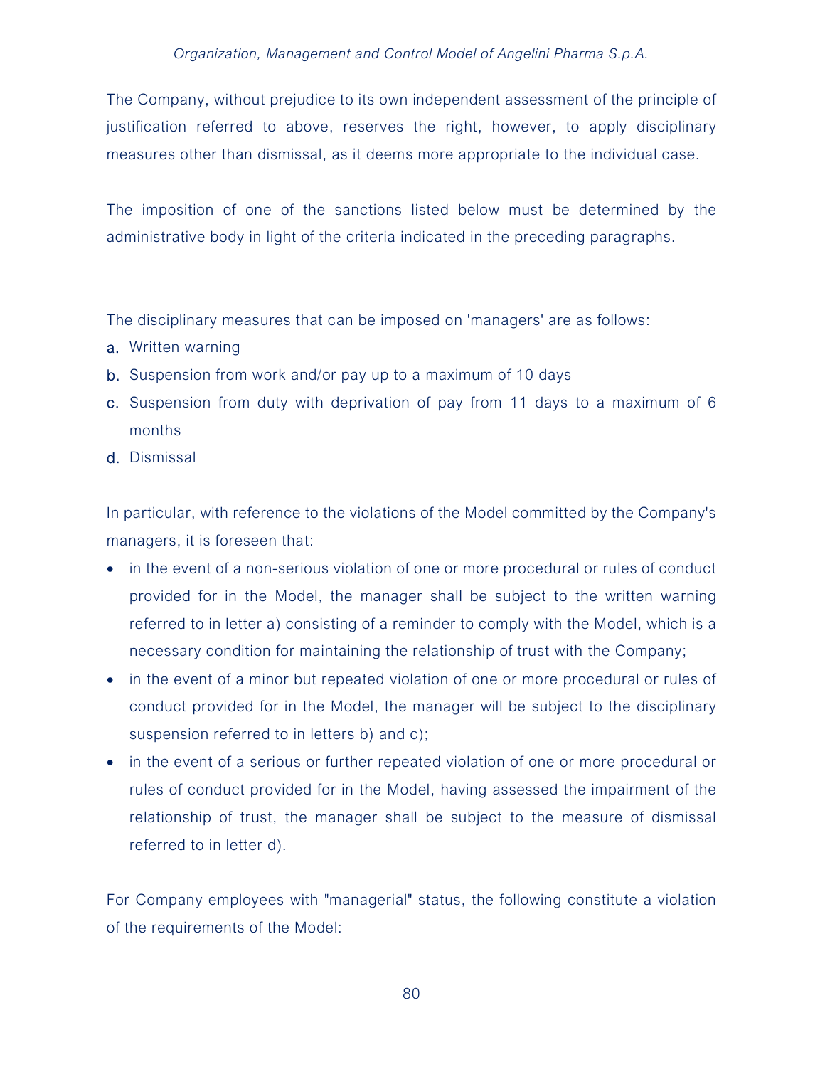The Company, without prejudice to its own independent assessment of the principle of justification referred to above, reserves the right, however, to apply disciplinary measures other than dismissal, as it deems more appropriate to the individual case.

The imposition of one of the sanctions listed below must be determined by the administrative body in light of the criteria indicated in the preceding paragraphs.

The disciplinary measures that can be imposed on 'managers' are as follows:

a. Written warning
b. Suspension from work and/or pay up to a maximum of 10 days
c. Suspension from duty with deprivation of pay from 11 days to a maximum of 6 months
d. Dismissal

In particular, with reference to the violations of the Model committed by the Company's managers, it is foreseen that:

- in the event of a non-serious violation of one or more procedural or rules of conduct provided for in the Model, the manager shall be subject to the written warning referred to in letter a) consisting of a reminder to comply with the Model, which is a necessary condition for maintaining the relationship of trust with the Company;
- in the event of a minor but repeated violation of one or more procedural or rules of conduct provided for in the Model, the manager will be subject to the disciplinary suspension referred to in letters b) and c);
- in the event of a serious or further repeated violation of one or more procedural or rules of conduct provided for in the Model, having assessed the impairment of the relationship of trust, the manager shall be subject to the measure of dismissal referred to in letter d).

For Company employees with "managerial" status, the following constitute a violation of the requirements of the Model: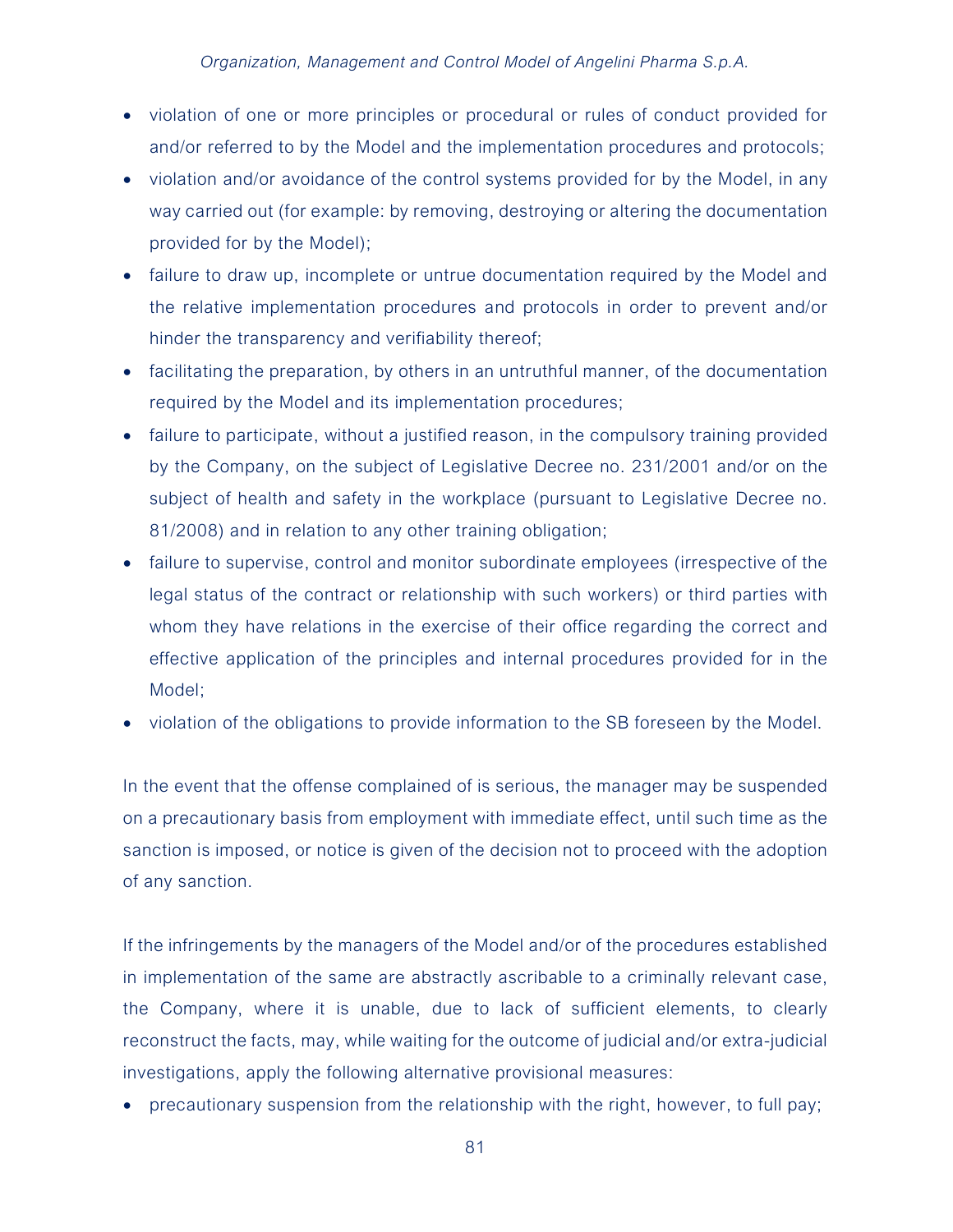- violation of one or more principles or procedural or rules of conduct provided for and/or referred to by the Model and the implementation procedures and protocols;
- violation and/or avoidance of the control systems provided for by the Model, in any way carried out (for example: by removing, destroying or altering the documentation provided for by the Model);
- failure to draw up, incomplete or untrue documentation required by the Model and the relative implementation procedures and protocols in order to prevent and/or hinder the transparency and verifiability thereof;
- facilitating the preparation, by others in an untruthful manner, of the documentation required by the Model and its implementation procedures;
- failure to participate, without a justified reason, in the compulsory training provided by the Company, on the subject of Legislative Decree no. 231/2001 and/or on the subject of health and safety in the workplace (pursuant to Legislative Decree no. 81/2008) and in relation to any other training obligation;
- failure to supervise, control and monitor subordinate employees (irrespective of the legal status of the contract or relationship with such workers) or third parties with whom they have relations in the exercise of their office regarding the correct and effective application of the principles and internal procedures provided for in the Model;
- violation of the obligations to provide information to the SB foreseen by the Model.

In the event that the offense complained of is serious, the manager may be suspended on a precautionary basis from employment with immediate effect, until such time as the sanction is imposed, or notice is given of the decision not to proceed with the adoption of any sanction.

If the infringements by the managers of the Model and/or of the procedures established in implementation of the same are abstractly ascribable to a criminally relevant case, the Company, where it is unable, due to lack of sufficient elements, to clearly reconstruct the facts, may, while waiting for the outcome of judicial and/or extra-judicial investigations, apply the following alternative provisional measures:

- precautionary suspension from the relationship with the right, however, to full pay;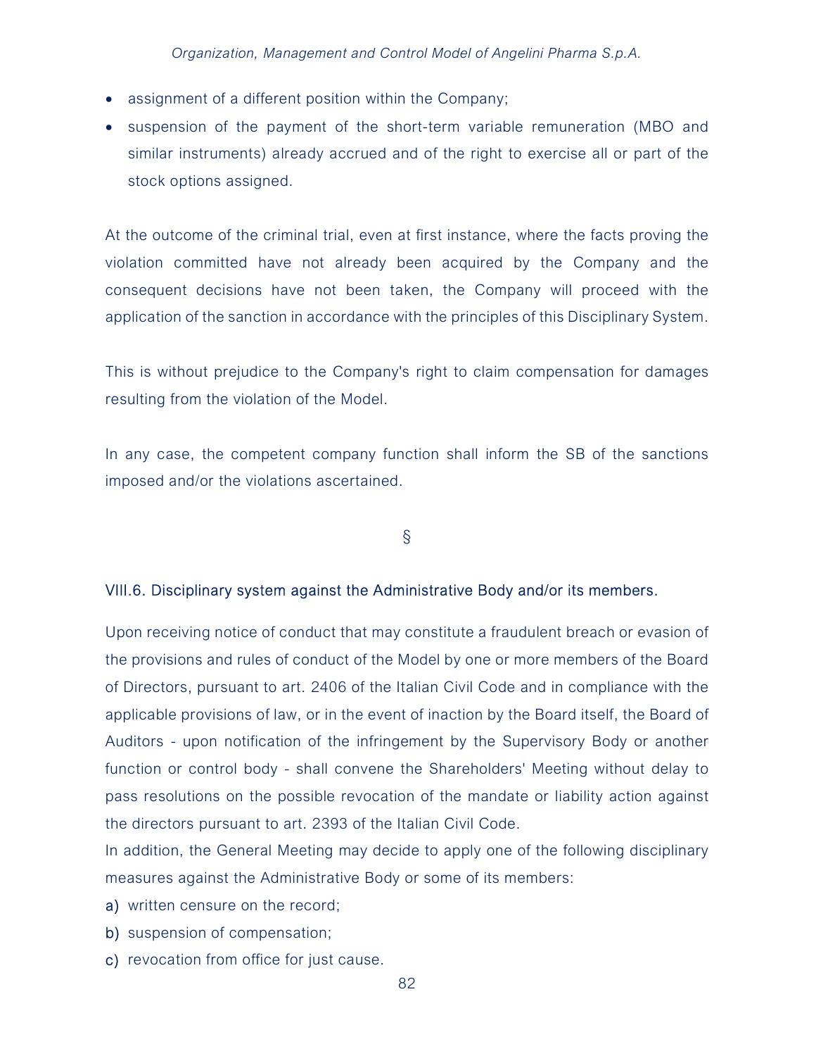- assignment of a different position within the Company;
- suspension of the payment of the short-term variable remuneration (MBO and similar instruments) already accrued and of the right to exercise all or part of the stock options assigned.

At the outcome of the criminal trial, even at first instance, where the facts proving the violation committed have not already been acquired by the Company and the consequent decisions have not been taken, the Company will proceed with the application of the sanction in accordance with the principles of this Disciplinary System.

This is without prejudice to the Company's right to claim compensation for damages resulting from the violation of the Model.

In any case, the competent company function shall inform the SB of the sanctions imposed and/or the violations ascertained.

§

### VIII.6. Disciplinary system against the Administrative Body and/or its members.

Upon receiving notice of conduct that may constitute a fraudulent breach or evasion of the provisions and rules of conduct of the Model by one or more members of the Board of Directors, pursuant to art. 2406 of the Italian Civil Code and in compliance with the applicable provisions of law, or in the event of inaction by the Board itself, the Board of Auditors - upon notification of the infringement by the Supervisory Body or another function or control body - shall convene the Shareholders' Meeting without delay to pass resolutions on the possible revocation of the mandate or liability action against the directors pursuant to art. 2393 of the Italian Civil Code.

In addition, the General Meeting may decide to apply one of the following disciplinary measures against the Administrative Body or some of its members:

a) written censure on the record;
b) suspension of compensation;
c) revocation from office for just cause.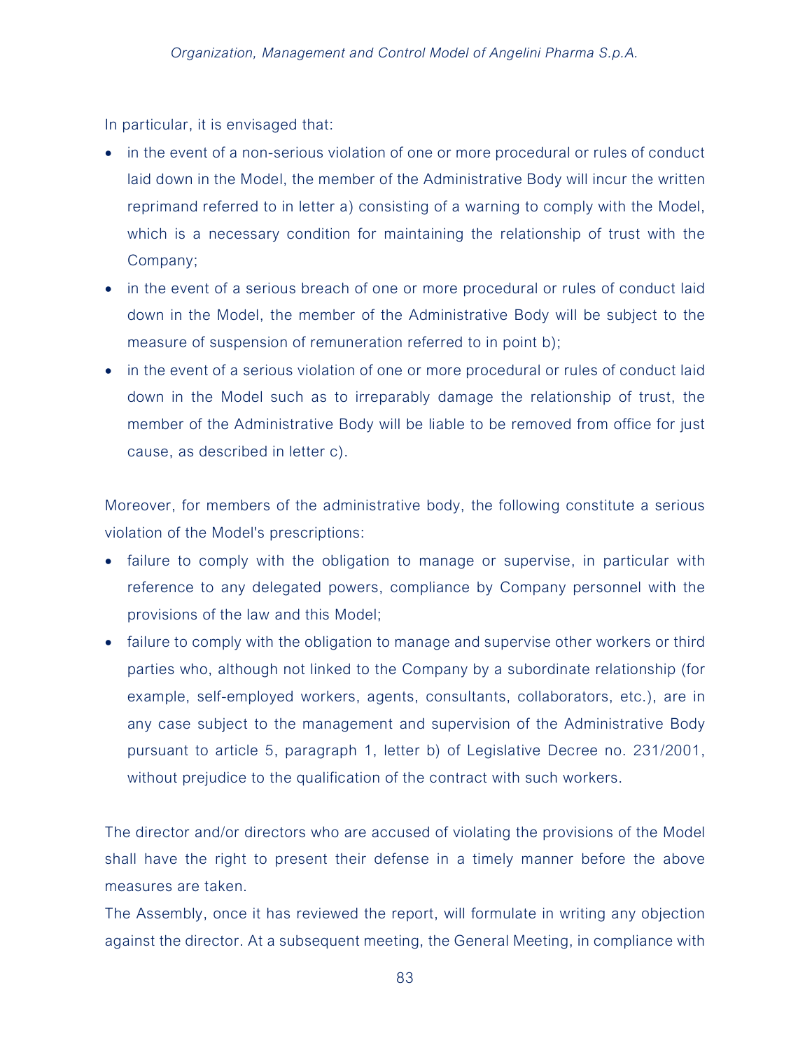In particular, it is envisaged that:

- in the event of a non-serious violation of one or more procedural or rules of conduct laid down in the Model, the member of the Administrative Body will incur the written reprimand referred to in letter a) consisting of a warning to comply with the Model, which is a necessary condition for maintaining the relationship of trust with the Company;
- in the event of a serious breach of one or more procedural or rules of conduct laid down in the Model, the member of the Administrative Body will be subject to the measure of suspension of remuneration referred to in point b);
- in the event of a serious violation of one or more procedural or rules of conduct laid down in the Model such as to irreparably damage the relationship of trust, the member of the Administrative Body will be liable to be removed from office for just cause, as described in letter c).

Moreover, for members of the administrative body, the following constitute a serious violation of the Model's prescriptions:

- failure to comply with the obligation to manage or supervise, in particular with reference to any delegated powers, compliance by Company personnel with the provisions of the law and this Model;
- failure to comply with the obligation to manage and supervise other workers or third parties who, although not linked to the Company by a subordinate relationship (for example, self-employed workers, agents, consultants, collaborators, etc.), are in any case subject to the management and supervision of the Administrative Body pursuant to article 5, paragraph 1, letter b) of Legislative Decree no. 231/2001, without prejudice to the qualification of the contract with such workers.

The director and/or directors who are accused of violating the provisions of the Model shall have the right to present their defense in a timely manner before the above measures are taken.

The Assembly, once it has reviewed the report, will formulate in writing any objection against the director. At a subsequent meeting, the General Meeting, in compliance with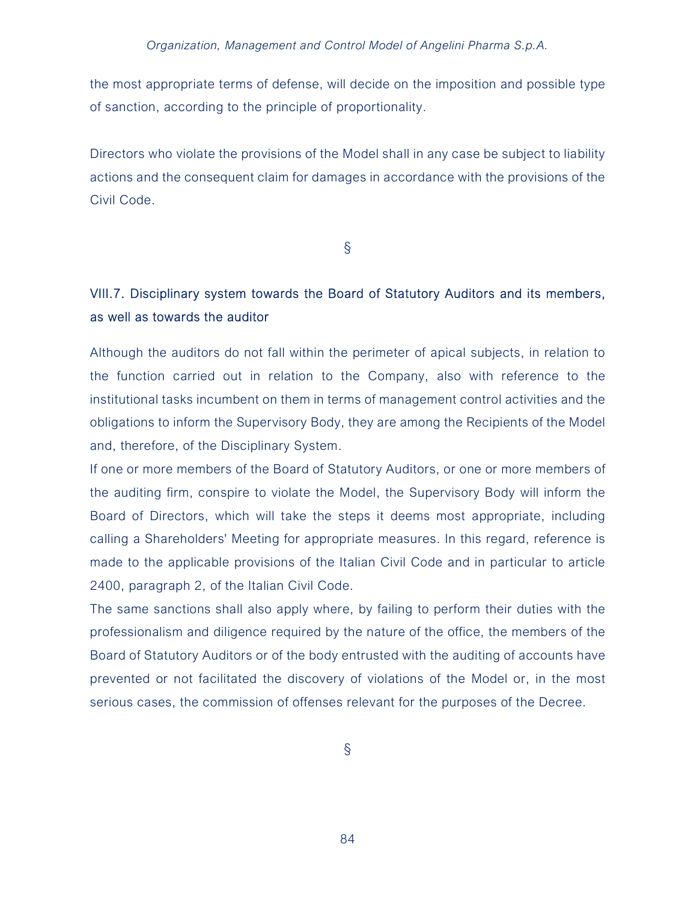the most appropriate terms of defense, will decide on the imposition and possible type of sanction, according to the principle of proportionality.

Directors who violate the provisions of the Model shall in any case be subject to liability actions and the consequent claim for damages in accordance with the provisions of the Civil Code.

§

### VIII.7. Disciplinary system towards the Board of Statutory Auditors and its members, as well as towards the auditor

Although the auditors do not fall within the perimeter of apical subjects, in relation to the function carried out in relation to the Company, also with reference to the institutional tasks incumbent on them in terms of management control activities and the obligations to inform the Supervisory Body, they are among the Recipients of the Model and, therefore, of the Disciplinary System.

If one or more members of the Board of Statutory Auditors, or one or more members of the auditing firm, conspire to violate the Model, the Supervisory Body will inform the Board of Directors, which will take the steps it deems most appropriate, including calling a Shareholders' Meeting for appropriate measures. In this regard, reference is made to the applicable provisions of the Italian Civil Code and in particular to article 2400, paragraph 2, of the Italian Civil Code.

The same sanctions shall also apply where, by failing to perform their duties with the professionalism and diligence required by the nature of the office, the members of the Board of Statutory Auditors or of the body entrusted with the auditing of accounts have prevented or not facilitated the discovery of violations of the Model or, in the most serious cases, the commission of offenses relevant for the purposes of the Decree.

§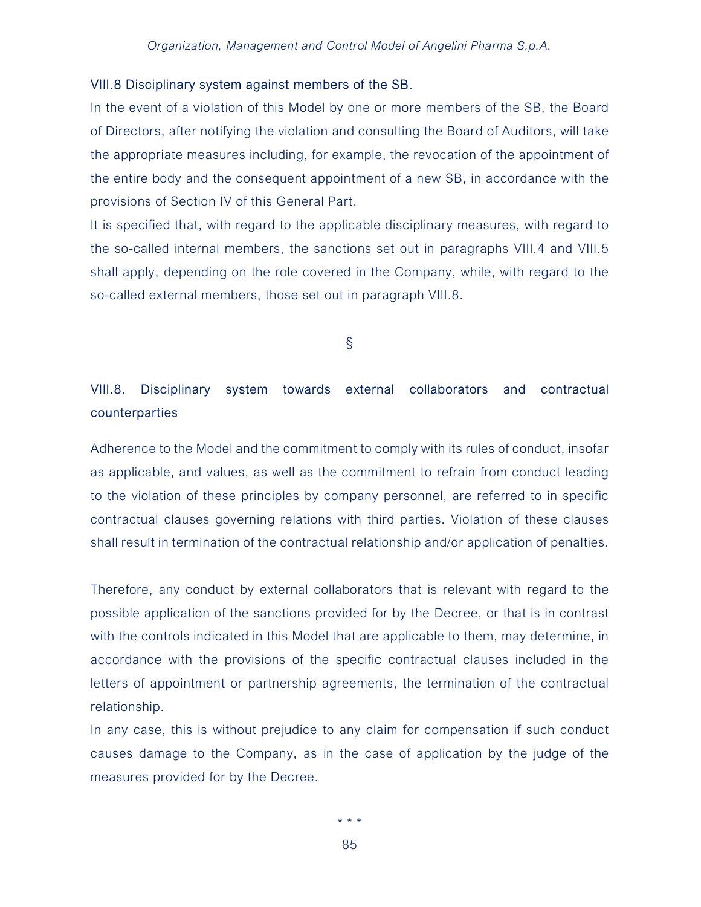### VIII.8 Disciplinary system against members of the SB.

In the event of a violation of this Model by one or more members of the SB, the Board of Directors, after notifying the violation and consulting the Board of Auditors, will take the appropriate measures including, for example, the revocation of the appointment of the entire body and the consequent appointment of a new SB, in accordance with the provisions of Section IV of this General Part.

It is specified that, with regard to the applicable disciplinary measures, with regard to the so-called internal members, the sanctions set out in paragraphs VIII.4 and VIII.5 shall apply, depending on the role covered in the Company, while, with regard to the so-called external members, those set out in paragraph VIII.8.

§

### VIII.8. Disciplinary system towards external collaborators and contractual counterparties

Adherence to the Model and the commitment to comply with its rules of conduct, insofar as applicable, and values, as well as the commitment to refrain from conduct leading to the violation of these principles by company personnel, are referred to in specific contractual clauses governing relations with third parties. Violation of these clauses shall result in termination of the contractual relationship and/or application of penalties.

Therefore, any conduct by external collaborators that is relevant with regard to the possible application of the sanctions provided for by the Decree, or that is in contrast with the controls indicated in this Model that are applicable to them, may determine, in accordance with the provisions of the specific contractual clauses included in the letters of appointment or partnership agreements, the termination of the contractual relationship.

In any case, this is without prejudice to any claim for compensation if such conduct causes damage to the Company, as in the case of application by the judge of the measures provided for by the Decree.

\* \* \*